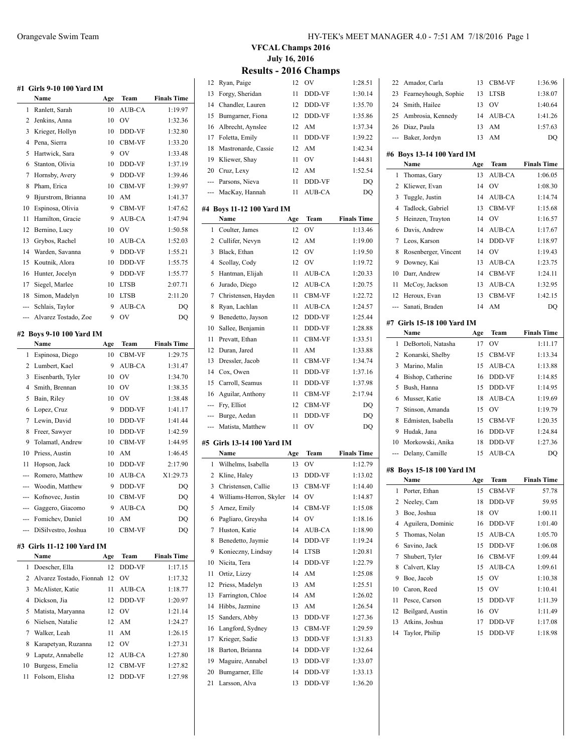Orangevale Swim Team

HY-TEK's MEET MANAGER 4.0 - 7:51 AM 7/18/2016

## VFCAL Champs 2016

### July 16, 2016

## Results - 2016 Champs

### #1 Girls 9-10 100 Yard IM

| | Name | Age | Team | Finals Time |
|---|---|---|---|---|
| 1 | Ranlett, Sarah | 10 | AUB-CA | 1:19.97 |
| 2 | Jenkins, Anna | 10 | OV | 1:32.36 |
| 3 | Krieger, Hollyn | 10 | DDD-VF | 1:32.80 |
| 4 | Pena, Sierra | 10 | CBM-VF | 1:33.20 |
| 5 | Hartwick, Sara | 9 | OV | 1:33.48 |
| 6 | Stanton, Olivia | 10 | DDD-VF | 1:37.19 |
| 7 | Hornsby, Avery | 9 | DDD-VF | 1:39.46 |
| 8 | Pham, Erica | 10 | CBM-VF | 1:39.97 |
| 9 | Bjurstrom, Brianna | 10 | AM | 1:41.37 |
| 10 | Espinosa, Olivia | 9 | CBM-VF | 1:47.62 |
| 11 | Hamilton, Gracie | 9 | AUB-CA | 1:47.94 |
| 12 | Bernino, Lucy | 10 | OV | 1:50.58 |
| 13 | Grybos, Rachel | 10 | AUB-CA | 1:52.03 |
| 14 | Warden, Savanna | 9 | DDD-VF | 1:55.21 |
| 15 | Koutnik, Alora | 10 | DDD-VF | 1:55.75 |
| 16 | Hunter, Jocelyn | 9 | DDD-VF | 1:55.77 |
| 17 | Siegel, Marlee | 10 | LTSB | 2:07.71 |
| 18 | Simon, Madelyn | 10 | LTSB | 2:11.20 |
| --- | Schlais, Taylor | 9 | AUB-CA | DQ |
| --- | Alvarez Tostado, Zoe | 9 | OV | DQ |

### #2 Boys 9-10 100 Yard IM

| | Name | Age | Team | Finals Time |
|---|---|---|---|---|
| 1 | Espinosa, Diego | 10 | CBM-VF | 1:29.75 |
| 2 | Lumbert, Kael | 9 | AUB-CA | 1:31.47 |
| 3 | Eisenbarth, Tyler | 10 | OV | 1:34.70 |
| 4 | Smith, Brennan | 10 | OV | 1:38.35 |
| 5 | Bain, Riley | 10 | OV | 1:38.48 |
| 6 | Lopez, Cruz | 9 | DDD-VF | 1:41.17 |
| 7 | Lewin, David | 10 | DDD-VF | 1:41.44 |
| 8 | Freer, Sawyer | 10 | DDD-VF | 1:42.59 |
| 9 | Tolamatl, Andrew | 10 | CBM-VF | 1:44.95 |
| 10 | Priess, Austin | 10 | AM | 1:46.45 |
| 11 | Hopson, Jack | 10 | DDD-VF | 2:17.90 |
| --- | Romero, Matthew | 10 | AUB-CA | X1:29.73 |
| --- | Woodin, Matthew | 9 | DDD-VF | DQ |
| --- | Kofnovec, Justin | 10 | CBM-VF | DQ |
| --- | Gaggero, Giacomo | 9 | AUB-CA | DQ |
| --- | Fomichev, Daniel | 10 | AM | DQ |
| --- | DiSilvestro, Joshua | 10 | CBM-VF | DQ |

### #3 Girls 11-12 100 Yard IM

| | Name | Age | Team | Finals Time |
|---|---|---|---|---|
| 1 | Doescher, Ella | 12 | DDD-VF | 1:17.15 |
| 2 | Alvarez Tostado, Fionnah | 12 | OV | 1:17.32 |
| 3 | McAlister, Katie | 11 | AUB-CA | 1:18.77 |
| 4 | Dickson, Jia | 12 | DDD-VF | 1:20.97 |
| 5 | Matista, Maryanna | 12 | OV | 1:21.14 |
| 6 | Nielsen, Natalie | 12 | AM | 1:24.27 |
| 7 | Walker, Leah | 11 | AM | 1:26.15 |
| 8 | Karapetyan, Ruzanna | 12 | OV | 1:27.31 |
| 9 | Laputz, Annabelle | 12 | AUB-CA | 1:27.80 |
| 10 | Burgess, Emelia | 12 | CBM-VF | 1:27.82 |
| 11 | Folsom, Elisha | 12 | DDD-VF | 1:27.98 |
| 12 | Ryan, Paige | 12 | OV | 1:28.51 |
| 13 | Forgy, Sheridan | 11 | DDD-VF | 1:30.14 |
| 14 | Chandler, Lauren | 12 | DDD-VF | 1:35.70 |
| 15 | Bumgarner, Fiona | 12 | DDD-VF | 1:35.86 |
| 16 | Albrecht, Aynslee | 12 | AM | 1:37.34 |
| 17 | Foletta, Emily | 11 | DDD-VF | 1:39.22 |
| 18 | Mastronarde, Cassie | 12 | AM | 1:42.34 |
| 19 | Kliewer, Shay | 11 | OV | 1:44.81 |
| 20 | Cruz, Lexy | 12 | AM | 1:52.54 |
| --- | Parsons, Nieva | 11 | DDD-VF | DQ |
| --- | MacKay, Hannah | 11 | AUB-CA | DQ |

### #4 Boys 11-12 100 Yard IM

| | Name | Age | Team | Finals Time |
|---|---|---|---|---|
| 1 | Coulter, James | 12 | OV | 1:13.46 |
| 2 | Cullifer, Nevyn | 12 | AM | 1:19.00 |
| 3 | Black, Ethan | 12 | OV | 1:19.50 |
| 4 | Scollay, Cody | 12 | OV | 1:19.72 |
| 5 | Hantman, Elijah | 11 | AUB-CA | 1:20.33 |
| 6 | Jurado, Diego | 12 | AUB-CA | 1:20.75 |
| 7 | Christensen, Hayden | 11 | CBM-VF | 1:22.72 |
| 8 | Ryan, Lachlan | 11 | AUB-CA | 1:24.57 |
| 9 | Benedetto, Jayson | 12 | DDD-VF | 1:25.44 |
| 10 | Sallee, Benjamin | 11 | DDD-VF | 1:28.88 |
| 11 | Prevatt, Ethan | 11 | CBM-VF | 1:33.51 |
| 12 | Duran, Jared | 11 | AM | 1:33.88 |
| 13 | Dressler, Jacob | 11 | CBM-VF | 1:34.74 |
| 14 | Cox, Owen | 11 | DDD-VF | 1:37.16 |
| 15 | Carroll, Seamus | 11 | DDD-VF | 1:37.98 |
| 16 | Aguilar, Anthony | 11 | CBM-VF | 2:17.94 |
| --- | Fry, Elliot | 12 | CBM-VF | DQ |
| --- | Burge, Aedan | 11 | DDD-VF | DQ |
| --- | Matista, Matthew | 11 | OV | DQ |

### #5 Girls 13-14 100 Yard IM

| | Name | Age | Team | Finals Time |
|---|---|---|---|---|
| 1 | Wilhelms, Isabella | 13 | OV | 1:12.79 |
| 2 | Kline, Haley | 13 | DDD-VF | 1:13.02 |
| 3 | Christensen, Callie | 13 | CBM-VF | 1:14.40 |
| 4 | Williams-Herron, Skyler | 14 | OV | 1:14.87 |
| 5 | Arnez, Emily | 14 | CBM-VF | 1:15.08 |
| 6 | Pagliaro, Greysha | 14 | OV | 1:18.16 |
| 7 | Huston, Katie | 14 | AUB-CA | 1:18.90 |
| 8 | Benedetto, Jaymie | 14 | DDD-VF | 1:19.24 |
| 9 | Konieczny, Lindsay | 14 | LTSB | 1:20.81 |
| 10 | Nicita, Tera | 14 | DDD-VF | 1:22.79 |
| 11 | Ortiz, Lizzy | 14 | AM | 1:25.08 |
| 12 | Priess, Madelyn | 13 | AM | 1:25.51 |
| 13 | Farrington, Chloe | 14 | AM | 1:26.02 |
| 14 | Hibbs, Jazmine | 13 | AM | 1:26.54 |
| 15 | Sanders, Abby | 13 | DDD-VF | 1:27.36 |
| 16 | Langford, Sydney | 13 | CBM-VF | 1:29.59 |
| 17 | Krieger, Sadie | 13 | DDD-VF | 1:31.83 |
| 18 | Barton, Brianna | 14 | DDD-VF | 1:32.64 |
| 19 | Maguire, Annabel | 13 | DDD-VF | 1:33.07 |
| 20 | Bumgarner, Elle | 14 | DDD-VF | 1:33.13 |
| 21 | Larsson, Alva | 13 | DDD-VF | 1:36.20 |
| 22 | Amador, Carla | 13 | CBM-VF | 1:36.96 |
| 23 | Fearneyhough, Sophie | 13 | LTSB | 1:38.07 |
| 24 | Smith, Hailee | 13 | OV | 1:40.64 |
| 25 | Ambrosia, Kennedy | 14 | AUB-CA | 1:41.26 |
| 26 | Diaz, Paula | 13 | AM | 1:57.63 |
| --- | Baker, Jordyn | 13 | AM | DQ |

### #6 Boys 13-14 100 Yard IM

| | Name | Age | Team | Finals Time |
|---|---|---|---|---|
| 1 | Thomas, Gary | 13 | AUB-CA | 1:06.05 |
| 2 | Kliewer, Evan | 14 | OV | 1:08.30 |
| 3 | Tuggle, Justin | 14 | AUB-CA | 1:14.74 |
| 4 | Tadlock, Gabriel | 13 | CBM-VF | 1:15.68 |
| 5 | Heinzen, Trayton | 14 | OV | 1:16.57 |
| 6 | Davis, Andrew | 14 | AUB-CA | 1:17.67 |
| 7 | Leos, Karson | 14 | DDD-VF | 1:18.97 |
| 8 | Rosenberger, Vincent | 14 | OV | 1:19.43 |
| 9 | Downey, Kai | 13 | AUB-CA | 1:23.75 |
| 10 | Darr, Andrew | 14 | CBM-VF | 1:24.11 |
| 11 | McCoy, Jackson | 13 | AUB-CA | 1:32.95 |
| 12 | Heroux, Evan | 13 | CBM-VF | 1:42.15 |
| --- | Sanati, Braden | 14 | AM | DQ |

### #7 Girls 15-18 100 Yard IM

| | Name | Age | Team | Finals Time |
|---|---|---|---|---|
| 1 | DeBortoli, Natasha | 17 | OV | 1:11.17 |
| 2 | Konarski, Shelby | 15 | CBM-VF | 1:13.34 |
| 3 | Marino, Malin | 15 | AUB-CA | 1:13.88 |
| 4 | Bishop, Catherine | 16 | DDD-VF | 1:14.85 |
| 5 | Bush, Hanna | 15 | DDD-VF | 1:14.95 |
| 6 | Musser, Katie | 18 | AUB-CA | 1:19.69 |
| 7 | Stinson, Amanda | 15 | OV | 1:19.79 |
| 8 | Edmisten, Isabella | 15 | CBM-VF | 1:20.35 |
| 9 | Hudak, Jana | 16 | DDD-VF | 1:24.84 |
| 10 | Morkowski, Anika | 18 | DDD-VF | 1:27.36 |
| --- | Delany, Camille | 15 | AUB-CA | DQ |

### #8 Boys 15-18 100 Yard IM

| | Name | Age | Team | Finals Time |
|---|---|---|---|---|
| 1 | Porter, Ethan | 15 | CBM-VF | 57.78 |
| 2 | Neeley, Cam | 18 | DDD-VF | 59.95 |
| 3 | Boe, Joshua | 18 | OV | 1:00.11 |
| 4 | Aguilera, Dominic | 16 | DDD-VF | 1:01.40 |
| 5 | Thomas, Nolan | 15 | AUB-CA | 1:05.70 |
| 6 | Savino, Jack | 15 | DDD-VF | 1:06.08 |
| 7 | Shubert, Tyler | 16 | CBM-VF | 1:09.44 |
| 8 | Calvert, Klay | 15 | AUB-CA | 1:09.61 |
| 9 | Boe, Jacob | 15 | OV | 1:10.38 |
| 10 | Caron, Reed | 15 | OV | 1:10.41 |
| 11 | Pesce, Carson | 15 | DDD-VF | 1:11.39 |
| 12 | Beilgard, Austin | 16 | OV | 1:11.49 |
| 13 | Atkins, Joshua | 17 | DDD-VF | 1:17.08 |
| 14 | Taylor, Philip | 15 | DDD-VF | 1:18.98 |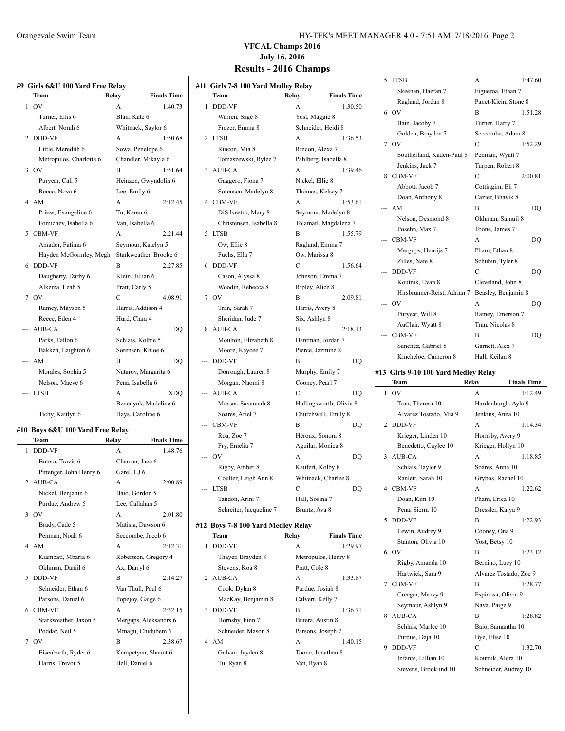# VFCAL Champs 2016

## July 16, 2016

## Results - 2016 Champs

### #9 Girls 6&U 100 Yard Free Relay

| | Team | Relay | Finals Time |
|---|---|---|---|
| 1 | OV | A | 1:40.73 |
| | Turner, Ellis 6 | Blair, Kate 6 | |
| | Albert, Norah 6 | Whitnack, Saylor 6 | |
| 2 | DDD-VF | A | 1:50.68 |
| | Little, Meredith 6 | Sowa, Penelope 6 | |
| | Metropulos, Charlotte 6 | Chandler, Mikayla 6 | |
| 3 | OV | B | 1:51.64 |
| | Puryear, Cali 5 | Heinzen, Gwyndolin 6 | |
| | Reece, Nova 6 | Lee, Emily 6 | |
| 4 | AM | A | 2:12.45 |
| | Priess, Evangeline 6 | Tu, Karen 6 | |
| | Fomichev, Isabella 6 | Van, Isabella 6 | |
| 5 | CBM-VF | A | 2:21.44 |
| | Amador, Fatima 6 | Seymour, Katelyn 5 | |
| | Hayden McGormley, Megha | Starkweather, Brooke 6 | |
| 6 | DDD-VF | B | 2:27.85 |
| | Daugherty, Darby 6 | Klein, Jillian 6 | |
| | Alkema, Leah 5 | Pratt, Carly 5 | |
| 7 | OV | C | 4:08.91 |
| | Ramey, Mayson 5 | Harris, Addison 4 | |
| | Reece, Eden 4 | Hurd, Clara 4 | |
| --- | AUB-CA | A | DQ |
| | Parks, Fallon 6 | Schlais, Kolbie 5 | |
| | Bakken, Laighton 6 | Sorensen, Khloe 6 | |
| --- | AM | B | DQ |
| | Morales, Sophia 5 | Natarov, Margarita 6 | |
| | Nelson, Maeve 6 | Pena, Isabella 6 | |
| --- | LTSB | A | XDQ |
| | | Benedyuk, Madeline 6 | |
| | Tichy, Kaitlyn 6 | Hays, Caroline 6 | |

### #10 Boys 6&U 100 Yard Free Relay

| | Team | Relay | Finals Time |
|---|---|---|---|
| 1 | DDD-VF | A | 1:48.76 |
| | Butera, Travis 6 | Charron, Jace 6 | |
| | Pittenger, John Henry 6 | Garel, LJ 6 | |
| 2 | AUB-CA | A | 2:00.89 |
| | Nickel, Benjanin 6 | Baio, Gordon 5 | |
| | Purdue, Andrew 5 | Lee, Callahan 5 | |
| 3 | OV | A | 2:01.80 |
| | Brady, Cade 5 | Matista, Dawson 6 | |
| | Penman, Noah 6 | Seccombe, Jacob 6 | |
| 4 | AM | A | 2:12.31 |
| | Kiambati, Mbaria 6 | Robertson, Gregory 4 | |
| | Okhman, Daniil 6 | Ax, Darryl 6 | |
| 5 | DDD-VF | B | 2:14.27 |
| | Schneider, Ethan 6 | Van Thull, Paul 6 | |
| | Parsons, Daniel 6 | Popejoy, Gaige 6 | |
| 6 | CBM-VF | A | 2:32.15 |
| | Starkweather, Jaxon 5 | Mergups, Aleksandrs 6 | |
| | Poddar, Neil 5 | Mmagu, Chidubem 6 | |
| 7 | OV | B | 2:38.67 |
| | Eisenbarth, Ryder 6 | Karapetyan, Shaunt 6 | |
| | Harris, Trevor 5 | Bell, Daniel 6 | |

### #11 Girls 7-8 100 Yard Medley Relay

| | Team | Relay | Finals Time |
|---|---|---|---|
| 1 | DDD-VF | A | 1:30.50 |
| | Warren, Sage 8 | Yost, Maggie 8 | |
| | Frazer, Emma 8 | Schneider, Heidi 8 | |
| 2 | LTSB | A | 1:36.53 |
| | Rincon, Mia 8 | Rincon, Alexa 7 | |
| | Tomaszewski, Rylee 7 | Pahlberg, Isabella 8 | |
| 3 | AUB-CA | A | 1:39.46 |
| | Gaggero, Fiona 7 | Nickel, Ellie 8 | |
| | Sorensen, Madelyn 8 | Thomas, Kelsey 7 | |
| 4 | CBM-VF | A | 1:53.61 |
| | DiSilvestro, Mary 8 | Seymour, Madelyn 8 | |
| | Christensen, Isabella 8 | Tolamatl, Magdalena 7 | |
| 5 | LTSB | B | 1:55.79 |
| | Ow, Ellie 8 | Ragland, Emma 7 | |
| | Fuchs, Ella 7 | Ow, Marissa 8 | |
| 6 | DDD-VF | C | 1:56.64 |
| | Cason, Alyssa 8 | Johnson, Emma 7 | |
| | Woodin, Rebecca 8 | Ripley, Alice 8 | |
| 7 | OV | B | 2:09.81 |
| | Tran, Sarah 7 | Harris, Avery 8 | |
| | Sheridan, Jude 7 | Six, Ashlyn 8 | |
| 8 | AUB-CA | B | 2:18.13 |
| | Moulton, Elizabeth 8 | Hantman, Jordan 7 | |
| | Moore, Kaycee 7 | Pierce, Jazmine 8 | |
| --- | DDD-VF | B | DQ |
| | Dorrough, Lauren 8 | Murphy, Emily 7 | |
| | Morgan, Naomi 8 | Cooney, Pearl 7 | |
| --- | AUB-CA | C | DQ |
| | Musser, Savannah 8 | Hollingsworth, Olivia 8 | |
| | Soares, Ariel 7 | Churchwell, Emily 8 | |
| --- | CBM-VF | B | DQ |
| | Roa, Zoe 7 | Heroux, Sonora 8 | |
| | Fry, Emelia 7 | Aguilar, Monica 8 | |
| --- | OV | A | DQ |
| | Rigby, Amber 8 | Kaufert, Kolby 8 | |
| | Coulter, Leigh Ann 8 | Whitnack, Charlee 8 | |
| --- | LTSB | C | DQ |
| | Tandon, Arini 7 | Hall, Sosina 7 | |
| | Schreiter, Jacqueline 7 | Bruntz, Ava 8 | |

### #12 Boys 7-8 100 Yard Medley Relay

| | Team | Relay | Finals Time |
|---|---|---|---|
| 1 | DDD-VF | A | 1:29.97 |
| | Thayer, Brayden 8 | Metropulos, Henry 8 | |
| | Stevens, Koa 8 | Pratt, Cole 8 | |
| 2 | AUB-CA | A | 1:33.87 |
| | Cook, Dylan 8 | Purdue, Josiah 8 | |
| | MacKay, Benjamin 8 | Calvert, Kelly 7 | |
| 3 | DDD-VF | B | 1:36.71 |
| | Hornsby, Finn 7 | Butera, Austin 8 | |
| | Schneider, Mason 8 | Parsons, Joseph 7 | |
| 4 | AM | A | 1:40.15 |
| | Galvan, Jayden 8 | Toone, Jonathan 8 | |
| | Tu, Ryan 8 | Van, Ryan 8 | |
| 5 | LTSB | A | 1:47.60 |
| | Skeehan, Haefan 7 | Figueroa, Ethan 7 | |
| | Ragland, Jordan 8 | Panet-Klein, Stone 8 | |
| 6 | OV | B | 1:51.28 |
| | Bain, Jacoby 7 | Turner, Harry 7 | |
| | Golden, Brayden 7 | Seccombe, Adam 8 | |
| 7 | OV | C | 1:52.29 |
| | Southerland, Kaden-Paul 8 | Penman, Wyatt 7 | |
| | Jenkins, Jack 7 | Turpen, Robert 8 | |
| 8 | CBM-VF | C | 2:00.81 |
| | Abbott, Jacob 7 | Cottingim, Eli 7 | |
| | Doan, Anthony 8 | Cazier, Bhavik 8 | |
| --- | AM | B | DQ |
| | Nelson, Desmond 8 | Okhman, Samuil 8 | |
| | Posehn, Max 7 | Toone, James 7 | |
| --- | CBM-VF | A | DQ |
| | Mergups, Henrijs 7 | Pham, Ethan 8 | |
| | Zilles, Nate 8 | Schubin, Tyler 8 | |
| --- | DDD-VF | C | DQ |
| | Koutnik, Evan 8 | Cleveland, John 8 | |
| | Hirsbrunner-Reist, Adrian 7 | Beasley, Benjamin 8 | |
| --- | OV | A | DQ |
| | Puryear, Will 8 | Ramey, Emerson 7 | |
| | AuClair, Wyatt 8 | Tran, Nicolas 8 | |
| --- | CBM-VF | B | DQ |
| | Sanchez, Gabriel 8 | Garnett, Alex 7 | |
| | Kincheloe, Cameron 8 | Hall, Keilan 8 | |

### #13 Girls 9-10 100 Yard Medley Relay

| | Team | Relay | Finals Time |
|---|---|---|---|
| 1 | OV | A | 1:12.49 |
| | Tran, Theresa 10 | Hardenburgh, Ayla 9 | |
| | Alvarez Tostado, Mia 9 | Jenkins, Anna 10 | |
| 2 | DDD-VF | A | 1:14.34 |
| | Krieger, Linden 10 | Hornsby, Avery 9 | |
| | Benedetto, Caylee 10 | Krieger, Hollyn 10 | |
| 3 | AUB-CA | A | 1:18.85 |
| | Schlais, Taylor 9 | Soares, Anna 10 | |
| | Ranlett, Sarah 10 | Grybos, Rachel 10 | |
| 4 | CBM-VF | A | 1:22.62 |
| | Doan, Kim 10 | Pham, Erica 10 | |
| | Pena, Sierra 10 | Dressler, Kaiya 9 | |
| 5 | DDD-VF | B | 1:22.93 |
| | Lewin, Audrey 9 | Cooney, Ona 9 | |
| | Stanton, Olivia 10 | Yost, Betsy 10 | |
| 6 | OV | B | 1:23.12 |
| | Rigby, Amanda 10 | Bernino, Lucy 10 | |
| | Hartwick, Sara 9 | Alvarez Tostado, Zoe 9 | |
| 7 | CBM-VF | B | 1:28.77 |
| | Creeger, Mazzy 9 | Espinosa, Olivia 9 | |
| | Seymour, Ashlyn 9 | Nava, Paige 9 | |
| 8 | AUB-CA | B | 1:28.82 |
| | Schlais, Marlee 10 | Baio, Samantha 10 | |
| | Purdue, Daja 10 | Bye, Elise 10 | |
| 9 | DDD-VF | C | 1:32.70 |
| | Infante, Lillian 10 | Koutnik, Alora 10 | |
| | Stevens, Brooklind 10 | Schneider, Audrey 10 | |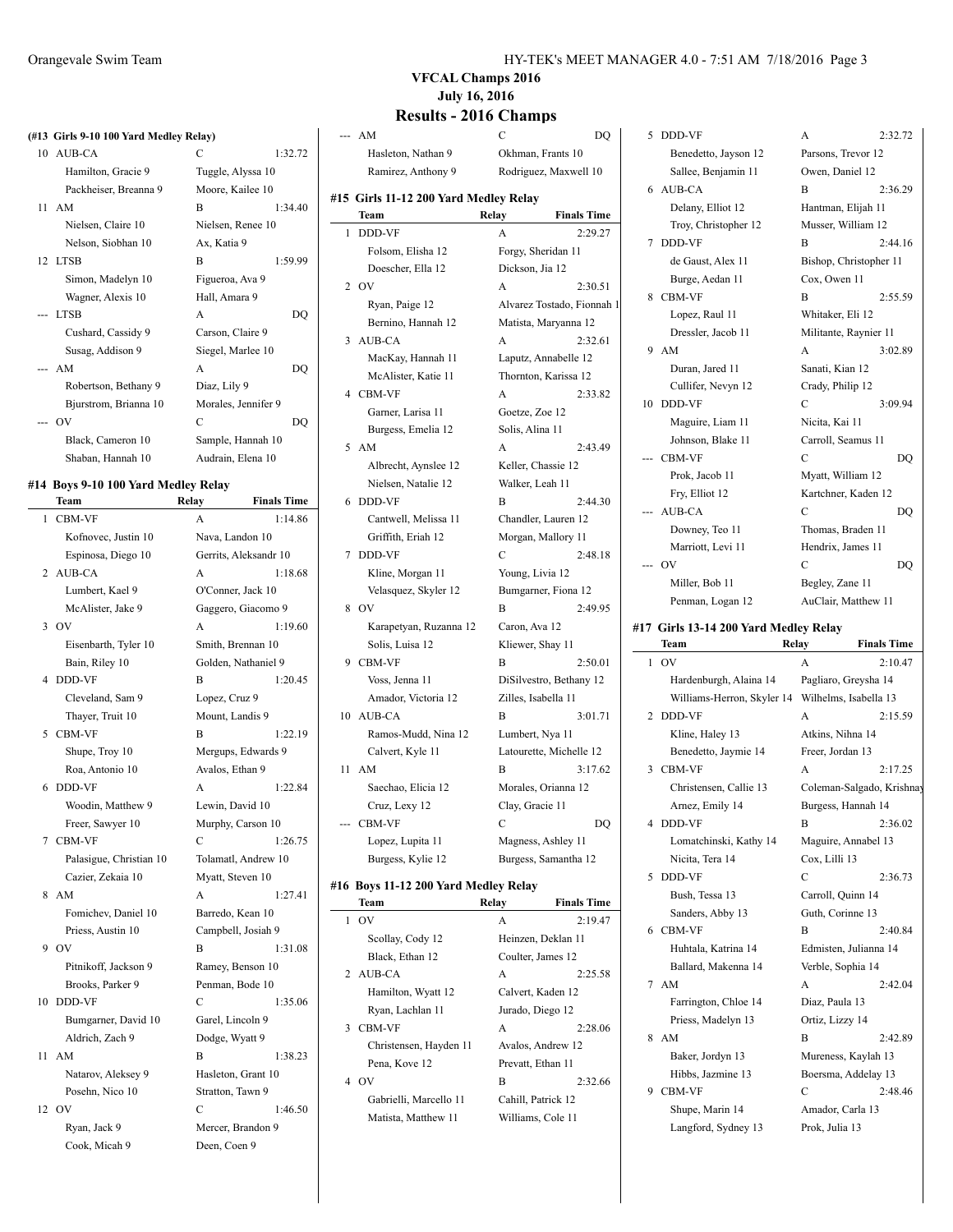# VFCAL Champs 2016

## July 16, 2016

## Results - 2016 Champs

### (#13 Girls 9-10 100 Yard Medley Relay)

| | Team | Relay | Finals Time |
|---|---|---|---|
| 10 | AUB-CA | C | 1:32.72 |
| | Hamilton, Gracie 9 | Tuggle, Alyssa 10 | |
| | Packheiser, Breanna 9 | Moore, Kailee 10 | |
| 11 | AM | B | 1:34.40 |
| | Nielsen, Claire 10 | Nielsen, Renee 10 | |
| | Nelson, Siobhan 10 | Ax, Katia 9 | |
| 12 | LTSB | B | 1:59.99 |
| | Simon, Madelyn 10 | Figueroa, Ava 9 | |
| | Wagner, Alexis 10 | Hall, Amara 9 | |
| --- | LTSB | A | DQ |
| | Cushard, Cassidy 9 | Carson, Claire 9 | |
| | Susag, Addison 9 | Siegel, Marlee 10 | |
| --- | AM | A | DQ |
| | Robertson, Bethany 9 | Diaz, Lily 9 | |
| | Bjurstrom, Brianna 10 | Morales, Jennifer 9 | |
| --- | OV | C | DQ |
| | Black, Cameron 10 | Sample, Hannah 10 | |
| | Shaban, Hannah 10 | Audrain, Elena 10 | |

### #14 Boys 9-10 100 Yard Medley Relay

| | Team | Relay | Finals Time |
|---|---|---|---|
| 1 | CBM-VF | A | 1:14.86 |
| | Kofnovec, Justin 10 | Nava, Landon 10 | |
| | Espinosa, Diego 10 | Gerrits, Aleksandr 10 | |
| 2 | AUB-CA | A | 1:18.68 |
| | Lumbert, Kael 9 | O'Conner, Jack 10 | |
| | McAlister, Jake 9 | Gaggero, Giacomo 9 | |
| 3 | OV | A | 1:19.60 |
| | Eisenbarth, Tyler 10 | Smith, Brennan 10 | |
| | Bain, Riley 10 | Golden, Nathaniel 9 | |
| 4 | DDD-VF | B | 1:20.45 |
| | Cleveland, Sam 9 | Lopez, Cruz 9 | |
| | Thayer, Truit 10 | Mount, Landis 9 | |
| 5 | CBM-VF | B | 1:22.19 |
| | Shupe, Troy 10 | Mergups, Edwards 9 | |
| | Roa, Antonio 10 | Avalos, Ethan 9 | |
| 6 | DDD-VF | A | 1:22.84 |
| | Woodin, Matthew 9 | Lewin, David 10 | |
| | Freer, Sawyer 10 | Murphy, Carson 10 | |
| 7 | CBM-VF | C | 1:26.75 |
| | Palasigue, Christian 10 | Tolamatl, Andrew 10 | |
| | Cazier, Zekaia 10 | Myatt, Steven 10 | |
| 8 | AM | A | 1:27.41 |
| | Fomichev, Daniel 10 | Barredo, Kean 10 | |
| | Priess, Austin 10 | Campbell, Josiah 9 | |
| 9 | OV | B | 1:31.08 |
| | Pitnikoff, Jackson 9 | Ramey, Benson 10 | |
| | Brooks, Parker 9 | Penman, Bode 10 | |
| 10 | DDD-VF | C | 1:35.06 |
| | Bumgarner, David 10 | Garel, Lincoln 9 | |
| | Aldrich, Zach 9 | Dodge, Wyatt 9 | |
| 11 | AM | B | 1:38.23 |
| | Natarov, Aleksey 9 | Hasleton, Grant 10 | |
| | Posehn, Nico 10 | Stratton, Tawn 9 | |
| 12 | OV | C | 1:46.50 |
| | Ryan, Jack 9 | Mercer, Brandon 9 | |
| | Cook, Micah 9 | Deen, Coen 9 | |
| --- | AM | C | DQ |
| | Hasleton, Nathan 9 | Okhman, Frants 10 | |
| | Ramirez, Anthony 9 | Rodriguez, Maxwell 10 | |

### #15 Girls 11-12 200 Yard Medley Relay

| | Team | Relay | Finals Time |
|---|---|---|---|
| 1 | DDD-VF | A | 2:29.27 |
| | Folsom, Elisha 12 | Forgy, Sheridan 11 | |
| | Doescher, Ella 12 | Dickson, Jia 12 | |
| 2 | OV | A | 2:30.51 |
| | Ryan, Paige 12 | Alvarez Tostado, Fionnah 1 | |
| | Bernino, Hannah 12 | Matista, Maryanna 12 | |
| 3 | AUB-CA | A | 2:32.61 |
| | MacKay, Hannah 11 | Laputz, Annabelle 12 | |
| | McAlister, Katie 11 | Thornton, Karissa 12 | |
| 4 | CBM-VF | A | 2:33.82 |
| | Garner, Larisa 11 | Goetze, Zoe 12 | |
| | Burgess, Emelia 12 | Solis, Alina 11 | |
| 5 | AM | A | 2:43.49 |
| | Albrecht, Aynslee 12 | Keller, Chassie 12 | |
| | Nielsen, Natalie 12 | Walker, Leah 11 | |
| 6 | DDD-VF | B | 2:44.30 |
| | Cantwell, Melissa 11 | Chandler, Lauren 12 | |
| | Griffith, Eriah 12 | Morgan, Mallory 11 | |
| 7 | DDD-VF | C | 2:48.18 |
| | Kline, Morgan 11 | Young, Livia 12 | |
| | Velasquez, Skyler 12 | Bumgarner, Fiona 12 | |
| 8 | OV | B | 2:49.95 |
| | Karapetyan, Ruzanna 12 | Caron, Ava 12 | |
| | Solis, Luisa 12 | Kliewer, Shay 11 | |
| 9 | CBM-VF | B | 2:50.01 |
| | Voss, Jenna 11 | DiSilvestro, Bethany 12 | |
| | Amador, Victoria 12 | Zilles, Isabella 11 | |
| 10 | AUB-CA | B | 3:01.71 |
| | Ramos-Mudd, Nina 12 | Lumbert, Nya 11 | |
| | Calvert, Kyle 11 | Latourette, Michelle 12 | |
| 11 | AM | B | 3:17.62 |
| | Saechao, Elicia 12 | Morales, Orianna 12 | |
| | Cruz, Lexy 12 | Clay, Gracie 11 | |
| --- | CBM-VF | C | DQ |
| | Lopez, Lupita 11 | Magness, Ashley 11 | |
| | Burgess, Kylie 12 | Burgess, Samantha 12 | |

### #16 Boys 11-12 200 Yard Medley Relay

| | Team | Relay | Finals Time |
|---|---|---|---|
| 1 | OV | A | 2:19.47 |
| | Scollay, Cody 12 | Heinzen, Deklan 11 | |
| | Black, Ethan 12 | Coulter, James 12 | |
| 2 | AUB-CA | A | 2:25.58 |
| | Hamilton, Wyatt 12 | Calvert, Kaden 12 | |
| | Ryan, Lachlan 11 | Jurado, Diego 12 | |
| 3 | CBM-VF | A | 2:28.06 |
| | Christensen, Hayden 11 | Avalos, Andrew 12 | |
| | Pena, Kove 12 | Prevatt, Ethan 11 | |
| 4 | OV | B | 2:32.66 |
| | Gabrielli, Marcello 11 | Cahill, Patrick 12 | |
| | Matista, Matthew 11 | Williams, Cole 11 | |
| 5 | DDD-VF | A | 2:32.72 |
| | Benedetto, Jayson 12 | Parsons, Trevor 12 | |
| | Sallee, Benjamin 11 | Owen, Daniel 12 | |
| 6 | AUB-CA | B | 2:36.29 |
| | Delany, Elliot 12 | Hantman, Elijah 11 | |
| | Troy, Christopher 12 | Musser, William 12 | |
| 7 | DDD-VF | B | 2:44.16 |
| | de Gaust, Alex 11 | Bishop, Christopher 11 | |
| | Burge, Aedan 11 | Cox, Owen 11 | |
| 8 | CBM-VF | B | 2:55.59 |
| | Lopez, Raul 11 | Whitaker, Eli 12 | |
| | Dressler, Jacob 11 | Militante, Raynier 11 | |
| 9 | AM | A | 3:02.89 |
| | Duran, Jared 11 | Sanati, Kian 12 | |
| | Cullifer, Nevyn 12 | Crady, Philip 12 | |
| 10 | DDD-VF | C | 3:09.94 |
| | Maguire, Liam 11 | Nicita, Kai 11 | |
| | Johnson, Blake 11 | Carroll, Seamus 11 | |
| --- | CBM-VF | C | DQ |
| | Prok, Jacob 11 | Myatt, William 12 | |
| | Fry, Elliot 12 | Kartchner, Kaden 12 | |
| --- | AUB-CA | C | DQ |
| | Downey, Teo 11 | Thomas, Braden 11 | |
| | Marriott, Levi 11 | Hendrix, James 11 | |
| --- | OV | C | DQ |
| | Miller, Bob 11 | Begley, Zane 11 | |
| | Penman, Logan 12 | AuClair, Matthew 11 | |

### #17 Girls 13-14 200 Yard Medley Relay

| | Team | Relay | Finals Time |
|---|---|---|---|
| 1 | OV | A | 2:10.47 |
| | Hardenburgh, Alaina 14 | Pagliaro, Greysha 14 | |
| | Williams-Herron, Skyler 14 | Wilhelms, Isabella 13 | |
| 2 | DDD-VF | A | 2:15.59 |
| | Kline, Haley 13 | Atkins, Nihna 14 | |
| | Benedetto, Jaymie 14 | Freer, Jordan 13 | |
| 3 | CBM-VF | A | 2:17.25 |
| | Christensen, Callie 13 | Coleman-Salgado, Krishnay | |
| | Arnez, Emily 14 | Burgess, Hannah 14 | |
| 4 | DDD-VF | B | 2:36.02 |
| | Lomatchinski, Kathy 14 | Maguire, Annabel 13 | |
| | Nicita, Tera 14 | Cox, Lilli 13 | |
| 5 | DDD-VF | C | 2:36.73 |
| | Bush, Tessa 13 | Carroll, Quinn 14 | |
| | Sanders, Abby 13 | Guth, Corinne 13 | |
| 6 | CBM-VF | B | 2:40.84 |
| | Huhtala, Katrina 14 | Edmisten, Julianna 14 | |
| | Ballard, Makenna 14 | Verble, Sophia 14 | |
| 7 | AM | A | 2:42.04 |
| | Farrington, Chloe 14 | Diaz, Paula 13 | |
| | Priess, Madelyn 13 | Ortiz, Lizzy 14 | |
| 8 | AM | B | 2:42.89 |
| | Baker, Jordyn 13 | Mureness, Kaylah 13 | |
| | Hibbs, Jazmine 13 | Boersma, Addelay 13 | |
| 9 | CBM-VF | C | 2:48.46 |
| | Shupe, Marin 14 | Amador, Carla 13 | |
| | Langford, Sydney 13 | Prok, Julia 13 | |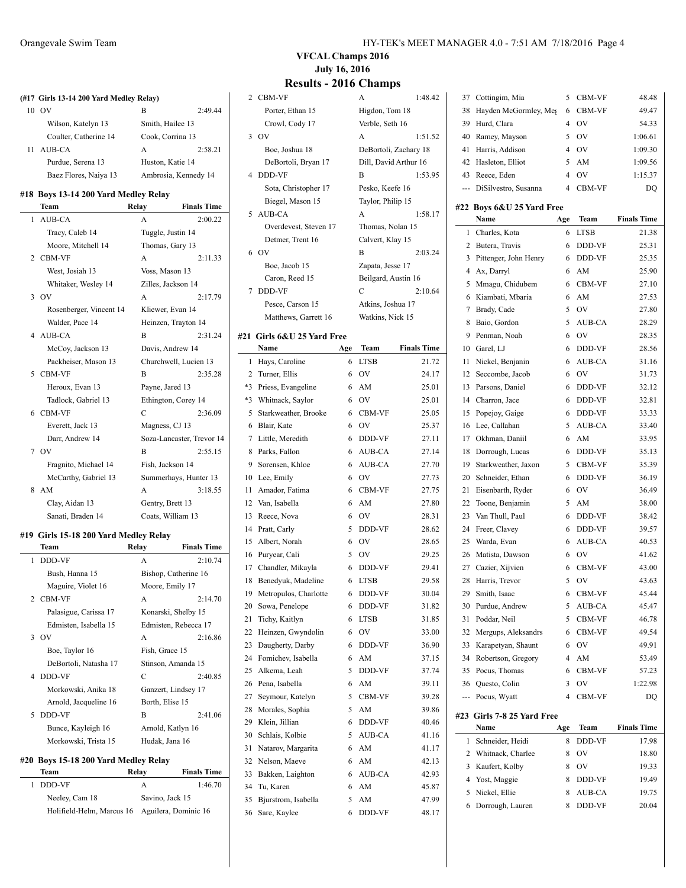# VFCAL Champs 2016

## July 16, 2016

## Results - 2016 Champs

### (#17 Girls 13-14 200 Yard Medley Relay)

| | Team | Relay | Finals Time |
|---|---|---|---|
| 10 | OV | B | 2:49.44 |
| | Wilson, Katelyn 13 | Smith, Hailee 13 | |
| | Coulter, Catherine 14 | Cook, Corrina 13 | |
| 11 | AUB-CA | A | 2:58.21 |
| | Purdue, Serena 13 | Huston, Katie 14 | |
| | Baez Flores, Naiya 13 | Ambrosia, Kennedy 14 | |

### #18 Boys 13-14 200 Yard Medley Relay

| | Team | Relay | Finals Time |
|---|---|---|---|
| 1 | AUB-CA | A | 2:00.22 |
| | Tracy, Caleb 14 | Tuggle, Justin 14 | |
| | Moore, Mitchell 14 | Thomas, Gary 13 | |
| 2 | CBM-VF | A | 2:11.33 |
| | West, Josiah 13 | Voss, Mason 13 | |
| | Whitaker, Wesley 14 | Zilles, Jackson 14 | |
| 3 | OV | A | 2:17.79 |
| | Rosenberger, Vincent 14 | Kliewer, Evan 14 | |
| | Walder, Pace 14 | Heinzen, Trayton 14 | |
| 4 | AUB-CA | B | 2:31.24 |
| | McCoy, Jackson 13 | Davis, Andrew 14 | |
| | Packheiser, Mason 13 | Churchwell, Lucien 13 | |
| 5 | CBM-VF | B | 2:35.28 |
| | Heroux, Evan 13 | Payne, Jared 13 | |
| | Tadlock, Gabriel 13 | Ethington, Corey 14 | |
| 6 | CBM-VF | C | 2:36.09 |
| | Everett, Jack 13 | Magness, CJ 13 | |
| | Darr, Andrew 14 | Soza-Lancaster, Trevor 14 | |
| 7 | OV | B | 2:55.15 |
| | Fragnito, Michael 14 | Fish, Jackson 14 | |
| | McCarthy, Gabriel 13 | Summerhays, Hunter 13 | |
| 8 | AM | A | 3:18.55 |
| | Clay, Aidan 13 | Gentry, Brett 13 | |
| | Sanati, Braden 14 | Coats, William 13 | |

### #19 Girls 15-18 200 Yard Medley Relay

| | Team | Relay | Finals Time |
|---|---|---|---|
| 1 | DDD-VF | A | 2:10.74 |
| | Bush, Hanna 15 | Bishop, Catherine 16 | |
| | Maguire, Violet 16 | Moore, Emily 17 | |
| 2 | CBM-VF | A | 2:14.70 |
| | Palasigue, Carissa 17 | Konarski, Shelby 15 | |
| | Edmisten, Isabella 15 | Edmisten, Rebecca 17 | |
| 3 | OV | A | 2:16.86 |
| | Boe, Taylor 16 | Fish, Grace 15 | |
| | DeBortoli, Natasha 17 | Stinson, Amanda 15 | |
| 4 | DDD-VF | C | 2:40.85 |
| | Morkowski, Anika 18 | Ganzert, Lindsey 17 | |
| | Arnold, Jacqueline 16 | Borth, Elise 15 | |
| 5 | DDD-VF | B | 2:41.06 |
| | Bunce, Kayleigh 16 | Arnold, Katlyn 16 | |
| | Morkowski, Trista 15 | Hudak, Jana 16 | |

### #20 Boys 15-18 200 Yard Medley Relay

| | Team | Relay | Finals Time |
|---|---|---|---|
| 1 | DDD-VF | A | 1:46.70 |
| | Neeley, Cam 18 | Savino, Jack 15 | |
| | Holifield-Helm, Marcus 16 | Aguilera, Dominic 16 | |
| 2 | CBM-VF | A | 1:48.42 |
| | Porter, Ethan 15 | Higdon, Tom 18 | |
| | Crowl, Cody 17 | Verble, Seth 16 | |
| 3 | OV | A | 1:51.52 |
| | Boe, Joshua 18 | DeBortoli, Zachary 18 | |
| | DeBortoli, Bryan 17 | Dill, David Arthur 16 | |
| 4 | DDD-VF | B | 1:53.95 |
| | Sota, Christopher 17 | Pesko, Keefe 16 | |
| | Biegel, Mason 15 | Taylor, Philip 15 | |
| 5 | AUB-CA | A | 1:58.17 |
| | Overdevest, Steven 17 | Thomas, Nolan 15 | |
| | Detmer, Trent 16 | Calvert, Klay 15 | |
| 6 | OV | B | 2:03.24 |
| | Boe, Jacob 15 | Zapata, Jesse 17 | |
| | Caron, Reed 15 | Beilgard, Austin 16 | |
| 7 | DDD-VF | C | 2:10.64 |
| | Pesce, Carson 15 | Atkins, Joshua 17 | |
| | Matthews, Garrett 16 | Watkins, Nick 15 | |

### #21 Girls 6&U 25 Yard Free

| | Name | Age | Team | Finals Time |
|---|---|---|---|---|
| 1 | Hays, Caroline | 6 | LTSB | 21.72 |
| 2 | Turner, Ellis | 6 | OV | 24.17 |
| *3 | Priess, Evangeline | 6 | AM | 25.01 |
| *3 | Whitnack, Saylor | 6 | OV | 25.01 |
| 5 | Starkweather, Brooke | 6 | CBM-VF | 25.05 |
| 6 | Blair, Kate | 6 | OV | 25.37 |
| 7 | Little, Meredith | 6 | DDD-VF | 27.11 |
| 8 | Parks, Fallon | 6 | AUB-CA | 27.14 |
| 9 | Sorensen, Khloe | 6 | AUB-CA | 27.70 |
| 10 | Lee, Emily | 6 | OV | 27.73 |
| 11 | Amador, Fatima | 6 | CBM-VF | 27.75 |
| 12 | Van, Isabella | 6 | AM | 27.80 |
| 13 | Reece, Nova | 6 | OV | 28.31 |
| 14 | Pratt, Carly | 5 | DDD-VF | 28.62 |
| 15 | Albert, Norah | 6 | OV | 28.65 |
| 16 | Puryear, Cali | 5 | OV | 29.25 |
| 17 | Chandler, Mikayla | 6 | DDD-VF | 29.41 |
| 18 | Benedyuk, Madeline | 6 | LTSB | 29.58 |
| 19 | Metropulos, Charlotte | 6 | DDD-VF | 30.04 |
| 20 | Sowa, Penelope | 6 | DDD-VF | 31.82 |
| 21 | Tichy, Kaitlyn | 6 | LTSB | 31.85 |
| 22 | Heinzen, Gwyndolin | 6 | OV | 33.00 |
| 23 | Daugherty, Darby | 6 | DDD-VF | 36.90 |
| 24 | Fomichev, Isabella | 6 | AM | 37.15 |
| 25 | Alkema, Leah | 5 | DDD-VF | 37.74 |
| 26 | Pena, Isabella | 6 | AM | 39.11 |
| 27 | Seymour, Katelyn | 5 | CBM-VF | 39.28 |
| 28 | Morales, Sophia | 5 | AM | 39.86 |
| 29 | Klein, Jillian | 6 | DDD-VF | 40.46 |
| 30 | Schlais, Kolbie | 5 | AUB-CA | 41.16 |
| 31 | Natarov, Margarita | 6 | AM | 41.17 |
| 32 | Nelson, Maeve | 6 | AM | 42.13 |
| 33 | Bakken, Laighton | 6 | AUB-CA | 42.93 |
| 34 | Tu, Karen | 6 | AM | 45.87 |
| 35 | Bjurstrom, Isabella | 5 | AM | 47.99 |
| 36 | Sare, Kaylee | 6 | DDD-VF | 48.17 |
| 37 | Cottingim, Mia | 5 | CBM-VF | 48.48 |
| 38 | Hayden McGormley, Meg | 6 | CBM-VF | 49.47 |
| 39 | Hurd, Clara | 4 | OV | 54.33 |
| 40 | Ramey, Mayson | 5 | OV | 1:06.61 |
| 41 | Harris, Addison | 4 | OV | 1:09.30 |
| 42 | Hasleton, Elliot | 5 | AM | 1:09.56 |
| 43 | Reece, Eden | 4 | OV | 1:15.37 |
| --- | DiSilvestro, Susanna | 4 | CBM-VF | DQ |

### #22 Boys 6&U 25 Yard Free

| | Name | Age | Team | Finals Time |
|---|---|---|---|---|
| 1 | Charles, Kota | 6 | LTSB | 21.38 |
| 2 | Butera, Travis | 6 | DDD-VF | 25.31 |
| 3 | Pittenger, John Henry | 6 | DDD-VF | 25.35 |
| 4 | Ax, Darryl | 6 | AM | 25.90 |
| 5 | Mmagu, Chidubem | 6 | CBM-VF | 27.10 |
| 6 | Kiambati, Mbaria | 6 | AM | 27.53 |
| 7 | Brady, Cade | 5 | OV | 27.80 |
| 8 | Baio, Gordon | 5 | AUB-CA | 28.29 |
| 9 | Penman, Noah | 6 | OV | 28.35 |
| 10 | Garel, LJ | 6 | DDD-VF | 28.56 |
| 11 | Nickel, Benjanin | 6 | AUB-CA | 31.16 |
| 12 | Seccombe, Jacob | 6 | OV | 31.73 |
| 13 | Parsons, Daniel | 6 | DDD-VF | 32.12 |
| 14 | Charron, Jace | 6 | DDD-VF | 32.81 |
| 15 | Popejoy, Gaige | 6 | DDD-VF | 33.33 |
| 16 | Lee, Callahan | 5 | AUB-CA | 33.40 |
| 17 | Okhman, Daniil | 6 | AM | 33.95 |
| 18 | Dorrough, Lucas | 6 | DDD-VF | 35.13 |
| 19 | Starkweather, Jaxon | 5 | CBM-VF | 35.39 |
| 20 | Schneider, Ethan | 6 | DDD-VF | 36.19 |
| 21 | Eisenbarth, Ryder | 6 | OV | 36.49 |
| 22 | Toone, Benjamin | 5 | AM | 38.00 |
| 23 | Van Thull, Paul | 6 | DDD-VF | 38.42 |
| 24 | Freer, Clavey | 6 | DDD-VF | 39.57 |
| 25 | Warda, Evan | 6 | AUB-CA | 40.53 |
| 26 | Matista, Dawson | 6 | OV | 41.62 |
| 27 | Cazier, Xijvien | 6 | CBM-VF | 43.00 |
| 28 | Harris, Trevor | 5 | OV | 43.63 |
| 29 | Smith, Isaac | 6 | CBM-VF | 45.44 |
| 30 | Purdue, Andrew | 5 | AUB-CA | 45.47 |
| 31 | Poddar, Neil | 5 | CBM-VF | 46.78 |
| 32 | Mergups, Aleksandrs | 6 | CBM-VF | 49.54 |
| 33 | Karapetyan, Shaunt | 6 | OV | 49.91 |
| 34 | Robertson, Gregory | 4 | AM | 53.49 |
| 35 | Pocus, Thomas | 6 | CBM-VF | 57.23 |
| 36 | Questo, Colin | 3 | OV | 1:22.98 |
| --- | Pocus, Wyatt | 4 | CBM-VF | DQ |

### #23 Girls 7-8 25 Yard Free

| | Name | Age | Team | Finals Time |
|---|---|---|---|---|
| 1 | Schneider, Heidi | 8 | DDD-VF | 17.98 |
| 2 | Whitnack, Charlee | 8 | OV | 18.80 |
| 3 | Kaufert, Kolby | 8 | OV | 19.33 |
| 4 | Yost, Maggie | 8 | DDD-VF | 19.49 |
| 5 | Nickel, Ellie | 8 | AUB-CA | 19.75 |
| 6 | Dorrough, Lauren | 8 | DDD-VF | 20.04 |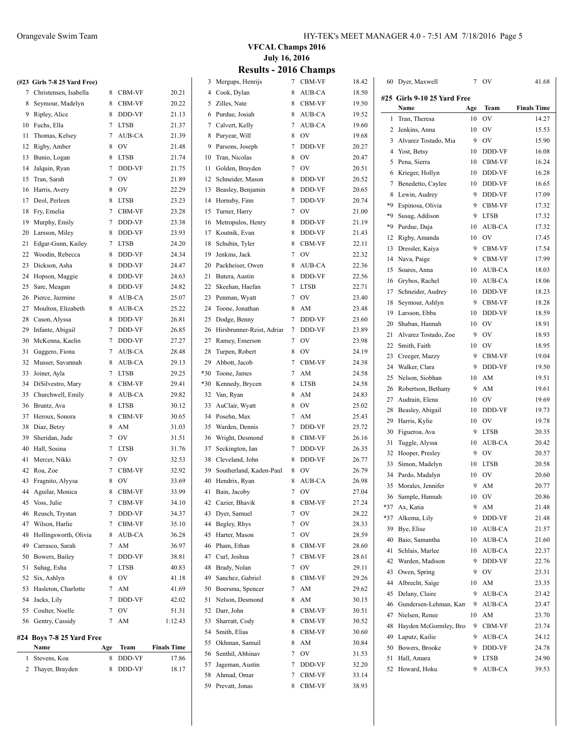## VFCAL Champs 2016

### July 16, 2016

# Results - 2016 Champs

### (#23 Girls 7-8 25 Yard Free)

| | Name | Age | Team | Finals Time |
|---|---|---|---|---|
| 7 | Christensen, Isabella | 8 | CBM-VF | 20.21 |
| 8 | Seymour, Madelyn | 8 | CBM-VF | 20.22 |
| 9 | Ripley, Alice | 8 | DDD-VF | 21.13 |
| 10 | Fuchs, Ella | 7 | LTSB | 21.37 |
| 11 | Thomas, Kelsey | 7 | AUB-CA | 21.39 |
| 12 | Rigby, Amber | 8 | OV | 21.48 |
| 13 | Bunio, Logan | 8 | LTSB | 21.74 |
| 14 | Jalquin, Ryan | 7 | DDD-VF | 21.75 |
| 15 | Tran, Sarah | 7 | OV | 21.89 |
| 16 | Harris, Avery | 8 | OV | 22.29 |
| 17 | Deol, Perleen | 8 | LTSB | 23.23 |
| 18 | Fry, Emelia | 7 | CBM-VF | 23.28 |
| 19 | Murphy, Emily | 7 | DDD-VF | 23.38 |
| 20 | Larsson, Miley | 8 | DDD-VF | 23.93 |
| 21 | Edgar-Gunn, Kailey | 7 | LTSB | 24.20 |
| 22 | Woodin, Rebecca | 8 | DDD-VF | 24.34 |
| 23 | Dickson, Asha | 8 | DDD-VF | 24.47 |
| 24 | Hopson, Maggie | 8 | DDD-VF | 24.63 |
| 25 | Sare, Meagan | 8 | DDD-VF | 24.82 |
| 26 | Pierce, Jazmine | 8 | AUB-CA | 25.07 |
| 27 | Moulton, Elizabeth | 8 | AUB-CA | 25.22 |
| 28 | Cason, Alyssa | 8 | DDD-VF | 26.81 |
| 29 | Infante, Abigail | 7 | DDD-VF | 26.85 |
| 30 | McKenna, Kaelin | 7 | DDD-VF | 27.27 |
| 31 | Gaggero, Fiona | 7 | AUB-CA | 28.48 |
| 32 | Musser, Savannah | 8 | AUB-CA | 29.13 |
| 33 | Joiner, Ayla | 7 | LTSB | 29.25 |
| 34 | DiSilvestro, Mary | 8 | CBM-VF | 29.41 |
| 35 | Churchwell, Emily | 8 | AUB-CA | 29.82 |
| 36 | Bruntz, Ava | 8 | LTSB | 30.12 |
| 37 | Heroux, Sonora | 8 | CBM-VF | 30.65 |
| 38 | Diaz, Betzy | 8 | AM | 31.03 |
| 39 | Sheridan, Jude | 7 | OV | 31.51 |
| 40 | Hall, Sosina | 7 | LTSB | 31.76 |
| 41 | Mercer, Nikki | 7 | OV | 32.53 |
| 42 | Roa, Zoe | 7 | CBM-VF | 32.92 |
| 43 | Fragnito, Alyssa | 8 | OV | 33.69 |
| 44 | Aguilar, Monica | 8 | CBM-VF | 33.99 |
| 45 | Voss, Julie | 7 | CBM-VF | 34.10 |
| 46 | Reusch, Trystan | 7 | DDD-VF | 34.37 |
| 47 | Wilson, Harlie | 7 | CBM-VF | 35.10 |
| 48 | Hollingsworth, Olivia | 8 | AUB-CA | 36.28 |
| 49 | Carrasco, Sarah | 7 | AM | 36.97 |
| 50 | Bowers, Bailey | 7 | DDD-VF | 38.81 |
| 51 | Suhag, Esha | 7 | LTSB | 40.83 |
| 52 | Six, Ashlyn | 8 | OV | 41.18 |
| 53 | Hasleton, Charlotte | 7 | AM | 41.69 |
| 54 | Jacks, Lily | 7 | DDD-VF | 42.02 |
| 55 | Coulter, Noelle | 7 | OV | 51.31 |
| 56 | Gentry, Cassidy | 7 | AM | 1:12.43 |

### #24 Boys 7-8 25 Yard Free

| | Name | Age | Team | Finals Time |
|---|---|---|---|---|
| 1 | Stevens, Koa | 8 | DDD-VF | 17.86 |
| 2 | Thayer, Brayden | 8 | DDD-VF | 18.17 |
| 3 | Mergups, Henrijs | 7 | CBM-VF | 18.42 |
| 4 | Cook, Dylan | 8 | AUB-CA | 18.50 |
| 5 | Zilles, Nate | 8 | CBM-VF | 19.50 |
| 6 | Purdue, Josiah | 8 | AUB-CA | 19.52 |
| 7 | Calvert, Kelly | 7 | AUB-CA | 19.60 |
| 8 | Puryear, Will | 8 | OV | 19.68 |
| 9 | Parsons, Joseph | 7 | DDD-VF | 20.27 |
| 10 | Tran, Nicolas | 8 | OV | 20.47 |
| 11 | Golden, Brayden | 7 | OV | 20.51 |
| 12 | Schneider, Mason | 8 | DDD-VF | 20.52 |
| 13 | Beasley, Benjamin | 8 | DDD-VF | 20.65 |
| 14 | Hornsby, Finn | 7 | DDD-VF | 20.74 |
| 15 | Turner, Harry | 7 | OV | 21.00 |
| 16 | Metropulos, Henry | 8 | DDD-VF | 21.19 |
| 17 | Koutnik, Evan | 8 | DDD-VF | 21.43 |
| 18 | Schubin, Tyler | 8 | CBM-VF | 22.11 |
| 19 | Jenkins, Jack | 7 | OV | 22.32 |
| 20 | Packheiser, Owen | 8 | AUB-CA | 22.36 |
| 21 | Butera, Austin | 8 | DDD-VF | 22.56 |
| 22 | Skeehan, Haefan | 7 | LTSB | 22.71 |
| 23 | Penman, Wyatt | 7 | OV | 23.40 |
| 24 | Toone, Jonathan | 8 | AM | 23.48 |
| 25 | Dodge, Benny | 7 | DDD-VF | 23.60 |
| 26 | Hirsbrunner-Reist, Adrian | 7 | DDD-VF | 23.89 |
| 27 | Ramey, Emerson | 7 | OV | 23.98 |
| 28 | Turpen, Robert | 8 | OV | 24.19 |
| 29 | Abbott, Jacob | 7 | CBM-VF | 24.38 |
| *30 | Toone, James | 7 | AM | 24.58 |
| *30 | Kennedy, Brycen | 8 | LTSB | 24.58 |
| 32 | Van, Ryan | 8 | AM | 24.83 |
| 33 | AuClair, Wyatt | 8 | OV | 25.02 |
| 34 | Posehn, Max | 7 | AM | 25.43 |
| 35 | Warden, Dennis | 7 | DDD-VF | 25.72 |
| 36 | Wright, Desmond | 8 | CBM-VF | 26.16 |
| 37 | Seckington, Ian | 7 | DDD-VF | 26.35 |
| 38 | Cleveland, John | 8 | DDD-VF | 26.77 |
| 39 | Southerland, Kaden-Paul | 8 | OV | 26.79 |
| 40 | Hendrix, Ryan | 8 | AUB-CA | 26.98 |
| 41 | Bain, Jacoby | 7 | OV | 27.04 |
| 42 | Cazier, Bhavik | 8 | CBM-VF | 27.24 |
| 43 | Dyer, Samuel | 7 | OV | 28.22 |
| 44 | Begley, Rhys | 7 | OV | 28.33 |
| 45 | Harter, Mason | 7 | OV | 28.59 |
| 46 | Pham, Ethan | 8 | CBM-VF | 28.60 |
| 47 | Curl, Joshua | 7 | CBM-VF | 28.61 |
| 48 | Brady, Nolan | 7 | OV | 29.11 |
| 49 | Sanchez, Gabriel | 8 | CBM-VF | 29.26 |
| 50 | Boersma, Spencer | 7 | AM | 29.62 |
| 51 | Nelson, Desmond | 8 | AM | 30.15 |
| 52 | Darr, John | 8 | CBM-VF | 30.51 |
| 53 | Sharratt, Cody | 8 | CBM-VF | 30.52 |
| 54 | Smith, Elias | 8 | CBM-VF | 30.60 |
| 55 | Okhman, Samuil | 8 | AM | 30.84 |
| 56 | Senthil, Abhinav | 7 | OV | 31.53 |
| 57 | Jageman, Austin | 7 | DDD-VF | 32.20 |
| 58 | Ahmad, Omar | 7 | CBM-VF | 33.14 |
| 59 | Prevatt, Jonas | 8 | CBM-VF | 38.93 |
| 60 | Dyer, Maxwell | 7 | OV | 41.68 |

### #25 Girls 9-10 25 Yard Free

| | Name | Age | Team | Finals Time |
|---|---|---|---|---|
| 1 | Tran, Theresa | 10 | OV | 14.27 |
| 2 | Jenkins, Anna | 10 | OV | 15.53 |
| 3 | Alvarez Tostado, Mia | 9 | OV | 15.90 |
| 4 | Yost, Betsy | 10 | DDD-VF | 16.08 |
| 5 | Pena, Sierra | 10 | CBM-VF | 16.24 |
| 6 | Krieger, Hollyn | 10 | DDD-VF | 16.28 |
| 7 | Benedetto, Caylee | 10 | DDD-VF | 16.65 |
| 8 | Lewin, Audrey | 9 | DDD-VF | 17.09 |
| *9 | Espinosa, Olivia | 9 | CBM-VF | 17.32 |
| *9 | Susag, Addison | 9 | LTSB | 17.32 |
| *9 | Purdue, Daja | 10 | AUB-CA | 17.32 |
| 12 | Rigby, Amanda | 10 | OV | 17.45 |
| 13 | Dressler, Kaiya | 9 | CBM-VF | 17.54 |
| 14 | Nava, Paige | 9 | CBM-VF | 17.99 |
| 15 | Soares, Anna | 10 | AUB-CA | 18.03 |
| 16 | Grybos, Rachel | 10 | AUB-CA | 18.06 |
| 17 | Schneider, Audrey | 10 | DDD-VF | 18.23 |
| 18 | Seymour, Ashlyn | 9 | CBM-VF | 18.28 |
| 19 | Larsson, Ebba | 10 | DDD-VF | 18.59 |
| 20 | Shaban, Hannah | 10 | OV | 18.91 |
| 21 | Alvarez Tostado, Zoe | 9 | OV | 18.93 |
| 22 | Smith, Faith | 10 | OV | 18.95 |
| 23 | Creeger, Mazzy | 9 | CBM-VF | 19.04 |
| 24 | Walker, Clara | 9 | DDD-VF | 19.50 |
| 25 | Nelson, Siobhan | 10 | AM | 19.51 |
| 26 | Robertson, Bethany | 9 | AM | 19.61 |
| 27 | Audrain, Elena | 10 | OV | 19.69 |
| 28 | Beasley, Abigail | 10 | DDD-VF | 19.73 |
| 29 | Harris, Kylie | 10 | OV | 19.78 |
| 30 | Figueroa, Ava | 9 | LTSB | 20.35 |
| 31 | Tuggle, Alyssa | 10 | AUB-CA | 20.42 |
| 32 | Hooper, Presley | 9 | OV | 20.57 |
| 33 | Simon, Madelyn | 10 | LTSB | 20.58 |
| 34 | Pardo, Madalyn | 10 | OV | 20.60 |
| 35 | Morales, Jennifer | 9 | AM | 20.77 |
| 36 | Sample, Hannah | 10 | OV | 20.86 |
| *37 | Ax, Katia | 9 | AM | 21.48 |
| *37 | Alkema, Lily | 9 | DDD-VF | 21.48 |
| 39 | Bye, Elise | 10 | AUB-CA | 21.57 |
| 40 | Baio, Samantha | 10 | AUB-CA | 21.60 |
| 41 | Schlais, Marlee | 10 | AUB-CA | 22.37 |
| 42 | Warden, Madison | 9 | DDD-VF | 22.76 |
| 43 | Owen, Spring | 9 | OV | 23.31 |
| 44 | Albrecht, Saige | 10 | AM | 23.35 |
| 45 | Delany, Claire | 9 | AUB-CA | 23.42 |
| 46 | Gundersen-Lehman, Kam | 9 | AUB-CA | 23.47 |
| 47 | Nielsen, Renee | 10 | AM | 23.70 |
| 48 | Hayden McGormley, Bro | 9 | CBM-VF | 23.74 |
| 49 | Laputz, Kailie | 9 | AUB-CA | 24.12 |
| 50 | Bowers, Brooke | 9 | DDD-VF | 24.78 |
| 51 | Hall, Amara | 9 | LTSB | 24.90 |
| 52 | Howard, Hoku | 9 | AUB-CA | 39.53 |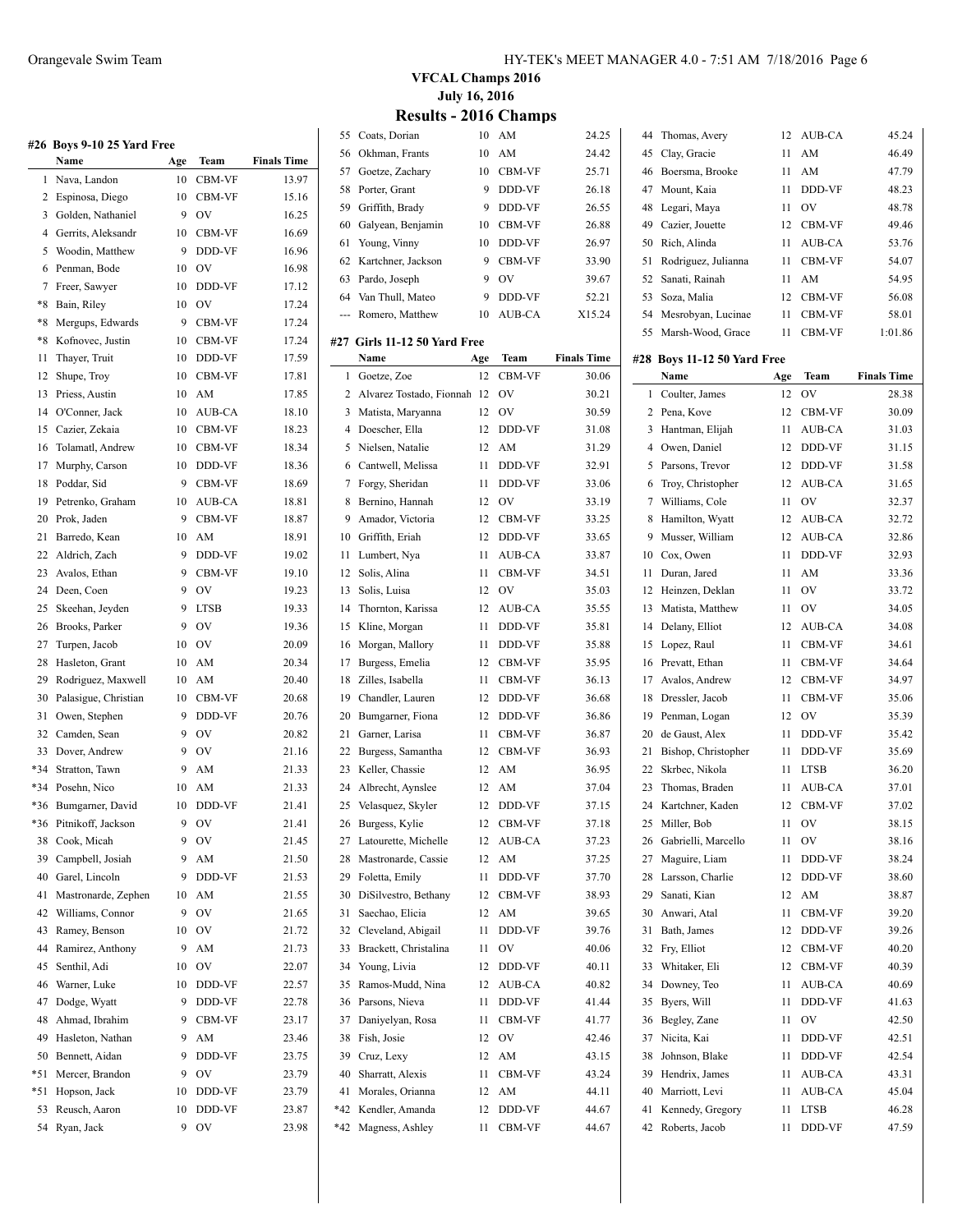# VFCAL Champs 2016

## July 16, 2016

## Results - 2016 Champs

### #26 Boys 9-10 25 Yard Free

| | Name | Age | Team | Finals Time |
|---|---|---|---|---|
| 1 | Nava, Landon | 10 | CBM-VF | 13.97 |
| 2 | Espinosa, Diego | 10 | CBM-VF | 15.16 |
| 3 | Golden, Nathaniel | 9 | OV | 16.25 |
| 4 | Gerrits, Aleksandr | 10 | CBM-VF | 16.69 |
| 5 | Woodin, Matthew | 9 | DDD-VF | 16.96 |
| 6 | Penman, Bode | 10 | OV | 16.98 |
| 7 | Freer, Sawyer | 10 | DDD-VF | 17.12 |
| *8 | Bain, Riley | 10 | OV | 17.24 |
| *8 | Mergups, Edwards | 9 | CBM-VF | 17.24 |
| *8 | Kofnovec, Justin | 10 | CBM-VF | 17.24 |
| 11 | Thayer, Truit | 10 | DDD-VF | 17.59 |
| 12 | Shupe, Troy | 10 | CBM-VF | 17.81 |
| 13 | Priess, Austin | 10 | AM | 17.85 |
| 14 | O'Conner, Jack | 10 | AUB-CA | 18.10 |
| 15 | Cazier, Zekaia | 10 | CBM-VF | 18.23 |
| 16 | Tolamatl, Andrew | 10 | CBM-VF | 18.34 |
| 17 | Murphy, Carson | 10 | DDD-VF | 18.36 |
| 18 | Poddar, Sid | 9 | CBM-VF | 18.69 |
| 19 | Petrenko, Graham | 10 | AUB-CA | 18.81 |
| 20 | Prok, Jaden | 9 | CBM-VF | 18.87 |
| 21 | Barredo, Kean | 10 | AM | 18.91 |
| 22 | Aldrich, Zach | 9 | DDD-VF | 19.02 |
| 23 | Avalos, Ethan | 9 | CBM-VF | 19.10 |
| 24 | Deen, Coen | 9 | OV | 19.23 |
| 25 | Skeehan, Jeyden | 9 | LTSB | 19.33 |
| 26 | Brooks, Parker | 9 | OV | 19.36 |
| 27 | Turpen, Jacob | 10 | OV | 20.09 |
| 28 | Hasleton, Grant | 10 | AM | 20.34 |
| 29 | Rodriguez, Maxwell | 10 | AM | 20.40 |
| 30 | Palasigue, Christian | 10 | CBM-VF | 20.68 |
| 31 | Owen, Stephen | 9 | DDD-VF | 20.76 |
| 32 | Camden, Sean | 9 | OV | 20.82 |
| 33 | Dover, Andrew | 9 | OV | 21.16 |
| *34 | Stratton, Tawn | 9 | AM | 21.33 |
| *34 | Posehn, Nico | 10 | AM | 21.33 |
| *36 | Bumgarner, David | 10 | DDD-VF | 21.41 |
| *36 | Pitnikoff, Jackson | 9 | OV | 21.41 |
| 38 | Cook, Micah | 9 | OV | 21.45 |
| 39 | Campbell, Josiah | 9 | AM | 21.50 |
| 40 | Garel, Lincoln | 9 | DDD-VF | 21.53 |
| 41 | Mastronarde, Zephen | 10 | AM | 21.55 |
| 42 | Williams, Connor | 9 | OV | 21.65 |
| 43 | Ramey, Benson | 10 | OV | 21.72 |
| 44 | Ramirez, Anthony | 9 | AM | 21.73 |
| 45 | Senthil, Adi | 10 | OV | 22.07 |
| 46 | Warner, Luke | 10 | DDD-VF | 22.57 |
| 47 | Dodge, Wyatt | 9 | DDD-VF | 22.78 |
| 48 | Ahmad, Ibrahim | 9 | CBM-VF | 23.17 |
| 49 | Hasleton, Nathan | 9 | AM | 23.46 |
| 50 | Bennett, Aidan | 9 | DDD-VF | 23.75 |
| *51 | Mercer, Brandon | 9 | OV | 23.79 |
| *51 | Hopson, Jack | 10 | DDD-VF | 23.79 |
| 53 | Reusch, Aaron | 10 | DDD-VF | 23.87 |
| 54 | Ryan, Jack | 9 | OV | 23.98 |
| 55 | Coats, Dorian | 10 | AM | 24.25 |
| 56 | Okhman, Frants | 10 | AM | 24.42 |
| 57 | Goetze, Zachary | 10 | CBM-VF | 25.71 |
| 58 | Porter, Grant | 9 | DDD-VF | 26.18 |
| 59 | Griffith, Brady | 9 | DDD-VF | 26.55 |
| 60 | Galyean, Benjamin | 10 | CBM-VF | 26.88 |
| 61 | Young, Vinny | 10 | DDD-VF | 26.97 |
| 62 | Kartchner, Jackson | 9 | CBM-VF | 33.90 |
| 63 | Pardo, Joseph | 9 | OV | 39.67 |
| 64 | Van Thull, Mateo | 9 | DDD-VF | 52.21 |
| --- | Romero, Matthew | 10 | AUB-CA | X15.24 |

### #27 Girls 11-12 50 Yard Free

| | Name | Age | Team | Finals Time |
|---|---|---|---|---|
| 1 | Goetze, Zoe | 12 | CBM-VF | 30.06 |
| 2 | Alvarez Tostado, Fionnah | 12 | OV | 30.21 |
| 3 | Matista, Maryanna | 12 | OV | 30.59 |
| 4 | Doescher, Ella | 12 | DDD-VF | 31.08 |
| 5 | Nielsen, Natalie | 12 | AM | 31.29 |
| 6 | Cantwell, Melissa | 11 | DDD-VF | 32.91 |
| 7 | Forgy, Sheridan | 11 | DDD-VF | 33.06 |
| 8 | Bernino, Hannah | 12 | OV | 33.19 |
| 9 | Amador, Victoria | 12 | CBM-VF | 33.25 |
| 10 | Griffith, Eriah | 12 | DDD-VF | 33.65 |
| 11 | Lumbert, Nya | 11 | AUB-CA | 33.87 |
| 12 | Solis, Alina | 11 | CBM-VF | 34.51 |
| 13 | Solis, Luisa | 12 | OV | 35.03 |
| 14 | Thornton, Karissa | 12 | AUB-CA | 35.55 |
| 15 | Kline, Morgan | 11 | DDD-VF | 35.81 |
| 16 | Morgan, Mallory | 11 | DDD-VF | 35.88 |
| 17 | Burgess, Emelia | 12 | CBM-VF | 35.95 |
| 18 | Zilles, Isabella | 11 | CBM-VF | 36.13 |
| 19 | Chandler, Lauren | 12 | DDD-VF | 36.68 |
| 20 | Bumgarner, Fiona | 12 | DDD-VF | 36.86 |
| 21 | Garner, Larisa | 11 | CBM-VF | 36.87 |
| 22 | Burgess, Samantha | 12 | CBM-VF | 36.93 |
| 23 | Keller, Chassie | 12 | AM | 36.95 |
| 24 | Albrecht, Aynslee | 12 | AM | 37.04 |
| 25 | Velasquez, Skyler | 12 | DDD-VF | 37.15 |
| 26 | Burgess, Kylie | 12 | CBM-VF | 37.18 |
| 27 | Latourette, Michelle | 12 | AUB-CA | 37.23 |
| 28 | Mastronarde, Cassie | 12 | AM | 37.25 |
| 29 | Foletta, Emily | 11 | DDD-VF | 37.70 |
| 30 | DiSilvestro, Bethany | 12 | CBM-VF | 38.93 |
| 31 | Saechao, Elicia | 12 | AM | 39.65 |
| 32 | Cleveland, Abigail | 11 | DDD-VF | 39.76 |
| 33 | Brackett, Christalina | 11 | OV | 40.06 |
| 34 | Young, Livia | 12 | DDD-VF | 40.11 |
| 35 | Ramos-Mudd, Nina | 12 | AUB-CA | 40.82 |
| 36 | Parsons, Nieva | 11 | DDD-VF | 41.44 |
| 37 | Daniyelyan, Rosa | 11 | CBM-VF | 41.77 |
| 38 | Fish, Josie | 12 | OV | 42.46 |
| 39 | Cruz, Lexy | 12 | AM | 43.15 |
| 40 | Sharratt, Alexis | 11 | CBM-VF | 43.24 |
| 41 | Morales, Orianna | 12 | AM | 44.11 |
| *42 | Kendler, Amanda | 12 | DDD-VF | 44.67 |
| *42 | Magness, Ashley | 11 | CBM-VF | 44.67 |
| 44 | Thomas, Avery | 12 | AUB-CA | 45.24 |
| 45 | Clay, Gracie | 11 | AM | 46.49 |
| 46 | Boersma, Brooke | 11 | AM | 47.79 |
| 47 | Mount, Kaia | 11 | DDD-VF | 48.23 |
| 48 | Legari, Maya | 11 | OV | 48.78 |
| 49 | Cazier, Jouette | 12 | CBM-VF | 49.46 |
| 50 | Rich, Alinda | 11 | AUB-CA | 53.76 |
| 51 | Rodriguez, Julianna | 11 | CBM-VF | 54.07 |
| 52 | Sanati, Rainah | 11 | AM | 54.95 |
| 53 | Soza, Malia | 12 | CBM-VF | 56.08 |
| 54 | Mesrobyan, Lucinae | 11 | CBM-VF | 58.01 |
| 55 | Marsh-Wood, Grace | 11 | CBM-VF | 1:01.86 |

### #28 Boys 11-12 50 Yard Free

| | Name | Age | Team | Finals Time |
|---|---|---|---|---|
| 1 | Coulter, James | 12 | OV | 28.38 |
| 2 | Pena, Kove | 12 | CBM-VF | 30.09 |
| 3 | Hantman, Elijah | 11 | AUB-CA | 31.03 |
| 4 | Owen, Daniel | 12 | DDD-VF | 31.15 |
| 5 | Parsons, Trevor | 12 | DDD-VF | 31.58 |
| 6 | Troy, Christopher | 12 | AUB-CA | 31.65 |
| 7 | Williams, Cole | 11 | OV | 32.37 |
| 8 | Hamilton, Wyatt | 12 | AUB-CA | 32.72 |
| 9 | Musser, William | 12 | AUB-CA | 32.86 |
| 10 | Cox, Owen | 11 | DDD-VF | 32.93 |
| 11 | Duran, Jared | 11 | AM | 33.36 |
| 12 | Heinzen, Deklan | 11 | OV | 33.72 |
| 13 | Matista, Matthew | 11 | OV | 34.05 |
| 14 | Delany, Elliot | 12 | AUB-CA | 34.08 |
| 15 | Lopez, Raul | 11 | CBM-VF | 34.61 |
| 16 | Prevatt, Ethan | 11 | CBM-VF | 34.64 |
| 17 | Avalos, Andrew | 12 | CBM-VF | 34.97 |
| 18 | Dressler, Jacob | 11 | CBM-VF | 35.06 |
| 19 | Penman, Logan | 12 | OV | 35.39 |
| 20 | de Gaust, Alex | 11 | DDD-VF | 35.42 |
| 21 | Bishop, Christopher | 11 | DDD-VF | 35.69 |
| 22 | Skrbec, Nikola | 11 | LTSB | 36.20 |
| 23 | Thomas, Braden | 11 | AUB-CA | 37.01 |
| 24 | Kartchner, Kaden | 12 | CBM-VF | 37.02 |
| 25 | Miller, Bob | 11 | OV | 38.15 |
| 26 | Gabrielli, Marcello | 11 | OV | 38.16 |
| 27 | Maguire, Liam | 11 | DDD-VF | 38.24 |
| 28 | Larsson, Charlie | 12 | DDD-VF | 38.60 |
| 29 | Sanati, Kian | 12 | AM | 38.87 |
| 30 | Anwari, Atal | 11 | CBM-VF | 39.20 |
| 31 | Bath, James | 12 | DDD-VF | 39.26 |
| 32 | Fry, Elliot | 12 | CBM-VF | 40.20 |
| 33 | Whitaker, Eli | 12 | CBM-VF | 40.39 |
| 34 | Downey, Teo | 11 | AUB-CA | 40.69 |
| 35 | Byers, Will | 11 | DDD-VF | 41.63 |
| 36 | Begley, Zane | 11 | OV | 42.50 |
| 37 | Nicita, Kai | 11 | DDD-VF | 42.51 |
| 38 | Johnson, Blake | 11 | DDD-VF | 42.54 |
| 39 | Hendrix, James | 11 | AUB-CA | 43.31 |
| 40 | Marriott, Levi | 11 | AUB-CA | 45.04 |
| 41 | Kennedy, Gregory | 11 | LTSB | 46.28 |
| 42 | Roberts, Jacob | 11 | DDD-VF | 47.59 |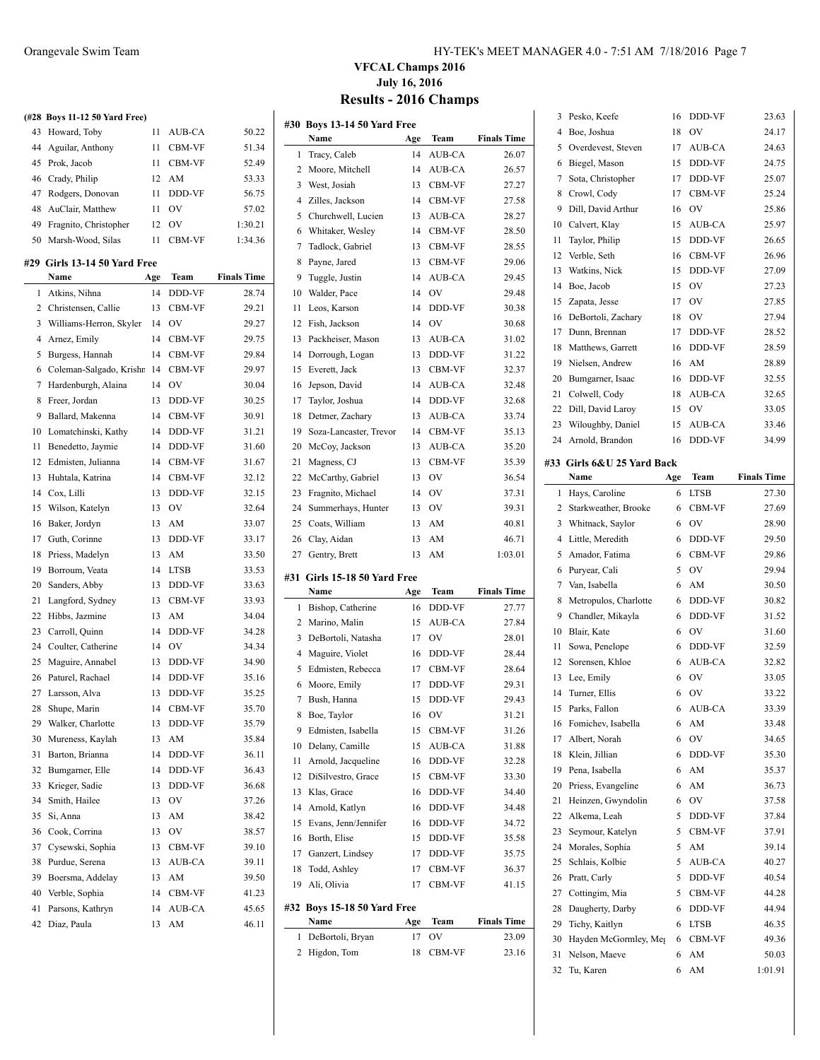## VFCAL Champs 2016

## July 16, 2016

# Results - 2016 Champs

**(#28 Boys 11-12 50 Yard Free)**

| | Name | Age | Team | Finals Time |
|---|---|---|---|---|
| 43 | Howard, Toby | 11 | AUB-CA | 50.22 |
| 44 | Aguilar, Anthony | 11 | CBM-VF | 51.34 |
| 45 | Prok, Jacob | 11 | CBM-VF | 52.49 |
| 46 | Crady, Philip | 12 | AM | 53.33 |
| 47 | Rodgers, Donovan | 11 | DDD-VF | 56.75 |
| 48 | AuClair, Matthew | 11 | OV | 57.02 |
| 49 | Fragnito, Christopher | 12 | OV | 1:30.21 |
| 50 | Marsh-Wood, Silas | 11 | CBM-VF | 1:34.36 |

### #29 Girls 13-14 50 Yard Free

| | Name | Age | Team | Finals Time |
|---|---|---|---|---|
| 1 | Atkins, Nihna | 14 | DDD-VF | 28.74 |
| 2 | Christensen, Callie | 13 | CBM-VF | 29.21 |
| 3 | Williams-Herron, Skyler | 14 | OV | 29.27 |
| 4 | Arnez, Emily | 14 | CBM-VF | 29.75 |
| 5 | Burgess, Hannah | 14 | CBM-VF | 29.84 |
| 6 | Coleman-Salgado, Krishn | 14 | CBM-VF | 29.97 |
| 7 | Hardenburgh, Alaina | 14 | OV | 30.04 |
| 8 | Freer, Jordan | 13 | DDD-VF | 30.25 |
| 9 | Ballard, Makenna | 14 | CBM-VF | 30.91 |
| 10 | Lomatchinski, Kathy | 14 | DDD-VF | 31.21 |
| 11 | Benedetto, Jaymie | 14 | DDD-VF | 31.60 |
| 12 | Edmisten, Julianna | 14 | CBM-VF | 31.67 |
| 13 | Huhtala, Katrina | 14 | CBM-VF | 32.12 |
| 14 | Cox, Lilli | 13 | DDD-VF | 32.15 |
| 15 | Wilson, Katelyn | 13 | OV | 32.64 |
| 16 | Baker, Jordyn | 13 | AM | 33.07 |
| 17 | Guth, Corinne | 13 | DDD-VF | 33.17 |
| 18 | Priess, Madelyn | 13 | AM | 33.50 |
| 19 | Borroum, Veata | 14 | LTSB | 33.53 |
| 20 | Sanders, Abby | 13 | DDD-VF | 33.63 |
| 21 | Langford, Sydney | 13 | CBM-VF | 33.93 |
| 22 | Hibbs, Jazmine | 13 | AM | 34.04 |
| 23 | Carroll, Quinn | 14 | DDD-VF | 34.28 |
| 24 | Coulter, Catherine | 14 | OV | 34.34 |
| 25 | Maguire, Annabel | 13 | DDD-VF | 34.90 |
| 26 | Paturel, Rachael | 14 | DDD-VF | 35.16 |
| 27 | Larsson, Alva | 13 | DDD-VF | 35.25 |
| 28 | Shupe, Marin | 14 | CBM-VF | 35.70 |
| 29 | Walker, Charlotte | 13 | DDD-VF | 35.79 |
| 30 | Mureness, Kaylah | 13 | AM | 35.84 |
| 31 | Barton, Brianna | 14 | DDD-VF | 36.11 |
| 32 | Bumgarner, Elle | 14 | DDD-VF | 36.43 |
| 33 | Krieger, Sadie | 13 | DDD-VF | 36.68 |
| 34 | Smith, Hailee | 13 | OV | 37.26 |
| 35 | Si, Anna | 13 | AM | 38.42 |
| 36 | Cook, Corrina | 13 | OV | 38.57 |
| 37 | Cysewski, Sophia | 13 | CBM-VF | 39.10 |
| 38 | Purdue, Serena | 13 | AUB-CA | 39.11 |
| 39 | Boersma, Addelay | 13 | AM | 39.50 |
| 40 | Verble, Sophia | 14 | CBM-VF | 41.23 |
| 41 | Parsons, Kathryn | 14 | AUB-CA | 45.65 |
| 42 | Diaz, Paula | 13 | AM | 46.11 |

### #30 Boys 13-14 50 Yard Free

| | Name | Age | Team | Finals Time |
|---|---|---|---|---|
| 1 | Tracy, Caleb | 14 | AUB-CA | 26.07 |
| 2 | Moore, Mitchell | 14 | AUB-CA | 26.57 |
| 3 | West, Josiah | 13 | CBM-VF | 27.27 |
| 4 | Zilles, Jackson | 14 | CBM-VF | 27.58 |
| 5 | Churchwell, Lucien | 13 | AUB-CA | 28.27 |
| 6 | Whitaker, Wesley | 14 | CBM-VF | 28.50 |
| 7 | Tadlock, Gabriel | 13 | CBM-VF | 28.55 |
| 8 | Payne, Jared | 13 | CBM-VF | 29.06 |
| 9 | Tuggle, Justin | 14 | AUB-CA | 29.45 |
| 10 | Walder, Pace | 14 | OV | 29.48 |
| 11 | Leos, Karson | 14 | DDD-VF | 30.38 |
| 12 | Fish, Jackson | 14 | OV | 30.68 |
| 13 | Packheiser, Mason | 13 | AUB-CA | 31.02 |
| 14 | Dorrough, Logan | 13 | DDD-VF | 31.22 |
| 15 | Everett, Jack | 13 | CBM-VF | 32.37 |
| 16 | Jepson, David | 14 | AUB-CA | 32.48 |
| 17 | Taylor, Joshua | 14 | DDD-VF | 32.68 |
| 18 | Detmer, Zachary | 13 | AUB-CA | 33.74 |
| 19 | Soza-Lancaster, Trevor | 14 | CBM-VF | 35.13 |
| 20 | McCoy, Jackson | 13 | AUB-CA | 35.20 |
| 21 | Magness, CJ | 13 | CBM-VF | 35.39 |
| 22 | McCarthy, Gabriel | 13 | OV | 36.54 |
| 23 | Fragnito, Michael | 14 | OV | 37.31 |
| 24 | Summerhays, Hunter | 13 | OV | 39.31 |
| 25 | Coats, William | 13 | AM | 40.81 |
| 26 | Clay, Aidan | 13 | AM | 46.71 |
| 27 | Gentry, Brett | 13 | AM | 1:03.01 |

### #31 Girls 15-18 50 Yard Free

| | Name | Age | Team | Finals Time |
|---|---|---|---|---|
| 1 | Bishop, Catherine | 16 | DDD-VF | 27.77 |
| 2 | Marino, Malin | 15 | AUB-CA | 27.84 |
| 3 | DeBortoli, Natasha | 17 | OV | 28.01 |
| 4 | Maguire, Violet | 16 | DDD-VF | 28.44 |
| 5 | Edmisten, Rebecca | 17 | CBM-VF | 28.64 |
| 6 | Moore, Emily | 17 | DDD-VF | 29.31 |
| 7 | Bush, Hanna | 15 | DDD-VF | 29.43 |
| 8 | Boe, Taylor | 16 | OV | 31.21 |
| 9 | Edmisten, Isabella | 15 | CBM-VF | 31.26 |
| 10 | Delany, Camille | 15 | AUB-CA | 31.88 |
| 11 | Arnold, Jacqueline | 16 | DDD-VF | 32.28 |
| 12 | DiSilvestro, Grace | 15 | CBM-VF | 33.30 |
| 13 | Klas, Grace | 16 | DDD-VF | 34.40 |
| 14 | Arnold, Katlyn | 16 | DDD-VF | 34.48 |
| 15 | Evans, Jenn/Jennifer | 16 | DDD-VF | 34.72 |
| 16 | Borth, Elise | 15 | DDD-VF | 35.58 |
| 17 | Ganzert, Lindsey | 17 | DDD-VF | 35.75 |
| 18 | Todd, Ashley | 17 | CBM-VF | 36.37 |
| 19 | Ali, Olivia | 17 | CBM-VF | 41.15 |

### #32 Boys 15-18 50 Yard Free

| | Name | Age | Team | Finals Time |
|---|---|---|---|---|
| 1 | DeBortoli, Bryan | 17 | OV | 23.09 |
| 2 | Higdon, Tom | 18 | CBM-VF | 23.16 |
| 3 | Pesko, Keefe | 16 | DDD-VF | 23.63 |
| 4 | Boe, Joshua | 18 | OV | 24.17 |
| 5 | Overdevest, Steven | 17 | AUB-CA | 24.63 |
| 6 | Biegel, Mason | 15 | DDD-VF | 24.75 |
| 7 | Sota, Christopher | 17 | DDD-VF | 25.07 |
| 8 | Crowl, Cody | 17 | CBM-VF | 25.24 |
| 9 | Dill, David Arthur | 16 | OV | 25.86 |
| 10 | Calvert, Klay | 15 | AUB-CA | 25.97 |
| 11 | Taylor, Philip | 15 | DDD-VF | 26.65 |
| 12 | Verble, Seth | 16 | CBM-VF | 26.96 |
| 13 | Watkins, Nick | 15 | DDD-VF | 27.09 |
| 14 | Boe, Jacob | 15 | OV | 27.23 |
| 15 | Zapata, Jesse | 17 | OV | 27.85 |
| 16 | DeBortoli, Zachary | 18 | OV | 27.94 |
| 17 | Dunn, Brennan | 17 | DDD-VF | 28.52 |
| 18 | Matthews, Garrett | 16 | DDD-VF | 28.59 |
| 19 | Nielsen, Andrew | 16 | AM | 28.89 |
| 20 | Bumgarner, Isaac | 16 | DDD-VF | 32.55 |
| 21 | Colwell, Cody | 18 | AUB-CA | 32.65 |
| 22 | Dill, David Laroy | 15 | OV | 33.05 |
| 23 | Wiloughby, Daniel | 15 | AUB-CA | 33.46 |
| 24 | Arnold, Brandon | 16 | DDD-VF | 34.99 |

### #33 Girls 6&U 25 Yard Back

| | Name | Age | Team | Finals Time |
|---|---|---|---|---|
| 1 | Hays, Caroline | 6 | LTSB | 27.30 |
| 2 | Starkweather, Brooke | 6 | CBM-VF | 27.69 |
| 3 | Whitnack, Saylor | 6 | OV | 28.90 |
| 4 | Little, Meredith | 6 | DDD-VF | 29.50 |
| 5 | Amador, Fatima | 6 | CBM-VF | 29.86 |
| 6 | Puryear, Cali | 5 | OV | 29.94 |
| 7 | Van, Isabella | 6 | AM | 30.50 |
| 8 | Metropulos, Charlotte | 6 | DDD-VF | 30.82 |
| 9 | Chandler, Mikayla | 6 | DDD-VF | 31.52 |
| 10 | Blair, Kate | 6 | OV | 31.60 |
| 11 | Sowa, Penelope | 6 | DDD-VF | 32.59 |
| 12 | Sorensen, Khloe | 6 | AUB-CA | 32.82 |
| 13 | Lee, Emily | 6 | OV | 33.05 |
| 14 | Turner, Ellis | 6 | OV | 33.22 |
| 15 | Parks, Fallon | 6 | AUB-CA | 33.39 |
| 16 | Fomichev, Isabella | 6 | AM | 33.48 |
| 17 | Albert, Norah | 6 | OV | 34.65 |
| 18 | Klein, Jillian | 6 | DDD-VF | 35.30 |
| 19 | Pena, Isabella | 6 | AM | 35.37 |
| 20 | Priess, Evangeline | 6 | AM | 36.73 |
| 21 | Heinzen, Gwyndolin | 6 | OV | 37.58 |
| 22 | Alkema, Leah | 5 | DDD-VF | 37.84 |
| 23 | Seymour, Katelyn | 5 | CBM-VF | 37.91 |
| 24 | Morales, Sophia | 5 | AM | 39.14 |
| 25 | Schlais, Kolbie | 5 | AUB-CA | 40.27 |
| 26 | Pratt, Carly | 5 | DDD-VF | 40.54 |
| 27 | Cottingim, Mia | 5 | CBM-VF | 44.28 |
| 28 | Daugherty, Darby | 6 | DDD-VF | 44.94 |
| 29 | Tichy, Kaitlyn | 6 | LTSB | 46.35 |
| 30 | Hayden McGormley, Meg | 6 | CBM-VF | 49.36 |
| 31 | Nelson, Maeve | 6 | AM | 50.03 |
| 32 | Tu, Karen | 6 | AM | 1:01.91 |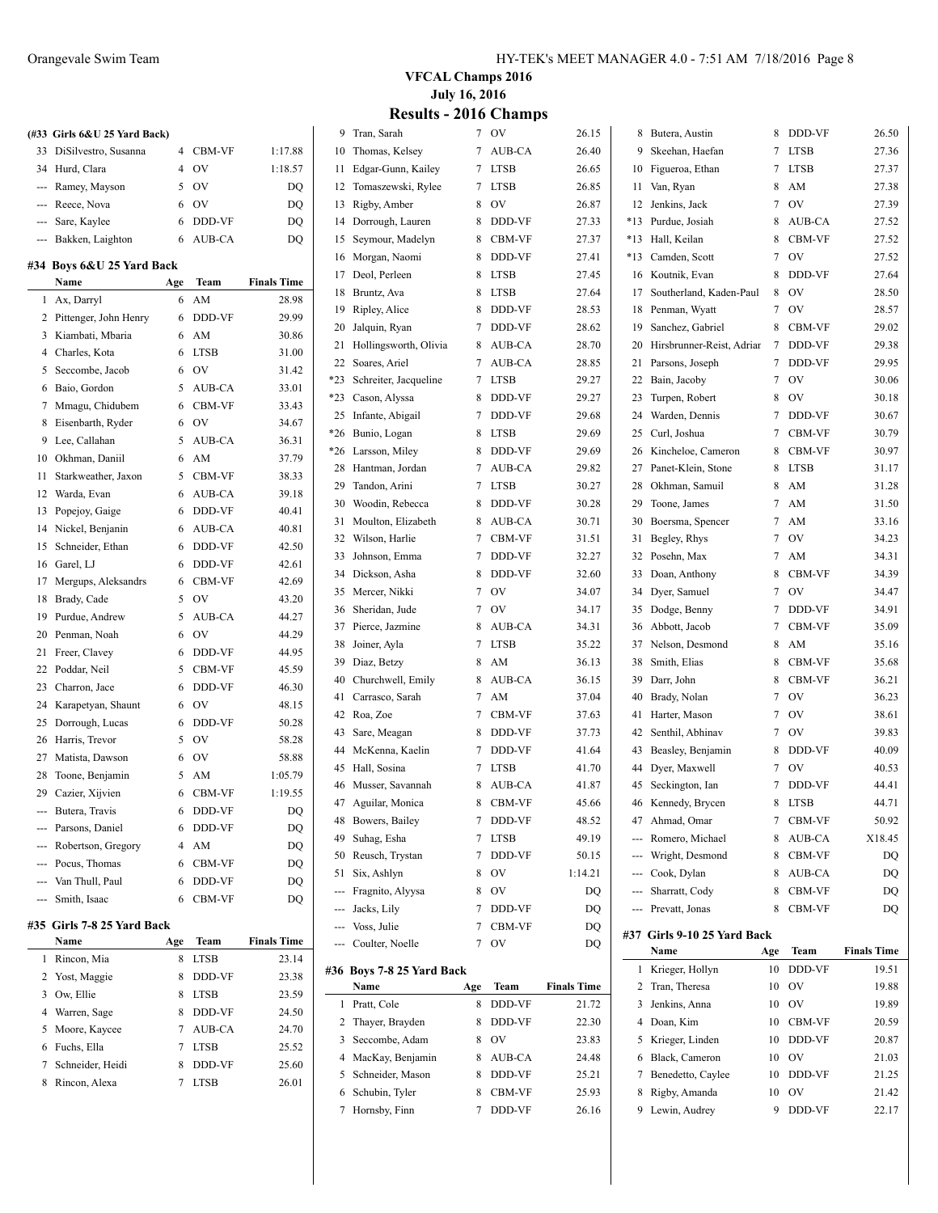# VFCAL Champs 2016

**July 16, 2016**

## Results - 2016 Champs

### (#33 Girls 6&U 25 Yard Back)

| | Name | Age | Team | Finals Time |
|---|---|---|---|---|
| 33 | DiSilvestro, Susanna | 4 | CBM-VF | 1:17.88 |
| 34 | Hurd, Clara | 4 | OV | 1:18.57 |
| --- | Ramey, Mayson | 5 | OV | DQ |
| --- | Reece, Nova | 6 | OV | DQ |
| --- | Sare, Kaylee | 6 | DDD-VF | DQ |
| --- | Bakken, Laighton | 6 | AUB-CA | DQ |

### #34 Boys 6&U 25 Yard Back

| | Name | Age | Team | Finals Time |
|---|---|---|---|---|
| 1 | Ax, Darryl | 6 | AM | 28.98 |
| 2 | Pittenger, John Henry | 6 | DDD-VF | 29.99 |
| 3 | Kiambati, Mbaria | 6 | AM | 30.86 |
| 4 | Charles, Kota | 6 | LTSB | 31.00 |
| 5 | Seccombe, Jacob | 6 | OV | 31.42 |
| 6 | Baio, Gordon | 5 | AUB-CA | 33.01 |
| 7 | Mmagu, Chidubem | 6 | CBM-VF | 33.43 |
| 8 | Eisenbarth, Ryder | 6 | OV | 34.67 |
| 9 | Lee, Callahan | 5 | AUB-CA | 36.31 |
| 10 | Okhman, Daniil | 6 | AM | 37.79 |
| 11 | Starkweather, Jaxon | 5 | CBM-VF | 38.33 |
| 12 | Warda, Evan | 6 | AUB-CA | 39.18 |
| 13 | Popejoy, Gaige | 6 | DDD-VF | 40.41 |
| 14 | Nickel, Benjanin | 6 | AUB-CA | 40.81 |
| 15 | Schneider, Ethan | 6 | DDD-VF | 42.50 |
| 16 | Garel, LJ | 6 | DDD-VF | 42.61 |
| 17 | Mergups, Aleksandrs | 6 | CBM-VF | 42.69 |
| 18 | Brady, Cade | 5 | OV | 43.20 |
| 19 | Purdue, Andrew | 5 | AUB-CA | 44.27 |
| 20 | Penman, Noah | 6 | OV | 44.29 |
| 21 | Freer, Clavey | 6 | DDD-VF | 44.95 |
| 22 | Poddar, Neil | 5 | CBM-VF | 45.59 |
| 23 | Charron, Jace | 6 | DDD-VF | 46.30 |
| 24 | Karapetyan, Shaunt | 6 | OV | 48.15 |
| 25 | Dorrough, Lucas | 6 | DDD-VF | 50.28 |
| 26 | Harris, Trevor | 5 | OV | 58.28 |
| 27 | Matista, Dawson | 6 | OV | 58.88 |
| 28 | Toone, Benjamin | 5 | AM | 1:05.79 |
| 29 | Cazier, Xijvien | 6 | CBM-VF | 1:19.55 |
| --- | Butera, Travis | 6 | DDD-VF | DQ |
| --- | Parsons, Daniel | 6 | DDD-VF | DQ |
| --- | Robertson, Gregory | 4 | AM | DQ |
| --- | Pocus, Thomas | 6 | CBM-VF | DQ |
| --- | Van Thull, Paul | 6 | DDD-VF | DQ |
| --- | Smith, Isaac | 6 | CBM-VF | DQ |

### #35 Girls 7-8 25 Yard Back

| | Name | Age | Team | Finals Time |
|---|---|---|---|---|
| 1 | Rincon, Mia | 8 | LTSB | 23.14 |
| 2 | Yost, Maggie | 8 | DDD-VF | 23.38 |
| 3 | Ow, Ellie | 8 | LTSB | 23.59 |
| 4 | Warren, Sage | 8 | DDD-VF | 24.50 |
| 5 | Moore, Kaycee | 7 | AUB-CA | 24.70 |
| 6 | Fuchs, Ella | 7 | LTSB | 25.52 |
| 7 | Schneider, Heidi | 8 | DDD-VF | 25.60 |
| 8 | Rincon, Alexa | 7 | LTSB | 26.01 |
| 9 | Tran, Sarah | 7 | OV | 26.15 |
| 10 | Thomas, Kelsey | 7 | AUB-CA | 26.40 |
| 11 | Edgar-Gunn, Kailey | 7 | LTSB | 26.65 |
| 12 | Tomaszewski, Rylee | 7 | LTSB | 26.85 |
| 13 | Rigby, Amber | 8 | OV | 26.87 |
| 14 | Dorrough, Lauren | 8 | DDD-VF | 27.33 |
| 15 | Seymour, Madelyn | 8 | CBM-VF | 27.37 |
| 16 | Morgan, Naomi | 8 | DDD-VF | 27.41 |
| 17 | Deol, Perleen | 8 | LTSB | 27.45 |
| 18 | Bruntz, Ava | 8 | LTSB | 27.64 |
| 19 | Ripley, Alice | 8 | DDD-VF | 28.53 |
| 20 | Jalquin, Ryan | 7 | DDD-VF | 28.62 |
| 21 | Hollingsworth, Olivia | 8 | AUB-CA | 28.70 |
| 22 | Soares, Ariel | 7 | AUB-CA | 28.85 |
| *23 | Schreiter, Jacqueline | 7 | LTSB | 29.27 |
| *23 | Cason, Alyssa | 8 | DDD-VF | 29.27 |
| 25 | Infante, Abigail | 7 | DDD-VF | 29.68 |
| *26 | Bunio, Logan | 8 | LTSB | 29.69 |
| *26 | Larsson, Miley | 8 | DDD-VF | 29.69 |
| 28 | Hantman, Jordan | 7 | AUB-CA | 29.82 |
| 29 | Tandon, Arini | 7 | LTSB | 30.27 |
| 30 | Woodin, Rebecca | 8 | DDD-VF | 30.28 |
| 31 | Moulton, Elizabeth | 8 | AUB-CA | 30.71 |
| 32 | Wilson, Harlie | 7 | CBM-VF | 31.51 |
| 33 | Johnson, Emma | 7 | DDD-VF | 32.27 |
| 34 | Dickson, Asha | 8 | DDD-VF | 32.60 |
| 35 | Mercer, Nikki | 7 | OV | 34.07 |
| 36 | Sheridan, Jude | 7 | OV | 34.17 |
| 37 | Pierce, Jazmine | 8 | AUB-CA | 34.31 |
| 38 | Joiner, Ayla | 7 | LTSB | 35.22 |
| 39 | Diaz, Betzy | 8 | AM | 36.13 |
| 40 | Churchwell, Emily | 8 | AUB-CA | 36.15 |
| 41 | Carrasco, Sarah | 7 | AM | 37.04 |
| 42 | Roa, Zoe | 7 | CBM-VF | 37.63 |
| 43 | Sare, Meagan | 8 | DDD-VF | 37.73 |
| 44 | McKenna, Kaelin | 7 | DDD-VF | 41.64 |
| 45 | Hall, Sosina | 7 | LTSB | 41.70 |
| 46 | Musser, Savannah | 8 | AUB-CA | 41.87 |
| 47 | Aguilar, Monica | 8 | CBM-VF | 45.66 |
| 48 | Bowers, Bailey | 7 | DDD-VF | 48.52 |
| 49 | Suhag, Esha | 7 | LTSB | 49.19 |
| 50 | Reusch, Trystan | 7 | DDD-VF | 50.15 |
| 51 | Six, Ashlyn | 8 | OV | 1:14.21 |
| --- | Fragnito, Alyyssa | 8 | OV | DQ |
| --- | Jacks, Lily | 7 | DDD-VF | DQ |
| --- | Voss, Julie | 7 | CBM-VF | DQ |
| --- | Coulter, Noelle | 7 | OV | DQ |

### #36 Boys 7-8 25 Yard Back

| | Name | Age | Team | Finals Time |
|---|---|---|---|---|
| 1 | Pratt, Cole | 8 | DDD-VF | 21.72 |
| 2 | Thayer, Brayden | 8 | DDD-VF | 22.30 |
| 3 | Seccombe, Adam | 8 | OV | 23.83 |
| 4 | MacKay, Benjamin | 8 | AUB-CA | 24.48 |
| 5 | Schneider, Mason | 8 | DDD-VF | 25.21 |
| 6 | Schubin, Tyler | 8 | CBM-VF | 25.93 |
| 7 | Hornsby, Finn | 7 | DDD-VF | 26.16 |
| 8 | Butera, Austin | 8 | DDD-VF | 26.50 |
| 9 | Skeehan, Haefan | 7 | LTSB | 27.36 |
| 10 | Figueroa, Ethan | 7 | LTSB | 27.37 |
| 11 | Van, Ryan | 8 | AM | 27.38 |
| 12 | Jenkins, Jack | 7 | OV | 27.39 |
| *13 | Purdue, Josiah | 8 | AUB-CA | 27.52 |
| *13 | Hall, Keilan | 8 | CBM-VF | 27.52 |
| *13 | Camden, Scott | 7 | OV | 27.52 |
| 16 | Koutnik, Evan | 8 | DDD-VF | 27.64 |
| 17 | Southerland, Kaden-Paul | 8 | OV | 28.50 |
| 18 | Penman, Wyatt | 7 | OV | 28.57 |
| 19 | Sanchez, Gabriel | 8 | CBM-VF | 29.02 |
| 20 | Hirsbrunner-Reist, Adriar | 7 | DDD-VF | 29.38 |
| 21 | Parsons, Joseph | 7 | DDD-VF | 29.95 |
| 22 | Bain, Jacoby | 7 | OV | 30.06 |
| 23 | Turpen, Robert | 8 | OV | 30.18 |
| 24 | Warden, Dennis | 7 | DDD-VF | 30.67 |
| 25 | Curl, Joshua | 7 | CBM-VF | 30.79 |
| 26 | Kincheloe, Cameron | 8 | CBM-VF | 30.97 |
| 27 | Panet-Klein, Stone | 8 | LTSB | 31.17 |
| 28 | Okhman, Samuil | 8 | AM | 31.28 |
| 29 | Toone, James | 7 | AM | 31.50 |
| 30 | Boersma, Spencer | 7 | AM | 33.16 |
| 31 | Begley, Rhys | 7 | OV | 34.23 |
| 32 | Posehn, Max | 7 | AM | 34.31 |
| 33 | Doan, Anthony | 8 | CBM-VF | 34.39 |
| 34 | Dyer, Samuel | 7 | OV | 34.47 |
| 35 | Dodge, Benny | 7 | DDD-VF | 34.91 |
| 36 | Abbott, Jacob | 7 | CBM-VF | 35.09 |
| 37 | Nelson, Desmond | 8 | AM | 35.16 |
| 38 | Smith, Elias | 8 | CBM-VF | 35.68 |
| 39 | Darr, John | 8 | CBM-VF | 36.21 |
| 40 | Brady, Nolan | 7 | OV | 36.23 |
| 41 | Harter, Mason | 7 | OV | 38.61 |
| 42 | Senthil, Abhinav | 7 | OV | 39.83 |
| 43 | Beasley, Benjamin | 8 | DDD-VF | 40.09 |
| 44 | Dyer, Maxwell | 7 | OV | 40.53 |
| 45 | Seckington, Ian | 7 | DDD-VF | 44.41 |
| 46 | Kennedy, Brycen | 8 | LTSB | 44.71 |
| 47 | Ahmad, Omar | 7 | CBM-VF | 50.92 |
| --- | Romero, Michael | 8 | AUB-CA | X18.45 |
| --- | Wright, Desmond | 8 | CBM-VF | DQ |
| --- | Cook, Dylan | 8 | AUB-CA | DQ |
| --- | Sharratt, Cody | 8 | CBM-VF | DQ |
| --- | Prevatt, Jonas | 8 | CBM-VF | DQ |

### #37 Girls 9-10 25 Yard Back

| | Name | Age | Team | Finals Time |
|---|---|---|---|---|
| 1 | Krieger, Hollyn | 10 | DDD-VF | 19.51 |
| 2 | Tran, Theresa | 10 | OV | 19.88 |
| 3 | Jenkins, Anna | 10 | OV | 19.89 |
| 4 | Doan, Kim | 10 | CBM-VF | 20.59 |
| 5 | Krieger, Linden | 10 | DDD-VF | 20.87 |
| 6 | Black, Cameron | 10 | OV | 21.03 |
| 7 | Benedetto, Caylee | 10 | DDD-VF | 21.25 |
| 8 | Rigby, Amanda | 10 | OV | 21.42 |
| 9 | Lewin, Audrey | 9 | DDD-VF | 22.17 |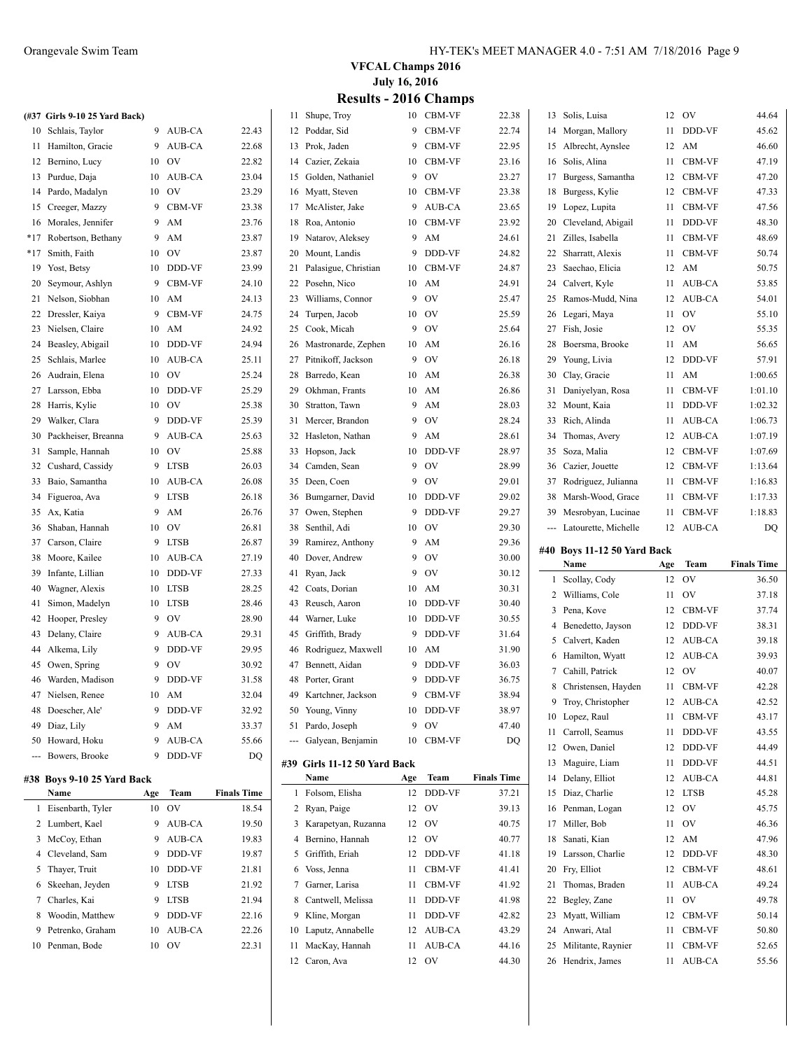# VFCAL Champs 2016

**July 16, 2016**

## Results - 2016 Champs

### (#37 Girls 9-10 25 Yard Back)

| | Name | Age | Team | Finals Time |
|---|---|---|---|---|
| 10 | Schlais, Taylor | 9 | AUB-CA | 22.43 |
| 11 | Hamilton, Gracie | 9 | AUB-CA | 22.68 |
| 12 | Bernino, Lucy | 10 | OV | 22.82 |
| 13 | Purdue, Daja | 10 | AUB-CA | 23.04 |
| 14 | Pardo, Madalyn | 10 | OV | 23.29 |
| 15 | Creeger, Mazzy | 9 | CBM-VF | 23.38 |
| 16 | Morales, Jennifer | 9 | AM | 23.76 |
| *17 | Robertson, Bethany | 9 | AM | 23.87 |
| *17 | Smith, Faith | 10 | OV | 23.87 |
| 19 | Yost, Betsy | 10 | DDD-VF | 23.99 |
| 20 | Seymour, Ashlyn | 9 | CBM-VF | 24.10 |
| 21 | Nelson, Siobhan | 10 | AM | 24.13 |
| 22 | Dressler, Kaiya | 9 | CBM-VF | 24.75 |
| 23 | Nielsen, Claire | 10 | AM | 24.92 |
| 24 | Beasley, Abigail | 10 | DDD-VF | 24.94 |
| 25 | Schlais, Marlee | 10 | AUB-CA | 25.11 |
| 26 | Audrain, Elena | 10 | OV | 25.24 |
| 27 | Larsson, Ebba | 10 | DDD-VF | 25.29 |
| 28 | Harris, Kylie | 10 | OV | 25.38 |
| 29 | Walker, Clara | 9 | DDD-VF | 25.39 |
| 30 | Packheiser, Breanna | 9 | AUB-CA | 25.63 |
| 31 | Sample, Hannah | 10 | OV | 25.88 |
| 32 | Cushard, Cassidy | 9 | LTSB | 26.03 |
| 33 | Baio, Samantha | 10 | AUB-CA | 26.08 |
| 34 | Figueroa, Ava | 9 | LTSB | 26.18 |
| 35 | Ax, Katia | 9 | AM | 26.76 |
| 36 | Shaban, Hannah | 10 | OV | 26.81 |
| 37 | Carson, Claire | 9 | LTSB | 26.87 |
| 38 | Moore, Kailee | 10 | AUB-CA | 27.19 |
| 39 | Infante, Lillian | 10 | DDD-VF | 27.33 |
| 40 | Wagner, Alexis | 10 | LTSB | 28.25 |
| 41 | Simon, Madelyn | 10 | LTSB | 28.46 |
| 42 | Hooper, Presley | 9 | OV | 28.90 |
| 43 | Delany, Claire | 9 | AUB-CA | 29.31 |
| 44 | Alkema, Lily | 9 | DDD-VF | 29.95 |
| 45 | Owen, Spring | 9 | OV | 30.92 |
| 46 | Warden, Madison | 9 | DDD-VF | 31.58 |
| 47 | Nielsen, Renee | 10 | AM | 32.04 |
| 48 | Doescher, Ale' | 9 | DDD-VF | 32.92 |
| 49 | Diaz, Lily | 9 | AM | 33.37 |
| 50 | Howard, Hoku | 9 | AUB-CA | 55.66 |
| --- | Bowers, Brooke | 9 | DDD-VF | DQ |

### #38 Boys 9-10 25 Yard Back

| | Name | Age | Team | Finals Time |
|---|---|---|---|---|
| 1 | Eisenbarth, Tyler | 10 | OV | 18.54 |
| 2 | Lumbert, Kael | 9 | AUB-CA | 19.50 |
| 3 | McCoy, Ethan | 9 | AUB-CA | 19.83 |
| 4 | Cleveland, Sam | 9 | DDD-VF | 19.87 |
| 5 | Thayer, Truit | 10 | DDD-VF | 21.81 |
| 6 | Skeehan, Jeyden | 9 | LTSB | 21.92 |
| 7 | Charles, Kai | 9 | LTSB | 21.94 |
| 8 | Woodin, Matthew | 9 | DDD-VF | 22.16 |
| 9 | Petrenko, Graham | 10 | AUB-CA | 22.26 |
| 10 | Penman, Bode | 10 | OV | 22.31 |
| 11 | Shupe, Troy | 10 | CBM-VF | 22.38 |
| 12 | Poddar, Sid | 9 | CBM-VF | 22.74 |
| 13 | Prok, Jaden | 9 | CBM-VF | 22.95 |
| 14 | Cazier, Zekaia | 10 | CBM-VF | 23.16 |
| 15 | Golden, Nathaniel | 9 | OV | 23.27 |
| 16 | Myatt, Steven | 10 | CBM-VF | 23.38 |
| 17 | McAlister, Jake | 9 | AUB-CA | 23.65 |
| 18 | Roa, Antonio | 10 | CBM-VF | 23.92 |
| 19 | Natarov, Aleksey | 9 | AM | 24.61 |
| 20 | Mount, Landis | 9 | DDD-VF | 24.82 |
| 21 | Palasigue, Christian | 10 | CBM-VF | 24.87 |
| 22 | Posehn, Nico | 10 | AM | 24.91 |
| 23 | Williams, Connor | 9 | OV | 25.47 |
| 24 | Turpen, Jacob | 10 | OV | 25.59 |
| 25 | Cook, Micah | 9 | OV | 25.64 |
| 26 | Mastronarde, Zephen | 10 | AM | 26.16 |
| 27 | Pitnikoff, Jackson | 9 | OV | 26.18 |
| 28 | Barredo, Kean | 10 | AM | 26.38 |
| 29 | Okhman, Frants | 10 | AM | 26.86 |
| 30 | Stratton, Tawn | 9 | AM | 28.03 |
| 31 | Mercer, Brandon | 9 | OV | 28.24 |
| 32 | Hasleton, Nathan | 9 | AM | 28.61 |
| 33 | Hopson, Jack | 10 | DDD-VF | 28.97 |
| 34 | Camden, Sean | 9 | OV | 28.99 |
| 35 | Deen, Coen | 9 | OV | 29.01 |
| 36 | Bumgarner, David | 10 | DDD-VF | 29.02 |
| 37 | Owen, Stephen | 9 | DDD-VF | 29.27 |
| 38 | Senthil, Adi | 10 | OV | 29.30 |
| 39 | Ramirez, Anthony | 9 | AM | 29.36 |
| 40 | Dover, Andrew | 9 | OV | 30.00 |
| 41 | Ryan, Jack | 9 | OV | 30.12 |
| 42 | Coats, Dorian | 10 | AM | 30.31 |
| 43 | Reusch, Aaron | 10 | DDD-VF | 30.40 |
| 44 | Warner, Luke | 10 | DDD-VF | 30.55 |
| 45 | Griffith, Brady | 9 | DDD-VF | 31.64 |
| 46 | Rodriguez, Maxwell | 10 | AM | 31.90 |
| 47 | Bennett, Aidan | 9 | DDD-VF | 36.03 |
| 48 | Porter, Grant | 9 | DDD-VF | 36.75 |
| 49 | Kartchner, Jackson | 9 | CBM-VF | 38.94 |
| 50 | Young, Vinny | 10 | DDD-VF | 38.97 |
| 51 | Pardo, Joseph | 9 | OV | 47.40 |
| --- | Galyean, Benjamin | 10 | CBM-VF | DQ |

### #39 Girls 11-12 50 Yard Back

| | Name | Age | Team | Finals Time |
|---|---|---|---|---|
| 1 | Folsom, Elisha | 12 | DDD-VF | 37.21 |
| 2 | Ryan, Paige | 12 | OV | 39.13 |
| 3 | Karapetyan, Ruzanna | 12 | OV | 40.75 |
| 4 | Bernino, Hannah | 12 | OV | 40.77 |
| 5 | Griffith, Eriah | 12 | DDD-VF | 41.18 |
| 6 | Voss, Jenna | 11 | CBM-VF | 41.41 |
| 7 | Garner, Larisa | 11 | CBM-VF | 41.92 |
| 8 | Cantwell, Melissa | 11 | DDD-VF | 41.98 |
| 9 | Kline, Morgan | 11 | DDD-VF | 42.82 |
| 10 | Laputz, Annabelle | 12 | AUB-CA | 43.29 |
| 11 | MacKay, Hannah | 11 | AUB-CA | 44.16 |
| 12 | Caron, Ava | 12 | OV | 44.30 |
| 13 | Solis, Luisa | 12 | OV | 44.64 |
| 14 | Morgan, Mallory | 11 | DDD-VF | 45.62 |
| 15 | Albrecht, Aynslee | 12 | AM | 46.60 |
| 16 | Solis, Alina | 11 | CBM-VF | 47.19 |
| 17 | Burgess, Samantha | 12 | CBM-VF | 47.20 |
| 18 | Burgess, Kylie | 12 | CBM-VF | 47.33 |
| 19 | Lopez, Lupita | 11 | CBM-VF | 47.56 |
| 20 | Cleveland, Abigail | 11 | DDD-VF | 48.30 |
| 21 | Zilles, Isabella | 11 | CBM-VF | 48.69 |
| 22 | Sharratt, Alexis | 11 | CBM-VF | 50.74 |
| 23 | Saechao, Elicia | 12 | AM | 50.75 |
| 24 | Calvert, Kyle | 11 | AUB-CA | 53.85 |
| 25 | Ramos-Mudd, Nina | 12 | AUB-CA | 54.01 |
| 26 | Legari, Maya | 11 | OV | 55.10 |
| 27 | Fish, Josie | 12 | OV | 55.35 |
| 28 | Boersma, Brooke | 11 | AM | 56.65 |
| 29 | Young, Livia | 12 | DDD-VF | 57.91 |
| 30 | Clay, Gracie | 11 | AM | 1:00.65 |
| 31 | Daniyelyan, Rosa | 11 | CBM-VF | 1:01.10 |
| 32 | Mount, Kaia | 11 | DDD-VF | 1:02.32 |
| 33 | Rich, Alinda | 11 | AUB-CA | 1:06.73 |
| 34 | Thomas, Avery | 12 | AUB-CA | 1:07.19 |
| 35 | Soza, Malia | 12 | CBM-VF | 1:07.69 |
| 36 | Cazier, Jouette | 12 | CBM-VF | 1:13.64 |
| 37 | Rodriguez, Julianna | 11 | CBM-VF | 1:16.83 |
| 38 | Marsh-Wood, Grace | 11 | CBM-VF | 1:17.33 |
| 39 | Mesrobyan, Lucinae | 11 | CBM-VF | 1:18.83 |
| --- | Latourette, Michelle | 12 | AUB-CA | DQ |

### #40 Boys 11-12 50 Yard Back

| | Name | Age | Team | Finals Time |
|---|---|---|---|---|
| 1 | Scollay, Cody | 12 | OV | 36.50 |
| 2 | Williams, Cole | 11 | OV | 37.18 |
| 3 | Pena, Kove | 12 | CBM-VF | 37.74 |
| 4 | Benedetto, Jayson | 12 | DDD-VF | 38.31 |
| 5 | Calvert, Kaden | 12 | AUB-CA | 39.18 |
| 6 | Hamilton, Wyatt | 12 | AUB-CA | 39.93 |
| 7 | Cahill, Patrick | 12 | OV | 40.07 |
| 8 | Christensen, Hayden | 11 | CBM-VF | 42.28 |
| 9 | Troy, Christopher | 12 | AUB-CA | 42.52 |
| 10 | Lopez, Raul | 11 | CBM-VF | 43.17 |
| 11 | Carroll, Seamus | 11 | DDD-VF | 43.55 |
| 12 | Owen, Daniel | 12 | DDD-VF | 44.49 |
| 13 | Maguire, Liam | 11 | DDD-VF | 44.51 |
| 14 | Delany, Elliot | 12 | AUB-CA | 44.81 |
| 15 | Diaz, Charlie | 12 | LTSB | 45.28 |
| 16 | Penman, Logan | 12 | OV | 45.75 |
| 17 | Miller, Bob | 11 | OV | 46.36 |
| 18 | Sanati, Kian | 12 | AM | 47.96 |
| 19 | Larsson, Charlie | 12 | DDD-VF | 48.30 |
| 20 | Fry, Elliot | 12 | CBM-VF | 48.61 |
| 21 | Thomas, Braden | 11 | AUB-CA | 49.24 |
| 22 | Begley, Zane | 11 | OV | 49.78 |
| 23 | Myatt, William | 12 | CBM-VF | 50.14 |
| 24 | Anwari, Atal | 11 | CBM-VF | 50.80 |
| 25 | Militante, Raynier | 11 | CBM-VF | 52.65 |
| 26 | Hendrix, James | 11 | AUB-CA | 55.56 |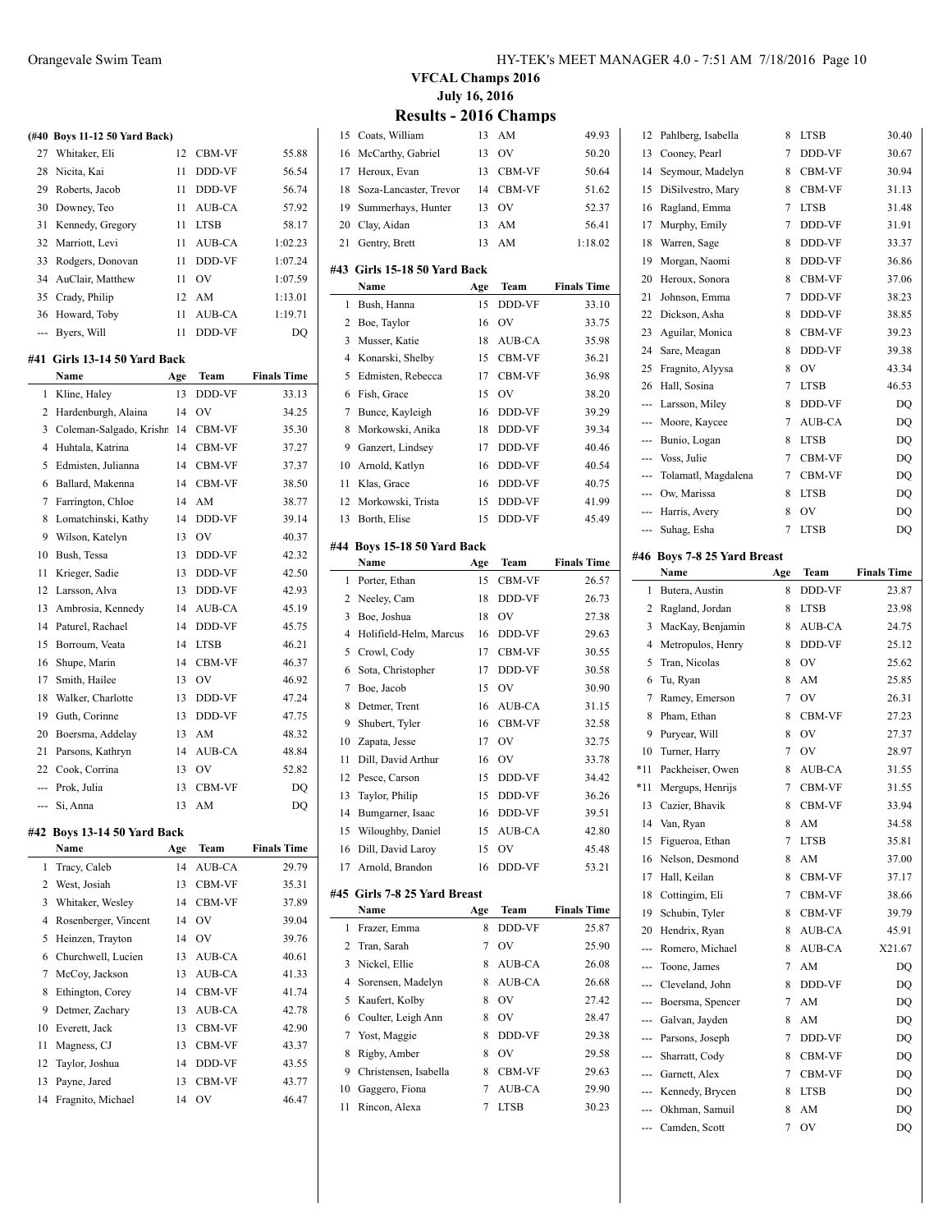# VFCAL Champs 2016

**July 16, 2016**

## Results - 2016 Champs

### (#40 Boys 11-12 50 Yard Back)

| | Name | Age | Team | Finals Time |
|---|---|---|---|---|
| 27 | Whitaker, Eli | 12 | CBM-VF | 55.88 |
| 28 | Nicita, Kai | 11 | DDD-VF | 56.54 |
| 29 | Roberts, Jacob | 11 | DDD-VF | 56.74 |
| 30 | Downey, Teo | 11 | AUB-CA | 57.92 |
| 31 | Kennedy, Gregory | 11 | LTSB | 58.17 |
| 32 | Marriott, Levi | 11 | AUB-CA | 1:02.23 |
| 33 | Rodgers, Donovan | 11 | DDD-VF | 1:07.24 |
| 34 | AuClair, Matthew | 11 | OV | 1:07.59 |
| 35 | Crady, Philip | 12 | AM | 1:13.01 |
| 36 | Howard, Toby | 11 | AUB-CA | 1:19.71 |
| --- | Byers, Will | 11 | DDD-VF | DQ |

### #41 Girls 13-14 50 Yard Back

| | Name | Age | Team | Finals Time |
|---|---|---|---|---|
| 1 | Kline, Haley | 13 | DDD-VF | 33.13 |
| 2 | Hardenburgh, Alaina | 14 | OV | 34.25 |
| 3 | Coleman-Salgado, Krishn | 14 | CBM-VF | 35.30 |
| 4 | Huhtala, Katrina | 14 | CBM-VF | 37.27 |
| 5 | Edmisten, Julianna | 14 | CBM-VF | 37.37 |
| 6 | Ballard, Makenna | 14 | CBM-VF | 38.50 |
| 7 | Farrington, Chloe | 14 | AM | 38.77 |
| 8 | Lomatchinski, Kathy | 14 | DDD-VF | 39.14 |
| 9 | Wilson, Katelyn | 13 | OV | 40.37 |
| 10 | Bush, Tessa | 13 | DDD-VF | 42.32 |
| 11 | Krieger, Sadie | 13 | DDD-VF | 42.50 |
| 12 | Larsson, Alva | 13 | DDD-VF | 42.93 |
| 13 | Ambrosia, Kennedy | 14 | AUB-CA | 45.19 |
| 14 | Paturel, Rachael | 14 | DDD-VF | 45.75 |
| 15 | Borroum, Veata | 14 | LTSB | 46.21 |
| 16 | Shupe, Marin | 14 | CBM-VF | 46.37 |
| 17 | Smith, Hailee | 13 | OV | 46.92 |
| 18 | Walker, Charlotte | 13 | DDD-VF | 47.24 |
| 19 | Guth, Corinne | 13 | DDD-VF | 47.75 |
| 20 | Boersma, Addelay | 13 | AM | 48.32 |
| 21 | Parsons, Kathryn | 14 | AUB-CA | 48.84 |
| 22 | Cook, Corrina | 13 | OV | 52.82 |
| --- | Prok, Julia | 13 | CBM-VF | DQ |
| --- | Si, Anna | 13 | AM | DQ |

### #42 Boys 13-14 50 Yard Back

| | Name | Age | Team | Finals Time |
|---|---|---|---|---|
| 1 | Tracy, Caleb | 14 | AUB-CA | 29.79 |
| 2 | West, Josiah | 13 | CBM-VF | 35.31 |
| 3 | Whitaker, Wesley | 14 | CBM-VF | 37.89 |
| 4 | Rosenberger, Vincent | 14 | OV | 39.04 |
| 5 | Heinzen, Trayton | 14 | OV | 39.76 |
| 6 | Churchwell, Lucien | 13 | AUB-CA | 40.61 |
| 7 | McCoy, Jackson | 13 | AUB-CA | 41.33 |
| 8 | Ethington, Corey | 14 | CBM-VF | 41.74 |
| 9 | Detmer, Zachary | 13 | AUB-CA | 42.78 |
| 10 | Everett, Jack | 13 | CBM-VF | 42.90 |
| 11 | Magness, CJ | 13 | CBM-VF | 43.37 |
| 12 | Taylor, Joshua | 14 | DDD-VF | 43.55 |
| 13 | Payne, Jared | 13 | CBM-VF | 43.77 |
| 14 | Fragnito, Michael | 14 | OV | 46.47 |
| 15 | Coats, William | 13 | AM | 49.93 |
| 16 | McCarthy, Gabriel | 13 | OV | 50.20 |
| 17 | Heroux, Evan | 13 | CBM-VF | 50.64 |
| 18 | Soza-Lancaster, Trevor | 14 | CBM-VF | 51.62 |
| 19 | Summerhays, Hunter | 13 | OV | 52.37 |
| 20 | Clay, Aidan | 13 | AM | 56.41 |
| 21 | Gentry, Brett | 13 | AM | 1:18.02 |

### #43 Girls 15-18 50 Yard Back

| | Name | Age | Team | Finals Time |
|---|---|---|---|---|
| 1 | Bush, Hanna | 15 | DDD-VF | 33.10 |
| 2 | Boe, Taylor | 16 | OV | 33.75 |
| 3 | Musser, Katie | 18 | AUB-CA | 35.98 |
| 4 | Konarski, Shelby | 15 | CBM-VF | 36.21 |
| 5 | Edmisten, Rebecca | 17 | CBM-VF | 36.98 |
| 6 | Fish, Grace | 15 | OV | 38.20 |
| 7 | Bunce, Kayleigh | 16 | DDD-VF | 39.29 |
| 8 | Morkowski, Anika | 18 | DDD-VF | 39.34 |
| 9 | Ganzert, Lindsey | 17 | DDD-VF | 40.46 |
| 10 | Arnold, Katlyn | 16 | DDD-VF | 40.54 |
| 11 | Klas, Grace | 16 | DDD-VF | 40.75 |
| 12 | Morkowski, Trista | 15 | DDD-VF | 41.99 |
| 13 | Borth, Elise | 15 | DDD-VF | 45.49 |

### #44 Boys 15-18 50 Yard Back

| | Name | Age | Team | Finals Time |
|---|---|---|---|---|
| 1 | Porter, Ethan | 15 | CBM-VF | 26.57 |
| 2 | Neeley, Cam | 18 | DDD-VF | 26.73 |
| 3 | Boe, Joshua | 18 | OV | 27.38 |
| 4 | Holifield-Helm, Marcus | 16 | DDD-VF | 29.63 |
| 5 | Crowl, Cody | 17 | CBM-VF | 30.55 |
| 6 | Sota, Christopher | 17 | DDD-VF | 30.58 |
| 7 | Boe, Jacob | 15 | OV | 30.90 |
| 8 | Detmer, Trent | 16 | AUB-CA | 31.15 |
| 9 | Shubert, Tyler | 16 | CBM-VF | 32.58 |
| 10 | Zapata, Jesse | 17 | OV | 32.75 |
| 11 | Dill, David Arthur | 16 | OV | 33.78 |
| 12 | Pesce, Carson | 15 | DDD-VF | 34.42 |
| 13 | Taylor, Philip | 15 | DDD-VF | 36.26 |
| 14 | Bumgarner, Isaac | 16 | DDD-VF | 39.51 |
| 15 | Wiloughby, Daniel | 15 | AUB-CA | 42.80 |
| 16 | Dill, David Laroy | 15 | OV | 45.48 |
| 17 | Arnold, Brandon | 16 | DDD-VF | 53.21 |

### #45 Girls 7-8 25 Yard Breast

| | Name | Age | Team | Finals Time |
|---|---|---|---|---|
| 1 | Frazer, Emma | 8 | DDD-VF | 25.87 |
| 2 | Tran, Sarah | 7 | OV | 25.90 |
| 3 | Nickel, Ellie | 8 | AUB-CA | 26.08 |
| 4 | Sorensen, Madelyn | 8 | AUB-CA | 26.68 |
| 5 | Kaufert, Kolby | 8 | OV | 27.42 |
| 6 | Coulter, Leigh Ann | 8 | OV | 28.47 |
| 7 | Yost, Maggie | 8 | DDD-VF | 29.38 |
| 8 | Rigby, Amber | 8 | OV | 29.58 |
| 9 | Christensen, Isabella | 8 | CBM-VF | 29.63 |
| 10 | Gaggero, Fiona | 7 | AUB-CA | 29.90 |
| 11 | Rincon, Alexa | 7 | LTSB | 30.23 |
| 12 | Pahlberg, Isabella | 8 | LTSB | 30.40 |
| 13 | Cooney, Pearl | 7 | DDD-VF | 30.67 |
| 14 | Seymour, Madelyn | 8 | CBM-VF | 30.94 |
| 15 | DiSilvestro, Mary | 8 | CBM-VF | 31.13 |
| 16 | Ragland, Emma | 7 | LTSB | 31.48 |
| 17 | Murphy, Emily | 7 | DDD-VF | 31.91 |
| 18 | Warren, Sage | 8 | DDD-VF | 33.37 |
| 19 | Morgan, Naomi | 8 | DDD-VF | 36.86 |
| 20 | Heroux, Sonora | 8 | CBM-VF | 37.06 |
| 21 | Johnson, Emma | 7 | DDD-VF | 38.23 |
| 22 | Dickson, Asha | 8 | DDD-VF | 38.85 |
| 23 | Aguilar, Monica | 8 | CBM-VF | 39.23 |
| 24 | Sare, Meagan | 8 | DDD-VF | 39.38 |
| 25 | Fragnito, Alyyssa | 8 | OV | 43.34 |
| 26 | Hall, Sosina | 7 | LTSB | 46.53 |
| --- | Larsson, Miley | 8 | DDD-VF | DQ |
| --- | Moore, Kaycee | 7 | AUB-CA | DQ |
| --- | Bunio, Logan | 8 | LTSB | DQ |
| --- | Voss, Julie | 7 | CBM-VF | DQ |
| --- | Tolamatl, Magdalena | 7 | CBM-VF | DQ |
| --- | Ow, Marissa | 8 | LTSB | DQ |
| --- | Harris, Avery | 8 | OV | DQ |
| --- | Suhag, Esha | 7 | LTSB | DQ |

### #46 Boys 7-8 25 Yard Breast

| | Name | Age | Team | Finals Time |
|---|---|---|---|---|
| 1 | Butera, Austin | 8 | DDD-VF | 23.87 |
| 2 | Ragland, Jordan | 8 | LTSB | 23.98 |
| 3 | MacKay, Benjamin | 8 | AUB-CA | 24.75 |
| 4 | Metropulos, Henry | 8 | DDD-VF | 25.12 |
| 5 | Tran, Nicolas | 8 | OV | 25.62 |
| 6 | Tu, Ryan | 8 | AM | 25.85 |
| 7 | Ramey, Emerson | 7 | OV | 26.31 |
| 8 | Pham, Ethan | 8 | CBM-VF | 27.23 |
| 9 | Puryear, Will | 8 | OV | 27.37 |
| 10 | Turner, Harry | 7 | OV | 28.97 |
| *11 | Packheiser, Owen | 8 | AUB-CA | 31.55 |
| *11 | Mergups, Henrijs | 7 | CBM-VF | 31.55 |
| 13 | Cazier, Bhavik | 8 | CBM-VF | 33.94 |
| 14 | Van, Ryan | 8 | AM | 34.58 |
| 15 | Figueroa, Ethan | 7 | LTSB | 35.81 |
| 16 | Nelson, Desmond | 8 | AM | 37.00 |
| 17 | Hall, Keilan | 8 | CBM-VF | 37.17 |
| 18 | Cottingim, Eli | 7 | CBM-VF | 38.66 |
| 19 | Schubin, Tyler | 8 | CBM-VF | 39.79 |
| 20 | Hendrix, Ryan | 8 | AUB-CA | 45.91 |
| --- | Romero, Michael | 8 | AUB-CA | X21.67 |
| --- | Toone, James | 7 | AM | DQ |
| --- | Cleveland, John | 8 | DDD-VF | DQ |
| --- | Boersma, Spencer | 7 | AM | DQ |
| --- | Galvan, Jayden | 8 | AM | DQ |
| --- | Parsons, Joseph | 7 | DDD-VF | DQ |
| --- | Sharratt, Cody | 8 | CBM-VF | DQ |
| --- | Garnett, Alex | 7 | CBM-VF | DQ |
| --- | Kennedy, Brycen | 8 | LTSB | DQ |
| --- | Okhman, Samuil | 8 | AM | DQ |
| --- | Camden, Scott | 7 | OV | DQ |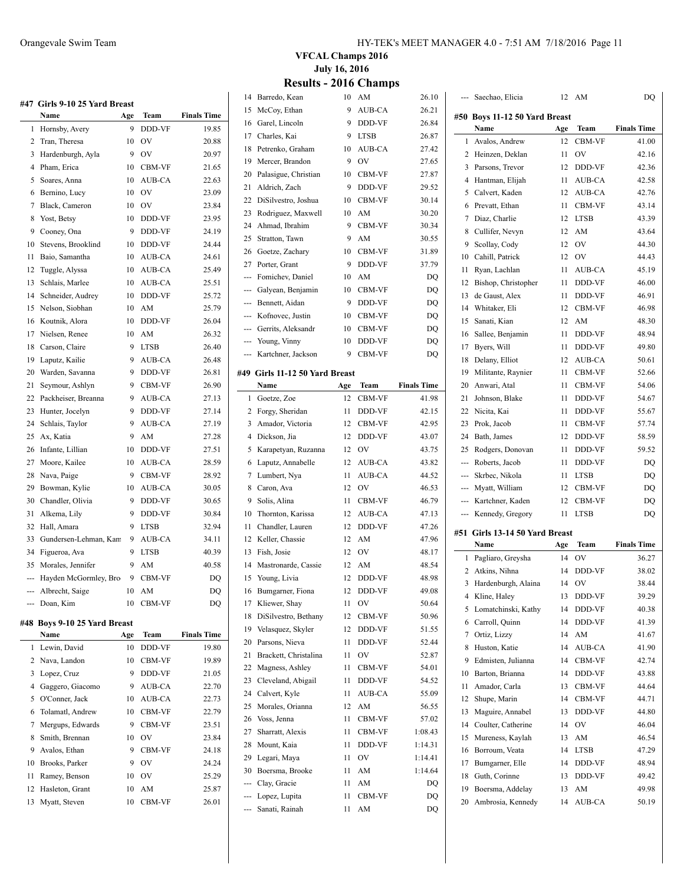# VFCAL Champs 2016

## July 16, 2016

## Results - 2016 Champs

### #47 Girls 9-10 25 Yard Breast

| | Name | Age | Team | Finals Time |
|---|---|---|---|---|
| 1 | Hornsby, Avery | 9 | DDD-VF | 19.85 |
| 2 | Tran, Theresa | 10 | OV | 20.88 |
| 3 | Hardenburgh, Ayla | 9 | OV | 20.97 |
| 4 | Pham, Erica | 10 | CBM-VF | 21.65 |
| 5 | Soares, Anna | 10 | AUB-CA | 22.63 |
| 6 | Bernino, Lucy | 10 | OV | 23.09 |
| 7 | Black, Cameron | 10 | OV | 23.84 |
| 8 | Yost, Betsy | 10 | DDD-VF | 23.95 |
| 9 | Cooney, Ona | 9 | DDD-VF | 24.19 |
| 10 | Stevens, Brooklind | 10 | DDD-VF | 24.44 |
| 11 | Baio, Samantha | 10 | AUB-CA | 24.61 |
| 12 | Tuggle, Alyssa | 10 | AUB-CA | 25.49 |
| 13 | Schlais, Marlee | 10 | AUB-CA | 25.51 |
| 14 | Schneider, Audrey | 10 | DDD-VF | 25.72 |
| 15 | Nelson, Siobhan | 10 | AM | 25.79 |
| 16 | Koutnik, Alora | 10 | DDD-VF | 26.04 |
| 17 | Nielsen, Renee | 10 | AM | 26.32 |
| 18 | Carson, Claire | 9 | LTSB | 26.40 |
| 19 | Laputz, Kailie | 9 | AUB-CA | 26.48 |
| 20 | Warden, Savanna | 9 | DDD-VF | 26.81 |
| 21 | Seymour, Ashlyn | 9 | CBM-VF | 26.90 |
| 22 | Packheiser, Breanna | 9 | AUB-CA | 27.13 |
| 23 | Hunter, Jocelyn | 9 | DDD-VF | 27.14 |
| 24 | Schlais, Taylor | 9 | AUB-CA | 27.19 |
| 25 | Ax, Katia | 9 | AM | 27.28 |
| 26 | Infante, Lillian | 10 | DDD-VF | 27.51 |
| 27 | Moore, Kailee | 10 | AUB-CA | 28.59 |
| 28 | Nava, Paige | 9 | CBM-VF | 28.92 |
| 29 | Bowman, Kylie | 10 | AUB-CA | 30.05 |
| 30 | Chandler, Olivia | 9 | DDD-VF | 30.65 |
| 31 | Alkema, Lily | 9 | DDD-VF | 30.84 |
| 32 | Hall, Amara | 9 | LTSB | 32.94 |
| 33 | Gundersen-Lehman, Kam | 9 | AUB-CA | 34.11 |
| 34 | Figueroa, Ava | 9 | LTSB | 40.39 |
| 35 | Morales, Jennifer | 9 | AM | 40.58 |
| --- | Hayden McGormley, Bro | 9 | CBM-VF | DQ |
| --- | Albrecht, Saige | 10 | AM | DQ |
| --- | Doan, Kim | 10 | CBM-VF | DQ |

### #48 Boys 9-10 25 Yard Breast

| | Name | Age | Team | Finals Time |
|---|---|---|---|---|
| 1 | Lewin, David | 10 | DDD-VF | 19.80 |
| 2 | Nava, Landon | 10 | CBM-VF | 19.89 |
| 3 | Lopez, Cruz | 9 | DDD-VF | 21.05 |
| 4 | Gaggero, Giacomo | 9 | AUB-CA | 22.70 |
| 5 | O'Conner, Jack | 10 | AUB-CA | 22.73 |
| 6 | Tolamatl, Andrew | 10 | CBM-VF | 22.79 |
| 7 | Mergups, Edwards | 9 | CBM-VF | 23.51 |
| 8 | Smith, Brennan | 10 | OV | 23.84 |
| 9 | Avalos, Ethan | 9 | CBM-VF | 24.18 |
| 10 | Brooks, Parker | 9 | OV | 24.24 |
| 11 | Ramey, Benson | 10 | OV | 25.29 |
| 12 | Hasleton, Grant | 10 | AM | 25.87 |
| 13 | Myatt, Steven | 10 | CBM-VF | 26.01 |
| 14 | Barredo, Kean | 10 | AM | 26.10 |
| 15 | McCoy, Ethan | 9 | AUB-CA | 26.21 |
| 16 | Garel, Lincoln | 9 | DDD-VF | 26.84 |
| 17 | Charles, Kai | 9 | LTSB | 26.87 |
| 18 | Petrenko, Graham | 10 | AUB-CA | 27.42 |
| 19 | Mercer, Brandon | 9 | OV | 27.65 |
| 20 | Palasigue, Christian | 10 | CBM-VF | 27.87 |
| 21 | Aldrich, Zach | 9 | DDD-VF | 29.52 |
| 22 | DiSilvestro, Joshua | 10 | CBM-VF | 30.14 |
| 23 | Rodriguez, Maxwell | 10 | AM | 30.20 |
| 24 | Ahmad, Ibrahim | 9 | CBM-VF | 30.34 |
| 25 | Stratton, Tawn | 9 | AM | 30.55 |
| 26 | Goetze, Zachary | 10 | CBM-VF | 31.89 |
| 27 | Porter, Grant | 9 | DDD-VF | 37.79 |
| --- | Fomichev, Daniel | 10 | AM | DQ |
| --- | Galyean, Benjamin | 10 | CBM-VF | DQ |
| --- | Bennett, Aidan | 9 | DDD-VF | DQ |
| --- | Kofnovec, Justin | 10 | CBM-VF | DQ |
| --- | Gerrits, Aleksandr | 10 | CBM-VF | DQ |
| --- | Young, Vinny | 10 | DDD-VF | DQ |
| --- | Kartchner, Jackson | 9 | CBM-VF | DQ |

### #49 Girls 11-12 50 Yard Breast

| | Name | Age | Team | Finals Time |
|---|---|---|---|---|
| 1 | Goetze, Zoe | 12 | CBM-VF | 41.98 |
| 2 | Forgy, Sheridan | 11 | DDD-VF | 42.15 |
| 3 | Amador, Victoria | 12 | CBM-VF | 42.95 |
| 4 | Dickson, Jia | 12 | DDD-VF | 43.07 |
| 5 | Karapetyan, Ruzanna | 12 | OV | 43.75 |
| 6 | Laputz, Annabelle | 12 | AUB-CA | 43.82 |
| 7 | Lumbert, Nya | 11 | AUB-CA | 44.52 |
| 8 | Caron, Ava | 12 | OV | 46.53 |
| 9 | Solis, Alina | 11 | CBM-VF | 46.79 |
| 10 | Thornton, Karissa | 12 | AUB-CA | 47.13 |
| 11 | Chandler, Lauren | 12 | DDD-VF | 47.26 |
| 12 | Keller, Chassie | 12 | AM | 47.96 |
| 13 | Fish, Josie | 12 | OV | 48.17 |
| 14 | Mastronarde, Cassie | 12 | AM | 48.54 |
| 15 | Young, Livia | 12 | DDD-VF | 48.98 |
| 16 | Bumgarner, Fiona | 12 | DDD-VF | 49.08 |
| 17 | Kliewer, Shay | 11 | OV | 50.64 |
| 18 | DiSilvestro, Bethany | 12 | CBM-VF | 50.96 |
| 19 | Velasquez, Skyler | 12 | DDD-VF | 51.55 |
| 20 | Parsons, Nieva | 11 | DDD-VF | 52.44 |
| 21 | Brackett, Christalina | 11 | OV | 52.87 |
| 22 | Magness, Ashley | 11 | CBM-VF | 54.01 |
| 23 | Cleveland, Abigail | 11 | DDD-VF | 54.52 |
| 24 | Calvert, Kyle | 11 | AUB-CA | 55.09 |
| 25 | Morales, Orianna | 12 | AM | 56.55 |
| 26 | Voss, Jenna | 11 | CBM-VF | 57.02 |
| 27 | Sharratt, Alexis | 11 | CBM-VF | 1:08.43 |
| 28 | Mount, Kaia | 11 | DDD-VF | 1:14.31 |
| 29 | Legari, Maya | 11 | OV | 1:14.41 |
| 30 | Boersma, Brooke | 11 | AM | 1:14.64 |
| --- | Clay, Gracie | 11 | AM | DQ |
| --- | Lopez, Lupita | 11 | CBM-VF | DQ |
| --- | Sanati, Rainah | 11 | AM | DQ |
| --- | Saechao, Elicia | 12 | AM | DQ |

### #50 Boys 11-12 50 Yard Breast

| | Name | Age | Team | Finals Time |
|---|---|---|---|---|
| 1 | Avalos, Andrew | 12 | CBM-VF | 41.00 |
| 2 | Heinzen, Deklan | 11 | OV | 42.16 |
| 3 | Parsons, Trevor | 12 | DDD-VF | 42.36 |
| 4 | Hantman, Elijah | 11 | AUB-CA | 42.58 |
| 5 | Calvert, Kaden | 12 | AUB-CA | 42.76 |
| 6 | Prevatt, Ethan | 11 | CBM-VF | 43.14 |
| 7 | Diaz, Charlie | 12 | LTSB | 43.39 |
| 8 | Cullifer, Nevyn | 12 | AM | 43.64 |
| 9 | Scollay, Cody | 12 | OV | 44.30 |
| 10 | Cahill, Patrick | 12 | OV | 44.43 |
| 11 | Ryan, Lachlan | 11 | AUB-CA | 45.19 |
| 12 | Bishop, Christopher | 11 | DDD-VF | 46.00 |
| 13 | de Gaust, Alex | 11 | DDD-VF | 46.91 |
| 14 | Whitaker, Eli | 12 | CBM-VF | 46.98 |
| 15 | Sanati, Kian | 12 | AM | 48.30 |
| 16 | Sallee, Benjamin | 11 | DDD-VF | 48.94 |
| 17 | Byers, Will | 11 | DDD-VF | 49.80 |
| 18 | Delany, Elliot | 12 | AUB-CA | 50.61 |
| 19 | Militante, Raynier | 11 | CBM-VF | 52.66 |
| 20 | Anwari, Atal | 11 | CBM-VF | 54.06 |
| 21 | Johnson, Blake | 11 | DDD-VF | 54.67 |
| 22 | Nicita, Kai | 11 | DDD-VF | 55.67 |
| 23 | Prok, Jacob | 11 | CBM-VF | 57.74 |
| 24 | Bath, James | 12 | DDD-VF | 58.59 |
| 25 | Rodgers, Donovan | 11 | DDD-VF | 59.52 |
| --- | Roberts, Jacob | 11 | DDD-VF | DQ |
| --- | Skrbec, Nikola | 11 | LTSB | DQ |
| --- | Myatt, William | 12 | CBM-VF | DQ |
| --- | Kartchner, Kaden | 12 | CBM-VF | DQ |
| --- | Kennedy, Gregory | 11 | LTSB | DQ |

### #51 Girls 13-14 50 Yard Breast

| | Name | Age | Team | Finals Time |
|---|---|---|---|---|
| 1 | Pagliaro, Greysha | 14 | OV | 36.27 |
| 2 | Atkins, Nihna | 14 | DDD-VF | 38.02 |
| 3 | Hardenburgh, Alaina | 14 | OV | 38.44 |
| 4 | Kline, Haley | 13 | DDD-VF | 39.29 |
| 5 | Lomatchinski, Kathy | 14 | DDD-VF | 40.38 |
| 6 | Carroll, Quinn | 14 | DDD-VF | 41.39 |
| 7 | Ortiz, Lizzy | 14 | AM | 41.67 |
| 8 | Huston, Katie | 14 | AUB-CA | 41.90 |
| 9 | Edmisten, Julianna | 14 | CBM-VF | 42.74 |
| 10 | Barton, Brianna | 14 | DDD-VF | 43.88 |
| 11 | Amador, Carla | 13 | CBM-VF | 44.64 |
| 12 | Shupe, Marin | 14 | CBM-VF | 44.71 |
| 13 | Maguire, Annabel | 13 | DDD-VF | 44.80 |
| 14 | Coulter, Catherine | 14 | OV | 46.04 |
| 15 | Mureness, Kaylah | 13 | AM | 46.54 |
| 16 | Borroum, Veata | 14 | LTSB | 47.29 |
| 17 | Bumgarner, Elle | 14 | DDD-VF | 48.94 |
| 18 | Guth, Corinne | 13 | DDD-VF | 49.42 |
| 19 | Boersma, Addelay | 13 | AM | 49.98 |
| 20 | Ambrosia, Kennedy | 14 | AUB-CA | 50.19 |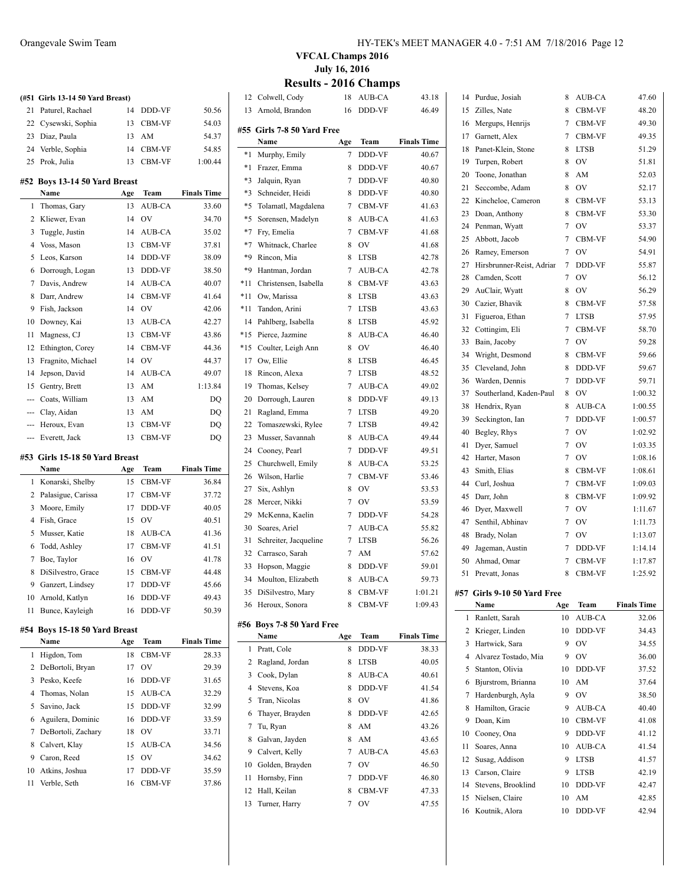# VFCAL Champs 2016

## July 16, 2016

## Results - 2016 Champs

### (#51 Girls 13-14 50 Yard Breast)

| | Name | Age | Team | Finals Time |
|---|---|---|---|---|
| 21 | Paturel, Rachael | 14 | DDD-VF | 50.56 |
| 22 | Cysewski, Sophia | 13 | CBM-VF | 54.03 |
| 23 | Diaz, Paula | 13 | AM | 54.37 |
| 24 | Verble, Sophia | 14 | CBM-VF | 54.85 |
| 25 | Prok, Julia | 13 | CBM-VF | 1:00.44 |

### #52 Boys 13-14 50 Yard Breast

| | Name | Age | Team | Finals Time |
|---|---|---|---|---|
| 1 | Thomas, Gary | 13 | AUB-CA | 33.60 |
| 2 | Kliewer, Evan | 14 | OV | 34.70 |
| 3 | Tuggle, Justin | 14 | AUB-CA | 35.02 |
| 4 | Voss, Mason | 13 | CBM-VF | 37.81 |
| 5 | Leos, Karson | 14 | DDD-VF | 38.09 |
| 6 | Dorrough, Logan | 13 | DDD-VF | 38.50 |
| 7 | Davis, Andrew | 14 | AUB-CA | 40.07 |
| 8 | Darr, Andrew | 14 | CBM-VF | 41.64 |
| 9 | Fish, Jackson | 14 | OV | 42.06 |
| 10 | Downey, Kai | 13 | AUB-CA | 42.27 |
| 11 | Magness, CJ | 13 | CBM-VF | 43.86 |
| 12 | Ethington, Corey | 14 | CBM-VF | 44.36 |
| 13 | Fragnito, Michael | 14 | OV | 44.37 |
| 14 | Jepson, David | 14 | AUB-CA | 49.07 |
| 15 | Gentry, Brett | 13 | AM | 1:13.84 |
| --- | Coats, William | 13 | AM | DQ |
| --- | Clay, Aidan | 13 | AM | DQ |
| --- | Heroux, Evan | 13 | CBM-VF | DQ |
| --- | Everett, Jack | 13 | CBM-VF | DQ |

### #53 Girls 15-18 50 Yard Breast

| | Name | Age | Team | Finals Time |
|---|---|---|---|---|
| 1 | Konarski, Shelby | 15 | CBM-VF | 36.84 |
| 2 | Palasigue, Carissa | 17 | CBM-VF | 37.72 |
| 3 | Moore, Emily | 17 | DDD-VF | 40.05 |
| 4 | Fish, Grace | 15 | OV | 40.51 |
| 5 | Musser, Katie | 18 | AUB-CA | 41.36 |
| 6 | Todd, Ashley | 17 | CBM-VF | 41.51 |
| 7 | Boe, Taylor | 16 | OV | 41.78 |
| 8 | DiSilvestro, Grace | 15 | CBM-VF | 44.48 |
| 9 | Ganzert, Lindsey | 17 | DDD-VF | 45.66 |
| 10 | Arnold, Katlyn | 16 | DDD-VF | 49.43 |
| 11 | Bunce, Kayleigh | 16 | DDD-VF | 50.39 |

### #54 Boys 15-18 50 Yard Breast

| | Name | Age | Team | Finals Time |
|---|---|---|---|---|
| 1 | Higdon, Tom | 18 | CBM-VF | 28.33 |
| 2 | DeBortoli, Bryan | 17 | OV | 29.39 |
| 3 | Pesko, Keefe | 16 | DDD-VF | 31.65 |
| 4 | Thomas, Nolan | 15 | AUB-CA | 32.29 |
| 5 | Savino, Jack | 15 | DDD-VF | 32.99 |
| 6 | Aguilera, Dominic | 16 | DDD-VF | 33.59 |
| 7 | DeBortoli, Zachary | 18 | OV | 33.71 |
| 8 | Calvert, Klay | 15 | AUB-CA | 34.56 |
| 9 | Caron, Reed | 15 | OV | 34.62 |
| 10 | Atkins, Joshua | 17 | DDD-VF | 35.59 |
| 11 | Verble, Seth | 16 | CBM-VF | 37.86 |
| 12 | Colwell, Cody | 18 | AUB-CA | 43.18 |
| 13 | Arnold, Brandon | 16 | DDD-VF | 46.49 |

### #55 Girls 7-8 50 Yard Free

| | Name | Age | Team | Finals Time |
|---|---|---|---|---|
| *1 | Murphy, Emily | 7 | DDD-VF | 40.67 |
| *1 | Frazer, Emma | 8 | DDD-VF | 40.67 |
| *3 | Jalquin, Ryan | 7 | DDD-VF | 40.80 |
| *3 | Schneider, Heidi | 8 | DDD-VF | 40.80 |
| *5 | Tolamatl, Magdalena | 7 | CBM-VF | 41.63 |
| *5 | Sorensen, Madelyn | 8 | AUB-CA | 41.63 |
| *7 | Fry, Emelia | 7 | CBM-VF | 41.68 |
| *7 | Whitnack, Charlee | 8 | OV | 41.68 |
| *9 | Rincon, Mia | 8 | LTSB | 42.78 |
| *9 | Hantman, Jordan | 7 | AUB-CA | 42.78 |
| *11 | Christensen, Isabella | 8 | CBM-VF | 43.63 |
| *11 | Ow, Marissa | 8 | LTSB | 43.63 |
| *11 | Tandon, Arini | 7 | LTSB | 43.63 |
| 14 | Pahlberg, Isabella | 8 | LTSB | 45.92 |
| *15 | Pierce, Jazmine | 8 | AUB-CA | 46.40 |
| *15 | Coulter, Leigh Ann | 8 | OV | 46.40 |
| 17 | Ow, Ellie | 8 | LTSB | 46.45 |
| 18 | Rincon, Alexa | 7 | LTSB | 48.52 |
| 19 | Thomas, Kelsey | 7 | AUB-CA | 49.02 |
| 20 | Dorrough, Lauren | 8 | DDD-VF | 49.13 |
| 21 | Ragland, Emma | 7 | LTSB | 49.20 |
| 22 | Tomaszewski, Rylee | 7 | LTSB | 49.42 |
| 23 | Musser, Savannah | 8 | AUB-CA | 49.44 |
| 24 | Cooney, Pearl | 7 | DDD-VF | 49.51 |
| 25 | Churchwell, Emily | 8 | AUB-CA | 53.25 |
| 26 | Wilson, Harlie | 7 | CBM-VF | 53.46 |
| 27 | Six, Ashlyn | 8 | OV | 53.53 |
| 28 | Mercer, Nikki | 7 | OV | 53.59 |
| 29 | McKenna, Kaelin | 7 | DDD-VF | 54.28 |
| 30 | Soares, Ariel | 7 | AUB-CA | 55.82 |
| 31 | Schreiter, Jacqueline | 7 | LTSB | 56.26 |
| 32 | Carrasco, Sarah | 7 | AM | 57.62 |
| 33 | Hopson, Maggie | 8 | DDD-VF | 59.01 |
| 34 | Moulton, Elizabeth | 8 | AUB-CA | 59.73 |
| 35 | DiSilvestro, Mary | 8 | CBM-VF | 1:01.21 |
| 36 | Heroux, Sonora | 8 | CBM-VF | 1:09.43 |

### #56 Boys 7-8 50 Yard Free

| | Name | Age | Team | Finals Time |
|---|---|---|---|---|
| 1 | Pratt, Cole | 8 | DDD-VF | 38.33 |
| 2 | Ragland, Jordan | 8 | LTSB | 40.05 |
| 3 | Cook, Dylan | 8 | AUB-CA | 40.61 |
| 4 | Stevens, Koa | 8 | DDD-VF | 41.54 |
| 5 | Tran, Nicolas | 8 | OV | 41.86 |
| 6 | Thayer, Brayden | 8 | DDD-VF | 42.65 |
| 7 | Tu, Ryan | 8 | AM | 43.26 |
| 8 | Galvan, Jayden | 8 | AM | 43.65 |
| 9 | Calvert, Kelly | 7 | AUB-CA | 45.63 |
| 10 | Golden, Brayden | 7 | OV | 46.50 |
| 11 | Hornsby, Finn | 7 | DDD-VF | 46.80 |
| 12 | Hall, Keilan | 8 | CBM-VF | 47.33 |
| 13 | Turner, Harry | 7 | OV | 47.55 |
| 14 | Purdue, Josiah | 8 | AUB-CA | 47.60 |
| 15 | Zilles, Nate | 8 | CBM-VF | 48.20 |
| 16 | Mergups, Henrijs | 7 | CBM-VF | 49.30 |
| 17 | Garnett, Alex | 7 | CBM-VF | 49.35 |
| 18 | Panet-Klein, Stone | 8 | LTSB | 51.29 |
| 19 | Turpen, Robert | 8 | OV | 51.81 |
| 20 | Toone, Jonathan | 8 | AM | 52.03 |
| 21 | Seccombe, Adam | 8 | OV | 52.17 |
| 22 | Kincheloe, Cameron | 8 | CBM-VF | 53.13 |
| 23 | Doan, Anthony | 8 | CBM-VF | 53.30 |
| 24 | Penman, Wyatt | 7 | OV | 53.37 |
| 25 | Abbott, Jacob | 7 | CBM-VF | 54.90 |
| 26 | Ramey, Emerson | 7 | OV | 54.91 |
| 27 | Hirsbrunner-Reist, Adriar | 7 | DDD-VF | 55.87 |
| 28 | Camden, Scott | 7 | OV | 56.12 |
| 29 | AuClair, Wyatt | 8 | OV | 56.29 |
| 30 | Cazier, Bhavik | 8 | CBM-VF | 57.58 |
| 31 | Figueroa, Ethan | 7 | LTSB | 57.95 |
| 32 | Cottingim, Eli | 7 | CBM-VF | 58.70 |
| 33 | Bain, Jacoby | 7 | OV | 59.28 |
| 34 | Wright, Desmond | 8 | CBM-VF | 59.66 |
| 35 | Cleveland, John | 8 | DDD-VF | 59.67 |
| 36 | Warden, Dennis | 7 | DDD-VF | 59.71 |
| 37 | Southerland, Kaden-Paul | 8 | OV | 1:00.32 |
| 38 | Hendrix, Ryan | 8 | AUB-CA | 1:00.55 |
| 39 | Seckington, Ian | 7 | DDD-VF | 1:00.57 |
| 40 | Begley, Rhys | 7 | OV | 1:02.92 |
| 41 | Dyer, Samuel | 7 | OV | 1:03.35 |
| 42 | Harter, Mason | 7 | OV | 1:08.16 |
| 43 | Smith, Elias | 8 | CBM-VF | 1:08.61 |
| 44 | Curl, Joshua | 7 | CBM-VF | 1:09.03 |
| 45 | Darr, John | 8 | CBM-VF | 1:09.92 |
| 46 | Dyer, Maxwell | 7 | OV | 1:11.67 |
| 47 | Senthil, Abhinav | 7 | OV | 1:11.73 |
| 48 | Brady, Nolan | 7 | OV | 1:13.07 |
| 49 | Jageman, Austin | 7 | DDD-VF | 1:14.14 |
| 50 | Ahmad, Omar | 7 | CBM-VF | 1:17.87 |
| 51 | Prevatt, Jonas | 8 | CBM-VF | 1:25.92 |

### #57 Girls 9-10 50 Yard Free

| | Name | Age | Team | Finals Time |
|---|---|---|---|---|
| 1 | Ranlett, Sarah | 10 | AUB-CA | 32.06 |
| 2 | Krieger, Linden | 10 | DDD-VF | 34.43 |
| 3 | Hartwick, Sara | 9 | OV | 34.55 |
| 4 | Alvarez Tostado, Mia | 9 | OV | 36.00 |
| 5 | Stanton, Olivia | 10 | DDD-VF | 37.52 |
| 6 | Bjurstrom, Brianna | 10 | AM | 37.64 |
| 7 | Hardenburgh, Ayla | 9 | OV | 38.50 |
| 8 | Hamilton, Gracie | 9 | AUB-CA | 40.40 |
| 9 | Doan, Kim | 10 | CBM-VF | 41.08 |
| 10 | Cooney, Ona | 9 | DDD-VF | 41.12 |
| 11 | Soares, Anna | 10 | AUB-CA | 41.54 |
| 12 | Susag, Addison | 9 | LTSB | 41.57 |
| 13 | Carson, Claire | 9 | LTSB | 42.19 |
| 14 | Stevens, Brooklind | 10 | DDD-VF | 42.47 |
| 15 | Nielsen, Claire | 10 | AM | 42.85 |
| 16 | Koutnik, Alora | 10 | DDD-VF | 42.94 |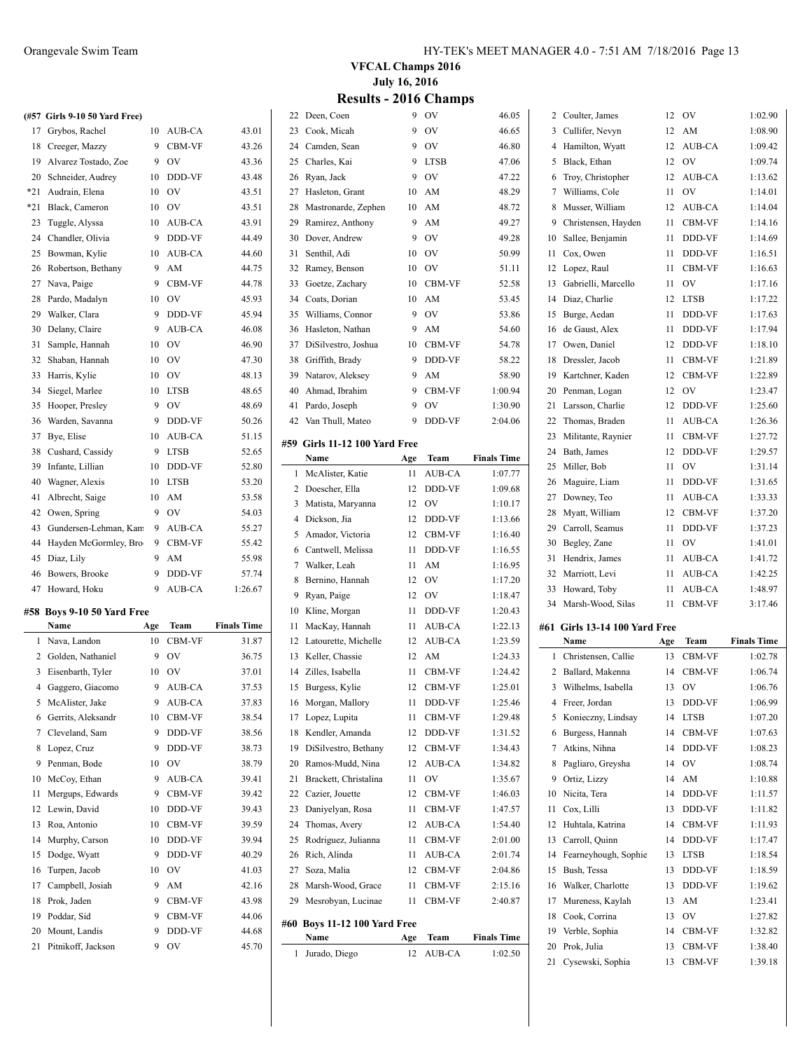## VFCAL Champs 2016

**July 16, 2016**

# Results - 2016 Champs

**(#57 Girls 9-10 50 Yard Free)**

| | Name | Age | Team | Finals Time |
|---|---|---|---|---|
| 17 | Grybos, Rachel | 10 | AUB-CA | 43.01 |
| 18 | Creeger, Mazzy | 9 | CBM-VF | 43.26 |
| 19 | Alvarez Tostado, Zoe | 9 | OV | 43.36 |
| 20 | Schneider, Audrey | 10 | DDD-VF | 43.48 |
| *21 | Audrain, Elena | 10 | OV | 43.51 |
| *21 | Black, Cameron | 10 | OV | 43.51 |
| 23 | Tuggle, Alyssa | 10 | AUB-CA | 43.91 |
| 24 | Chandler, Olivia | 9 | DDD-VF | 44.49 |
| 25 | Bowman, Kylie | 10 | AUB-CA | 44.60 |
| 26 | Robertson, Bethany | 9 | AM | 44.75 |
| 27 | Nava, Paige | 9 | CBM-VF | 44.78 |
| 28 | Pardo, Madalyn | 10 | OV | 45.93 |
| 29 | Walker, Clara | 9 | DDD-VF | 45.94 |
| 30 | Delany, Claire | 9 | AUB-CA | 46.08 |
| 31 | Sample, Hannah | 10 | OV | 46.90 |
| 32 | Shaban, Hannah | 10 | OV | 47.30 |
| 33 | Harris, Kylie | 10 | OV | 48.13 |
| 34 | Siegel, Marlee | 10 | LTSB | 48.65 |
| 35 | Hooper, Presley | 9 | OV | 48.69 |
| 36 | Warden, Savanna | 9 | DDD-VF | 50.26 |
| 37 | Bye, Elise | 10 | AUB-CA | 51.15 |
| 38 | Cushard, Cassidy | 9 | LTSB | 52.65 |
| 39 | Infante, Lillian | 10 | DDD-VF | 52.80 |
| 40 | Wagner, Alexis | 10 | LTSB | 53.20 |
| 41 | Albrecht, Saige | 10 | AM | 53.58 |
| 42 | Owen, Spring | 9 | OV | 54.03 |
| 43 | Gundersen-Lehman, Kam | 9 | AUB-CA | 55.27 |
| 44 | Hayden McGormley, Bro | 9 | CBM-VF | 55.42 |
| 45 | Diaz, Lily | 9 | AM | 55.98 |
| 46 | Bowers, Brooke | 9 | DDD-VF | 57.74 |
| 47 | Howard, Hoku | 9 | AUB-CA | 1:26.67 |

### #58 Boys 9-10 50 Yard Free

| | Name | Age | Team | Finals Time |
|---|---|---|---|---|
| 1 | Nava, Landon | 10 | CBM-VF | 31.87 |
| 2 | Golden, Nathaniel | 9 | OV | 36.75 |
| 3 | Eisenbarth, Tyler | 10 | OV | 37.01 |
| 4 | Gaggero, Giacomo | 9 | AUB-CA | 37.53 |
| 5 | McAlister, Jake | 9 | AUB-CA | 37.83 |
| 6 | Gerrits, Aleksandr | 10 | CBM-VF | 38.54 |
| 7 | Cleveland, Sam | 9 | DDD-VF | 38.56 |
| 8 | Lopez, Cruz | 9 | DDD-VF | 38.73 |
| 9 | Penman, Bode | 10 | OV | 38.79 |
| 10 | McCoy, Ethan | 9 | AUB-CA | 39.41 |
| 11 | Mergups, Edwards | 9 | CBM-VF | 39.42 |
| 12 | Lewin, David | 10 | DDD-VF | 39.43 |
| 13 | Roa, Antonio | 10 | CBM-VF | 39.59 |
| 14 | Murphy, Carson | 10 | DDD-VF | 39.94 |
| 15 | Dodge, Wyatt | 9 | DDD-VF | 40.29 |
| 16 | Turpen, Jacob | 10 | OV | 41.03 |
| 17 | Campbell, Josiah | 9 | AM | 42.16 |
| 18 | Prok, Jaden | 9 | CBM-VF | 43.98 |
| 19 | Poddar, Sid | 9 | CBM-VF | 44.06 |
| 20 | Mount, Landis | 9 | DDD-VF | 44.68 |
| 21 | Pitnikoff, Jackson | 9 | OV | 45.70 |
| 22 | Deen, Coen | 9 | OV | 46.05 |
| 23 | Cook, Micah | 9 | OV | 46.65 |
| 24 | Camden, Sean | 9 | OV | 46.80 |
| 25 | Charles, Kai | 9 | LTSB | 47.06 |
| 26 | Ryan, Jack | 9 | OV | 47.22 |
| 27 | Hasleton, Grant | 10 | AM | 48.29 |
| 28 | Mastronarde, Zephen | 10 | AM | 48.72 |
| 29 | Ramirez, Anthony | 9 | AM | 49.27 |
| 30 | Dover, Andrew | 9 | OV | 49.28 |
| 31 | Senthil, Adi | 10 | OV | 50.99 |
| 32 | Ramey, Benson | 10 | OV | 51.11 |
| 33 | Goetze, Zachary | 10 | CBM-VF | 52.58 |
| 34 | Coats, Dorian | 10 | AM | 53.45 |
| 35 | Williams, Connor | 9 | OV | 53.86 |
| 36 | Hasleton, Nathan | 9 | AM | 54.60 |
| 37 | DiSilvestro, Joshua | 10 | CBM-VF | 54.78 |
| 38 | Griffith, Brady | 9 | DDD-VF | 58.22 |
| 39 | Natarov, Aleksey | 9 | AM | 58.90 |
| 40 | Ahmad, Ibrahim | 9 | CBM-VF | 1:00.94 |
| 41 | Pardo, Joseph | 9 | OV | 1:30.90 |
| 42 | Van Thull, Mateo | 9 | DDD-VF | 2:04.06 |

### #59 Girls 11-12 100 Yard Free

| | Name | Age | Team | Finals Time |
|---|---|---|---|---|
| 1 | McAlister, Katie | 11 | AUB-CA | 1:07.77 |
| 2 | Doescher, Ella | 12 | DDD-VF | 1:09.68 |
| 3 | Matista, Maryanna | 12 | OV | 1:10.17 |
| 4 | Dickson, Jia | 12 | DDD-VF | 1:13.66 |
| 5 | Amador, Victoria | 12 | CBM-VF | 1:16.40 |
| 6 | Cantwell, Melissa | 11 | DDD-VF | 1:16.55 |
| 7 | Walker, Leah | 11 | AM | 1:16.95 |
| 8 | Bernino, Hannah | 12 | OV | 1:17.20 |
| 9 | Ryan, Paige | 12 | OV | 1:18.47 |
| 10 | Kline, Morgan | 11 | DDD-VF | 1:20.43 |
| 11 | MacKay, Hannah | 11 | AUB-CA | 1:22.13 |
| 12 | Latourette, Michelle | 12 | AUB-CA | 1:23.59 |
| 13 | Keller, Chassie | 12 | AM | 1:24.33 |
| 14 | Zilles, Isabella | 11 | CBM-VF | 1:24.42 |
| 15 | Burgess, Kylie | 12 | CBM-VF | 1:25.01 |
| 16 | Morgan, Mallory | 11 | DDD-VF | 1:25.46 |
| 17 | Lopez, Lupita | 11 | CBM-VF | 1:29.48 |
| 18 | Kendler, Amanda | 12 | DDD-VF | 1:31.52 |
| 19 | DiSilvestro, Bethany | 12 | CBM-VF | 1:34.43 |
| 20 | Ramos-Mudd, Nina | 12 | AUB-CA | 1:34.82 |
| 21 | Brackett, Christalina | 11 | OV | 1:35.67 |
| 22 | Cazier, Jouette | 12 | CBM-VF | 1:46.03 |
| 23 | Daniyelyan, Rosa | 11 | CBM-VF | 1:47.57 |
| 24 | Thomas, Avery | 12 | AUB-CA | 1:54.40 |
| 25 | Rodriguez, Julianna | 11 | CBM-VF | 2:01.00 |
| 26 | Rich, Alinda | 11 | AUB-CA | 2:01.74 |
| 27 | Soza, Malia | 12 | CBM-VF | 2:04.86 |
| 28 | Marsh-Wood, Grace | 11 | CBM-VF | 2:15.16 |
| 29 | Mesrobyan, Lucinae | 11 | CBM-VF | 2:40.87 |

### #60 Boys 11-12 100 Yard Free

| | Name | Age | Team | Finals Time |
|---|---|---|---|---|
| 1 | Jurado, Diego | 12 | AUB-CA | 1:02.50 |
| 2 | Coulter, James | 12 | OV | 1:02.90 |
| 3 | Cullifer, Nevyn | 12 | AM | 1:08.90 |
| 4 | Hamilton, Wyatt | 12 | AUB-CA | 1:09.42 |
| 5 | Black, Ethan | 12 | OV | 1:09.74 |
| 6 | Troy, Christopher | 12 | AUB-CA | 1:13.62 |
| 7 | Williams, Cole | 11 | OV | 1:14.01 |
| 8 | Musser, William | 12 | AUB-CA | 1:14.04 |
| 9 | Christensen, Hayden | 11 | CBM-VF | 1:14.16 |
| 10 | Sallee, Benjamin | 11 | DDD-VF | 1:14.69 |
| 11 | Cox, Owen | 11 | DDD-VF | 1:16.51 |
| 12 | Lopez, Raul | 11 | CBM-VF | 1:16.63 |
| 13 | Gabrielli, Marcello | 11 | OV | 1:17.16 |
| 14 | Diaz, Charlie | 12 | LTSB | 1:17.22 |
| 15 | Burge, Aedan | 11 | DDD-VF | 1:17.63 |
| 16 | de Gaust, Alex | 11 | DDD-VF | 1:17.94 |
| 17 | Owen, Daniel | 12 | DDD-VF | 1:18.10 |
| 18 | Dressler, Jacob | 11 | CBM-VF | 1:21.89 |
| 19 | Kartchner, Kaden | 12 | CBM-VF | 1:22.89 |
| 20 | Penman, Logan | 12 | OV | 1:23.47 |
| 21 | Larsson, Charlie | 12 | DDD-VF | 1:25.60 |
| 22 | Thomas, Braden | 11 | AUB-CA | 1:26.36 |
| 23 | Militante, Raynier | 11 | CBM-VF | 1:27.72 |
| 24 | Bath, James | 12 | DDD-VF | 1:29.57 |
| 25 | Miller, Bob | 11 | OV | 1:31.14 |
| 26 | Maguire, Liam | 11 | DDD-VF | 1:31.65 |
| 27 | Downey, Teo | 11 | AUB-CA | 1:33.33 |
| 28 | Myatt, William | 12 | CBM-VF | 1:37.20 |
| 29 | Carroll, Seamus | 11 | DDD-VF | 1:37.23 |
| 30 | Begley, Zane | 11 | OV | 1:41.01 |
| 31 | Hendrix, James | 11 | AUB-CA | 1:41.72 |
| 32 | Marriott, Levi | 11 | AUB-CA | 1:42.25 |
| 33 | Howard, Toby | 11 | AUB-CA | 1:48.97 |
| 34 | Marsh-Wood, Silas | 11 | CBM-VF | 3:17.46 |

### #61 Girls 13-14 100 Yard Free

| | Name | Age | Team | Finals Time |
|---|---|---|---|---|
| 1 | Christensen, Callie | 13 | CBM-VF | 1:02.78 |
| 2 | Ballard, Makenna | 14 | CBM-VF | 1:06.74 |
| 3 | Wilhelms, Isabella | 13 | OV | 1:06.76 |
| 4 | Freer, Jordan | 13 | DDD-VF | 1:06.99 |
| 5 | Konieczny, Lindsay | 14 | LTSB | 1:07.20 |
| 6 | Burgess, Hannah | 14 | CBM-VF | 1:07.63 |
| 7 | Atkins, Nihna | 14 | DDD-VF | 1:08.23 |
| 8 | Pagliaro, Greysha | 14 | OV | 1:08.74 |
| 9 | Ortiz, Lizzy | 14 | AM | 1:10.88 |
| 10 | Nicita, Tera | 14 | DDD-VF | 1:11.57 |
| 11 | Cox, Lilli | 13 | DDD-VF | 1:11.82 |
| 12 | Huhtala, Katrina | 14 | CBM-VF | 1:11.93 |
| 13 | Carroll, Quinn | 14 | DDD-VF | 1:17.47 |
| 14 | Fearneyhough, Sophie | 13 | LTSB | 1:18.54 |
| 15 | Bush, Tessa | 13 | DDD-VF | 1:18.59 |
| 16 | Walker, Charlotte | 13 | DDD-VF | 1:19.62 |
| 17 | Mureness, Kaylah | 13 | AM | 1:23.41 |
| 18 | Cook, Corrina | 13 | OV | 1:27.82 |
| 19 | Verble, Sophia | 14 | CBM-VF | 1:32.82 |
| 20 | Prok, Julia | 13 | CBM-VF | 1:38.40 |
| 21 | Cysewski, Sophia | 13 | CBM-VF | 1:39.18 |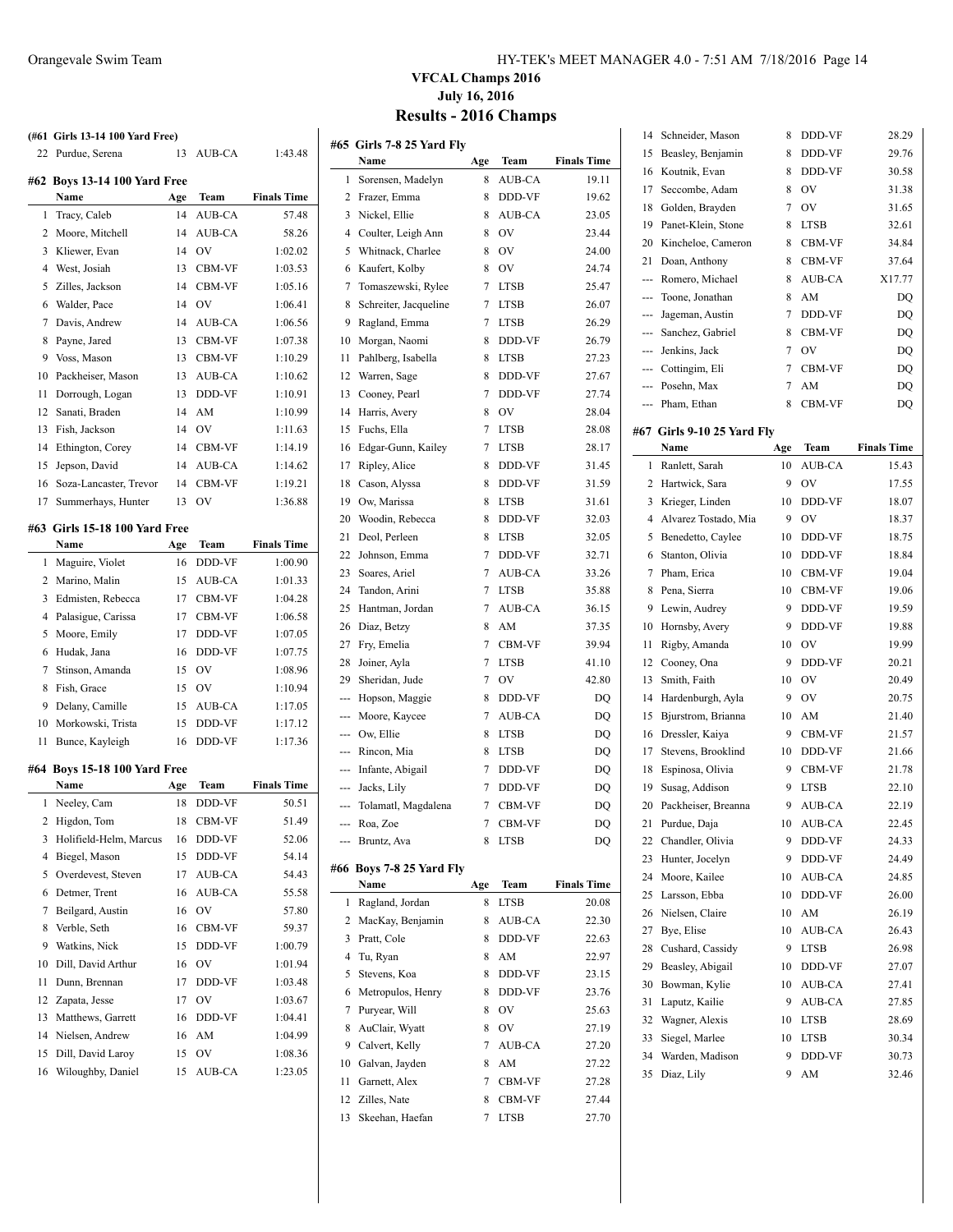# VFCAL Champs 2016

**July 16, 2016**

## Results - 2016 Champs

### (#61 Girls 13-14 100 Yard Free)

| | Name | Age | Team | Finals Time |
|---|---|---|---|---|
| 22 | Purdue, Serena | 13 | AUB-CA | 1:43.48 |

### #62 Boys 13-14 100 Yard Free

| | Name | Age | Team | Finals Time |
|---|---|---|---|---|
| 1 | Tracy, Caleb | 14 | AUB-CA | 57.48 |
| 2 | Moore, Mitchell | 14 | AUB-CA | 58.26 |
| 3 | Kliewer, Evan | 14 | OV | 1:02.02 |
| 4 | West, Josiah | 13 | CBM-VF | 1:03.53 |
| 5 | Zilles, Jackson | 14 | CBM-VF | 1:05.16 |
| 6 | Walder, Pace | 14 | OV | 1:06.41 |
| 7 | Davis, Andrew | 14 | AUB-CA | 1:06.56 |
| 8 | Payne, Jared | 13 | CBM-VF | 1:07.38 |
| 9 | Voss, Mason | 13 | CBM-VF | 1:10.29 |
| 10 | Packheiser, Mason | 13 | AUB-CA | 1:10.62 |
| 11 | Dorrough, Logan | 13 | DDD-VF | 1:10.91 |
| 12 | Sanati, Braden | 14 | AM | 1:10.99 |
| 13 | Fish, Jackson | 14 | OV | 1:11.63 |
| 14 | Ethington, Corey | 14 | CBM-VF | 1:14.19 |
| 15 | Jepson, David | 14 | AUB-CA | 1:14.62 |
| 16 | Soza-Lancaster, Trevor | 14 | CBM-VF | 1:19.21 |
| 17 | Summerhays, Hunter | 13 | OV | 1:36.88 |

### #63 Girls 15-18 100 Yard Free

| | Name | Age | Team | Finals Time |
|---|---|---|---|---|
| 1 | Maguire, Violet | 16 | DDD-VF | 1:00.90 |
| 2 | Marino, Malin | 15 | AUB-CA | 1:01.33 |
| 3 | Edmisten, Rebecca | 17 | CBM-VF | 1:04.28 |
| 4 | Palasigue, Carissa | 17 | CBM-VF | 1:06.58 |
| 5 | Moore, Emily | 17 | DDD-VF | 1:07.05 |
| 6 | Hudak, Jana | 16 | DDD-VF | 1:07.75 |
| 7 | Stinson, Amanda | 15 | OV | 1:08.96 |
| 8 | Fish, Grace | 15 | OV | 1:10.94 |
| 9 | Delany, Camille | 15 | AUB-CA | 1:17.05 |
| 10 | Morkowski, Trista | 15 | DDD-VF | 1:17.12 |
| 11 | Bunce, Kayleigh | 16 | DDD-VF | 1:17.36 |

### #64 Boys 15-18 100 Yard Free

| | Name | Age | Team | Finals Time |
|---|---|---|---|---|
| 1 | Neeley, Cam | 18 | DDD-VF | 50.51 |
| 2 | Higdon, Tom | 18 | CBM-VF | 51.49 |
| 3 | Holifield-Helm, Marcus | 16 | DDD-VF | 52.06 |
| 4 | Biegel, Mason | 15 | DDD-VF | 54.14 |
| 5 | Overdevest, Steven | 17 | AUB-CA | 54.43 |
| 6 | Detmer, Trent | 16 | AUB-CA | 55.58 |
| 7 | Beilgard, Austin | 16 | OV | 57.80 |
| 8 | Verble, Seth | 16 | CBM-VF | 59.37 |
| 9 | Watkins, Nick | 15 | DDD-VF | 1:00.79 |
| 10 | Dill, David Arthur | 16 | OV | 1:01.94 |
| 11 | Dunn, Brennan | 17 | DDD-VF | 1:03.48 |
| 12 | Zapata, Jesse | 17 | OV | 1:03.67 |
| 13 | Matthews, Garrett | 16 | DDD-VF | 1:04.41 |
| 14 | Nielsen, Andrew | 16 | AM | 1:04.99 |
| 15 | Dill, David Laroy | 15 | OV | 1:08.36 |
| 16 | Wiloughby, Daniel | 15 | AUB-CA | 1:23.05 |

### #65 Girls 7-8 25 Yard Fly

| | Name | Age | Team | Finals Time |
|---|---|---|---|---|
| 1 | Sorensen, Madelyn | 8 | AUB-CA | 19.11 |
| 2 | Frazer, Emma | 8 | DDD-VF | 19.62 |
| 3 | Nickel, Ellie | 8 | AUB-CA | 23.05 |
| 4 | Coulter, Leigh Ann | 8 | OV | 23.44 |
| 5 | Whitnack, Charlee | 8 | OV | 24.00 |
| 6 | Kaufert, Kolby | 8 | OV | 24.74 |
| 7 | Tomaszewski, Rylee | 7 | LTSB | 25.47 |
| 8 | Schreiter, Jacqueline | 7 | LTSB | 26.07 |
| 9 | Ragland, Emma | 7 | LTSB | 26.29 |
| 10 | Morgan, Naomi | 8 | DDD-VF | 26.79 |
| 11 | Pahlberg, Isabella | 8 | LTSB | 27.23 |
| 12 | Warren, Sage | 8 | DDD-VF | 27.67 |
| 13 | Cooney, Pearl | 7 | DDD-VF | 27.74 |
| 14 | Harris, Avery | 8 | OV | 28.04 |
| 15 | Fuchs, Ella | 7 | LTSB | 28.08 |
| 16 | Edgar-Gunn, Kailey | 7 | LTSB | 28.17 |
| 17 | Ripley, Alice | 8 | DDD-VF | 31.45 |
| 18 | Cason, Alyssa | 8 | DDD-VF | 31.59 |
| 19 | Ow, Marissa | 8 | LTSB | 31.61 |
| 20 | Woodin, Rebecca | 8 | DDD-VF | 32.03 |
| 21 | Deol, Perleen | 8 | LTSB | 32.05 |
| 22 | Johnson, Emma | 7 | DDD-VF | 32.71 |
| 23 | Soares, Ariel | 7 | AUB-CA | 33.26 |
| 24 | Tandon, Arini | 7 | LTSB | 35.88 |
| 25 | Hantman, Jordan | 7 | AUB-CA | 36.15 |
| 26 | Diaz, Betzy | 8 | AM | 37.35 |
| 27 | Fry, Emelia | 7 | CBM-VF | 39.94 |
| 28 | Joiner, Ayla | 7 | LTSB | 41.10 |
| 29 | Sheridan, Jude | 7 | OV | 42.80 |
| --- | Hopson, Maggie | 8 | DDD-VF | DQ |
| --- | Moore, Kaycee | 7 | AUB-CA | DQ |
| --- | Ow, Ellie | 8 | LTSB | DQ |
| --- | Rincon, Mia | 8 | LTSB | DQ |
| --- | Infante, Abigail | 7 | DDD-VF | DQ |
| --- | Jacks, Lily | 7 | DDD-VF | DQ |
| --- | Tolamatl, Magdalena | 7 | CBM-VF | DQ |
| --- | Roa, Zoe | 7 | CBM-VF | DQ |
| --- | Bruntz, Ava | 8 | LTSB | DQ |

### #66 Boys 7-8 25 Yard Fly

| | Name | Age | Team | Finals Time |
|---|---|---|---|---|
| 1 | Ragland, Jordan | 8 | LTSB | 20.08 |
| 2 | MacKay, Benjamin | 8 | AUB-CA | 22.30 |
| 3 | Pratt, Cole | 8 | DDD-VF | 22.63 |
| 4 | Tu, Ryan | 8 | AM | 22.97 |
| 5 | Stevens, Koa | 8 | DDD-VF | 23.15 |
| 6 | Metropulos, Henry | 8 | DDD-VF | 23.76 |
| 7 | Puryear, Will | 8 | OV | 25.63 |
| 8 | AuClair, Wyatt | 8 | OV | 27.19 |
| 9 | Calvert, Kelly | 7 | AUB-CA | 27.20 |
| 10 | Galvan, Jayden | 8 | AM | 27.22 |
| 11 | Garnett, Alex | 7 | CBM-VF | 27.28 |
| 12 | Zilles, Nate | 8 | CBM-VF | 27.44 |
| 13 | Skeehan, Haefan | 7 | LTSB | 27.70 |
| 14 | Schneider, Mason | 8 | DDD-VF | 28.29 |
| 15 | Beasley, Benjamin | 8 | DDD-VF | 29.76 |
| 16 | Koutnik, Evan | 8 | DDD-VF | 30.58 |
| 17 | Seccombe, Adam | 8 | OV | 31.38 |
| 18 | Golden, Brayden | 7 | OV | 31.65 |
| 19 | Panet-Klein, Stone | 8 | LTSB | 32.61 |
| 20 | Kincheloe, Cameron | 8 | CBM-VF | 34.84 |
| 21 | Doan, Anthony | 8 | CBM-VF | 37.64 |
| --- | Romero, Michael | 8 | AUB-CA | X17.77 |
| --- | Toone, Jonathan | 8 | AM | DQ |
| --- | Jageman, Austin | 7 | DDD-VF | DQ |
| --- | Sanchez, Gabriel | 8 | CBM-VF | DQ |
| --- | Jenkins, Jack | 7 | OV | DQ |
| --- | Cottingim, Eli | 7 | CBM-VF | DQ |
| --- | Posehn, Max | 7 | AM | DQ |
| --- | Pham, Ethan | 8 | CBM-VF | DQ |

### #67 Girls 9-10 25 Yard Fly

| | Name | Age | Team | Finals Time |
|---|---|---|---|---|
| 1 | Ranlett, Sarah | 10 | AUB-CA | 15.43 |
| 2 | Hartwick, Sara | 9 | OV | 17.55 |
| 3 | Krieger, Linden | 10 | DDD-VF | 18.07 |
| 4 | Alvarez Tostado, Mia | 9 | OV | 18.37 |
| 5 | Benedetto, Caylee | 10 | DDD-VF | 18.75 |
| 6 | Stanton, Olivia | 10 | DDD-VF | 18.84 |
| 7 | Pham, Erica | 10 | CBM-VF | 19.04 |
| 8 | Pena, Sierra | 10 | CBM-VF | 19.06 |
| 9 | Lewin, Audrey | 9 | DDD-VF | 19.59 |
| 10 | Hornsby, Avery | 9 | DDD-VF | 19.88 |
| 11 | Rigby, Amanda | 10 | OV | 19.99 |
| 12 | Cooney, Ona | 9 | DDD-VF | 20.21 |
| 13 | Smith, Faith | 10 | OV | 20.49 |
| 14 | Hardenburgh, Ayla | 9 | OV | 20.75 |
| 15 | Bjurstrom, Brianna | 10 | AM | 21.40 |
| 16 | Dressler, Kaiya | 9 | CBM-VF | 21.57 |
| 17 | Stevens, Brooklind | 10 | DDD-VF | 21.66 |
| 18 | Espinosa, Olivia | 9 | CBM-VF | 21.78 |
| 19 | Susag, Addison | 9 | LTSB | 22.10 |
| 20 | Packheiser, Breanna | 9 | AUB-CA | 22.19 |
| 21 | Purdue, Daja | 10 | AUB-CA | 22.45 |
| 22 | Chandler, Olivia | 9 | DDD-VF | 24.33 |
| 23 | Hunter, Jocelyn | 9 | DDD-VF | 24.49 |
| 24 | Moore, Kailee | 10 | AUB-CA | 24.85 |
| 25 | Larsson, Ebba | 10 | DDD-VF | 26.00 |
| 26 | Nielsen, Claire | 10 | AM | 26.19 |
| 27 | Bye, Elise | 10 | AUB-CA | 26.43 |
| 28 | Cushard, Cassidy | 9 | LTSB | 26.98 |
| 29 | Beasley, Abigail | 10 | DDD-VF | 27.07 |
| 30 | Bowman, Kylie | 10 | AUB-CA | 27.41 |
| 31 | Laputz, Kailie | 9 | AUB-CA | 27.85 |
| 32 | Wagner, Alexis | 10 | LTSB | 28.69 |
| 33 | Siegel, Marlee | 10 | LTSB | 30.34 |
| 34 | Warden, Madison | 9 | DDD-VF | 30.73 |
| 35 | Diaz, Lily | 9 | AM | 32.46 |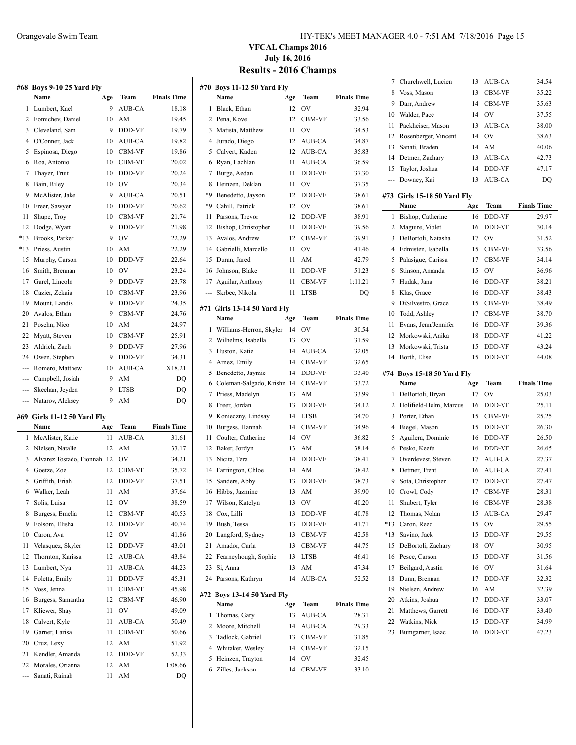# VFCAL Champs 2016

## July 16, 2016

## Results - 2016 Champs

### #68 Boys 9-10 25 Yard Fly

| | Name | Age | Team | Finals Time |
|---|---|---|---|---|
| 1 | Lumbert, Kael | 9 | AUB-CA | 18.18 |
| 2 | Fomichev, Daniel | 10 | AM | 19.45 |
| 3 | Cleveland, Sam | 9 | DDD-VF | 19.79 |
| 4 | O'Conner, Jack | 10 | AUB-CA | 19.82 |
| 5 | Espinosa, Diego | 10 | CBM-VF | 19.86 |
| 6 | Roa, Antonio | 10 | CBM-VF | 20.02 |
| 7 | Thayer, Truit | 10 | DDD-VF | 20.24 |
| 8 | Bain, Riley | 10 | OV | 20.34 |
| 9 | McAlister, Jake | 9 | AUB-CA | 20.51 |
| 10 | Freer, Sawyer | 10 | DDD-VF | 20.62 |
| 11 | Shupe, Troy | 10 | CBM-VF | 21.74 |
| 12 | Dodge, Wyatt | 9 | DDD-VF | 21.98 |
| *13 | Brooks, Parker | 9 | OV | 22.29 |
| *13 | Priess, Austin | 10 | AM | 22.29 |
| 15 | Murphy, Carson | 10 | DDD-VF | 22.64 |
| 16 | Smith, Brennan | 10 | OV | 23.24 |
| 17 | Garel, Lincoln | 9 | DDD-VF | 23.78 |
| 18 | Cazier, Zekaia | 10 | CBM-VF | 23.96 |
| 19 | Mount, Landis | 9 | DDD-VF | 24.35 |
| 20 | Avalos, Ethan | 9 | CBM-VF | 24.76 |
| 21 | Posehn, Nico | 10 | AM | 24.97 |
| 22 | Myatt, Steven | 10 | CBM-VF | 25.91 |
| 23 | Aldrich, Zach | 9 | DDD-VF | 27.96 |
| 24 | Owen, Stephen | 9 | DDD-VF | 34.31 |
| --- | Romero, Matthew | 10 | AUB-CA | X18.21 |
| --- | Campbell, Josiah | 9 | AM | DQ |
| --- | Skeehan, Jeyden | 9 | LTSB | DQ |
| --- | Natarov, Aleksey | 9 | AM | DQ |

### #69 Girls 11-12 50 Yard Fly

| | Name | Age | Team | Finals Time |
|---|---|---|---|---|
| 1 | McAlister, Katie | 11 | AUB-CA | 31.61 |
| 2 | Nielsen, Natalie | 12 | AM | 33.17 |
| 3 | Alvarez Tostado, Fionnah | 12 | OV | 34.21 |
| 4 | Goetze, Zoe | 12 | CBM-VF | 35.72 |
| 5 | Griffith, Eriah | 12 | DDD-VF | 37.51 |
| 6 | Walker, Leah | 11 | AM | 37.64 |
| 7 | Solis, Luisa | 12 | OV | 38.59 |
| 8 | Burgess, Emelia | 12 | CBM-VF | 40.53 |
| 9 | Folsom, Elisha | 12 | DDD-VF | 40.74 |
| 10 | Caron, Ava | 12 | OV | 41.86 |
| 11 | Velasquez, Skyler | 12 | DDD-VF | 43.01 |
| 12 | Thornton, Karissa | 12 | AUB-CA | 43.84 |
| 13 | Lumbert, Nya | 11 | AUB-CA | 44.23 |
| 14 | Foletta, Emily | 11 | DDD-VF | 45.31 |
| 15 | Voss, Jenna | 11 | CBM-VF | 45.98 |
| 16 | Burgess, Samantha | 12 | CBM-VF | 46.90 |
| 17 | Kliewer, Shay | 11 | OV | 49.09 |
| 18 | Calvert, Kyle | 11 | AUB-CA | 50.49 |
| 19 | Garner, Larisa | 11 | CBM-VF | 50.66 |
| 20 | Cruz, Lexy | 12 | AM | 51.92 |
| 21 | Kendler, Amanda | 12 | DDD-VF | 52.33 |
| 22 | Morales, Orianna | 12 | AM | 1:08.66 |
| --- | Sanati, Rainah | 11 | AM | DQ |

### #70 Boys 11-12 50 Yard Fly

| | Name | Age | Team | Finals Time |
|---|---|---|---|---|
| 1 | Black, Ethan | 12 | OV | 32.94 |
| 2 | Pena, Kove | 12 | CBM-VF | 33.56 |
| 3 | Matista, Matthew | 11 | OV | 34.53 |
| 4 | Jurado, Diego | 12 | AUB-CA | 34.87 |
| 5 | Calvert, Kaden | 12 | AUB-CA | 35.83 |
| 6 | Ryan, Lachlan | 11 | AUB-CA | 36.59 |
| 7 | Burge, Aedan | 11 | DDD-VF | 37.30 |
| 8 | Heinzen, Deklan | 11 | OV | 37.35 |
| *9 | Benedetto, Jayson | 12 | DDD-VF | 38.61 |
| *9 | Cahill, Patrick | 12 | OV | 38.61 |
| 11 | Parsons, Trevor | 12 | DDD-VF | 38.91 |
| 12 | Bishop, Christopher | 11 | DDD-VF | 39.56 |
| 13 | Avalos, Andrew | 12 | CBM-VF | 39.91 |
| 14 | Gabrielli, Marcello | 11 | OV | 41.46 |
| 15 | Duran, Jared | 11 | AM | 42.79 |
| 16 | Johnson, Blake | 11 | DDD-VF | 51.23 |
| 17 | Aguilar, Anthony | 11 | CBM-VF | 1:11.21 |
| --- | Skrbec, Nikola | 11 | LTSB | DQ |

### #71 Girls 13-14 50 Yard Fly

| | Name | Age | Team | Finals Time |
|---|---|---|---|---|
| 1 | Williams-Herron, Skyler | 14 | OV | 30.54 |
| 2 | Wilhelms, Isabella | 13 | OV | 31.59 |
| 3 | Huston, Katie | 14 | AUB-CA | 32.05 |
| 4 | Arnez, Emily | 14 | CBM-VF | 32.65 |
| 5 | Benedetto, Jaymie | 14 | DDD-VF | 33.40 |
| 6 | Coleman-Salgado, Krishn | 14 | CBM-VF | 33.72 |
| 7 | Priess, Madelyn | 13 | AM | 33.99 |
| 8 | Freer, Jordan | 13 | DDD-VF | 34.12 |
| 9 | Konieczny, Lindsay | 14 | LTSB | 34.70 |
| 10 | Burgess, Hannah | 14 | CBM-VF | 34.96 |
| 11 | Coulter, Catherine | 14 | OV | 36.82 |
| 12 | Baker, Jordyn | 13 | AM | 38.14 |
| 13 | Nicita, Tera | 14 | DDD-VF | 38.41 |
| 14 | Farrington, Chloe | 14 | AM | 38.42 |
| 15 | Sanders, Abby | 13 | DDD-VF | 38.73 |
| 16 | Hibbs, Jazmine | 13 | AM | 39.90 |
| 17 | Wilson, Katelyn | 13 | OV | 40.20 |
| 18 | Cox, Lilli | 13 | DDD-VF | 40.78 |
| 19 | Bush, Tessa | 13 | DDD-VF | 41.71 |
| 20 | Langford, Sydney | 13 | CBM-VF | 42.58 |
| 21 | Amador, Carla | 13 | CBM-VF | 44.75 |
| 22 | Fearneyhough, Sophie | 13 | LTSB | 46.41 |
| 23 | Si, Anna | 13 | AM | 47.34 |
| 24 | Parsons, Kathryn | 14 | AUB-CA | 52.52 |

### #72 Boys 13-14 50 Yard Fly

| | Name | Age | Team | Finals Time |
|---|---|---|---|---|
| 1 | Thomas, Gary | 13 | AUB-CA | 28.31 |
| 2 | Moore, Mitchell | 14 | AUB-CA | 29.33 |
| 3 | Tadlock, Gabriel | 13 | CBM-VF | 31.85 |
| 4 | Whitaker, Wesley | 14 | CBM-VF | 32.15 |
| 5 | Heinzen, Trayton | 14 | OV | 32.45 |
| 6 | Zilles, Jackson | 14 | CBM-VF | 33.10 |
| 7 | Churchwell, Lucien | 13 | AUB-CA | 34.54 |
| 8 | Voss, Mason | 13 | CBM-VF | 35.22 |
| 9 | Darr, Andrew | 14 | CBM-VF | 35.63 |
| 10 | Walder, Pace | 14 | OV | 37.55 |
| 11 | Packheiser, Mason | 13 | AUB-CA | 38.00 |
| 12 | Rosenberger, Vincent | 14 | OV | 38.63 |
| 13 | Sanati, Braden | 14 | AM | 40.06 |
| 14 | Detmer, Zachary | 13 | AUB-CA | 42.73 |
| 15 | Taylor, Joshua | 14 | DDD-VF | 47.17 |
| --- | Downey, Kai | 13 | AUB-CA | DQ |

### #73 Girls 15-18 50 Yard Fly

| | Name | Age | Team | Finals Time |
|---|---|---|---|---|
| 1 | Bishop, Catherine | 16 | DDD-VF | 29.97 |
| 2 | Maguire, Violet | 16 | DDD-VF | 30.14 |
| 3 | DeBortoli, Natasha | 17 | OV | 31.52 |
| 4 | Edmisten, Isabella | 15 | CBM-VF | 33.56 |
| 5 | Palasigue, Carissa | 17 | CBM-VF | 34.14 |
| 6 | Stinson, Amanda | 15 | OV | 36.96 |
| 7 | Hudak, Jana | 16 | DDD-VF | 38.21 |
| 8 | Klas, Grace | 16 | DDD-VF | 38.43 |
| 9 | DiSilvestro, Grace | 15 | CBM-VF | 38.49 |
| 10 | Todd, Ashley | 17 | CBM-VF | 38.70 |
| 11 | Evans, Jenn/Jennifer | 16 | DDD-VF | 39.36 |
| 12 | Morkowski, Anika | 18 | DDD-VF | 41.22 |
| 13 | Morkowski, Trista | 15 | DDD-VF | 43.24 |
| 14 | Borth, Elise | 15 | DDD-VF | 44.08 |

### #74 Boys 15-18 50 Yard Fly

| | Name | Age | Team | Finals Time |
|---|---|---|---|---|
| 1 | DeBortoli, Bryan | 17 | OV | 25.03 |
| 2 | Holifield-Helm, Marcus | 16 | DDD-VF | 25.11 |
| 3 | Porter, Ethan | 15 | CBM-VF | 25.25 |
| 4 | Biegel, Mason | 15 | DDD-VF | 26.30 |
| 5 | Aguilera, Dominic | 16 | DDD-VF | 26.50 |
| 6 | Pesko, Keefe | 16 | DDD-VF | 26.65 |
| 7 | Overdevest, Steven | 17 | AUB-CA | 27.37 |
| 8 | Detmer, Trent | 16 | AUB-CA | 27.41 |
| 9 | Sota, Christopher | 17 | DDD-VF | 27.47 |
| 10 | Crowl, Cody | 17 | CBM-VF | 28.31 |
| 11 | Shubert, Tyler | 16 | CBM-VF | 28.38 |
| 12 | Thomas, Nolan | 15 | AUB-CA | 29.47 |
| *13 | Caron, Reed | 15 | OV | 29.55 |
| *13 | Savino, Jack | 15 | DDD-VF | 29.55 |
| 15 | DeBortoli, Zachary | 18 | OV | 30.95 |
| 16 | Pesce, Carson | 15 | DDD-VF | 31.56 |
| 17 | Beilgard, Austin | 16 | OV | 31.64 |
| 18 | Dunn, Brennan | 17 | DDD-VF | 32.32 |
| 19 | Nielsen, Andrew | 16 | AM | 32.39 |
| 20 | Atkins, Joshua | 17 | DDD-VF | 33.07 |
| 21 | Matthews, Garrett | 16 | DDD-VF | 33.40 |
| 22 | Watkins, Nick | 15 | DDD-VF | 34.99 |
| 23 | Bumgarner, Isaac | 16 | DDD-VF | 47.23 |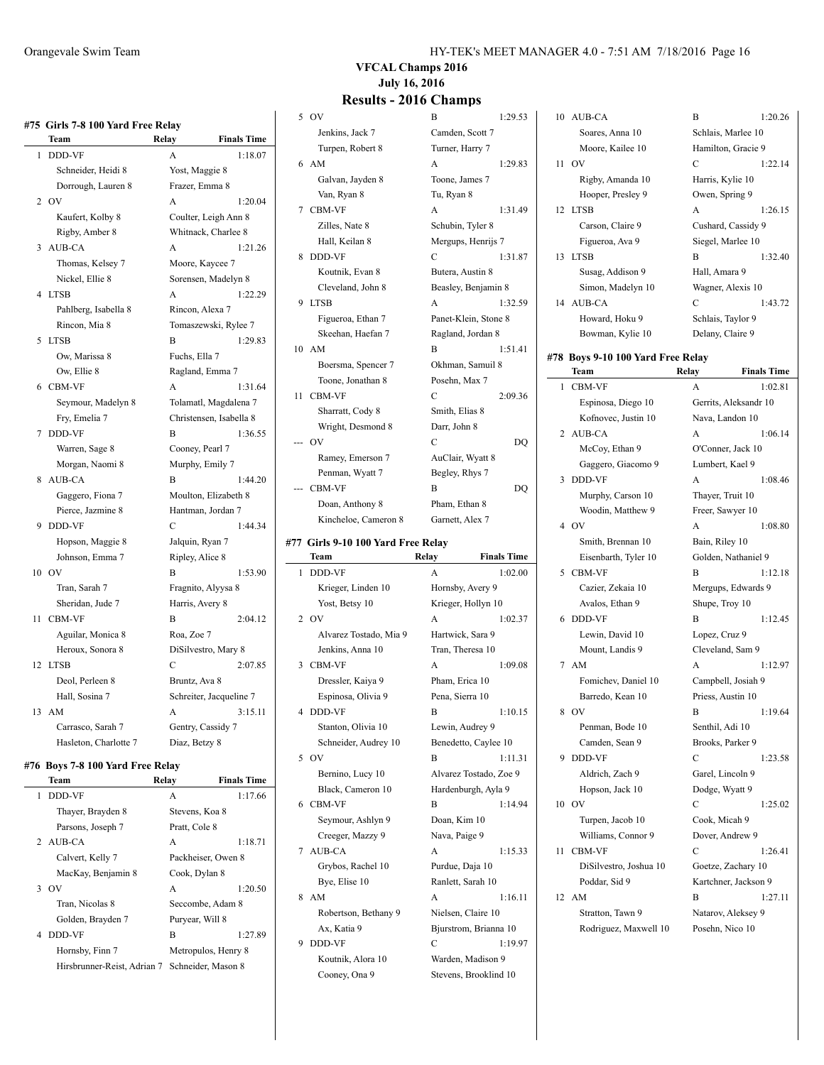## VFCAL Champs 2016

### July 16, 2016

## Results - 2016 Champs

### #75 Girls 7-8 100 Yard Free Relay

| | Team | Relay | Finals Time |
|---|---|---|---|
| 1 | DDD-VF | A | 1:18.07 |
| | Schneider, Heidi 8 | Yost, Maggie 8 | |
| | Dorrough, Lauren 8 | Frazer, Emma 8 | |
| 2 | OV | A | 1:20.04 |
| | Kaufert, Kolby 8 | Coulter, Leigh Ann 8 | |
| | Rigby, Amber 8 | Whitnack, Charlee 8 | |
| 3 | AUB-CA | A | 1:21.26 |
| | Thomas, Kelsey 7 | Moore, Kaycee 7 | |
| | Nickel, Ellie 8 | Sorensen, Madelyn 8 | |
| 4 | LTSB | A | 1:22.29 |
| | Pahlberg, Isabella 8 | Rincon, Alexa 7 | |
| | Rincon, Mia 8 | Tomaszewski, Rylee 7 | |
| 5 | LTSB | B | 1:29.83 |
| | Ow, Marissa 8 | Fuchs, Ella 7 | |
| | Ow, Ellie 8 | Ragland, Emma 7 | |
| 6 | CBM-VF | A | 1:31.64 |
| | Seymour, Madelyn 8 | Tolamatl, Magdalena 7 | |
| | Fry, Emelia 7 | Christensen, Isabella 8 | |
| 7 | DDD-VF | B | 1:36.55 |
| | Warren, Sage 8 | Cooney, Pearl 7 | |
| | Morgan, Naomi 8 | Murphy, Emily 7 | |
| 8 | AUB-CA | B | 1:44.20 |
| | Gaggero, Fiona 7 | Moulton, Elizabeth 8 | |
| | Pierce, Jazmine 8 | Hantman, Jordan 7 | |
| 9 | DDD-VF | C | 1:44.34 |
| | Hopson, Maggie 8 | Jalquin, Ryan 7 | |
| | Johnson, Emma 7 | Ripley, Alice 8 | |
| 10 | OV | B | 1:53.90 |
| | Tran, Sarah 7 | Fragnito, Alyysa 8 | |
| | Sheridan, Jude 7 | Harris, Avery 8 | |
| 11 | CBM-VF | B | 2:04.12 |
| | Aguilar, Monica 8 | Roa, Zoe 7 | |
| | Heroux, Sonora 8 | DiSilvestro, Mary 8 | |
| 12 | LTSB | C | 2:07.85 |
| | Deol, Perleen 8 | Bruntz, Ava 8 | |
| | Hall, Sosina 7 | Schreiter, Jacqueline 7 | |
| 13 | AM | A | 3:15.11 |
| | Carrasco, Sarah 7 | Gentry, Cassidy 7 | |
| | Hasleton, Charlotte 7 | Diaz, Betzy 8 | |

### #76 Boys 7-8 100 Yard Free Relay

| | Team | Relay | Finals Time |
|---|---|---|---|
| 1 | DDD-VF | A | 1:17.66 |
| | Thayer, Brayden 8 | Stevens, Koa 8 | |
| | Parsons, Joseph 7 | Pratt, Cole 8 | |
| 2 | AUB-CA | A | 1:18.71 |
| | Calvert, Kelly 7 | Packheiser, Owen 8 | |
| | MacKay, Benjamin 8 | Cook, Dylan 8 | |
| 3 | OV | A | 1:20.50 |
| | Tran, Nicolas 8 | Seccombe, Adam 8 | |
| | Golden, Brayden 7 | Puryear, Will 8 | |
| 4 | DDD-VF | B | 1:27.89 |
| | Hornsby, Finn 7 | Metropulos, Henry 8 | |
| | Hirsbrunner-Reist, Adrian 7 | Schneider, Mason 8 | |
| 5 | OV | B | 1:29.53 |
| | Jenkins, Jack 7 | Camden, Scott 7 | |
| | Turpen, Robert 8 | Turner, Harry 7 | |
| 6 | AM | A | 1:29.83 |
| | Galvan, Jayden 8 | Toone, James 7 | |
| | Van, Ryan 8 | Tu, Ryan 8 | |
| 7 | CBM-VF | A | 1:31.49 |
| | Zilles, Nate 8 | Schubin, Tyler 8 | |
| | Hall, Keilan 8 | Mergups, Henrijs 7 | |
| 8 | DDD-VF | C | 1:31.87 |
| | Koutnik, Evan 8 | Butera, Austin 8 | |
| | Cleveland, John 8 | Beasley, Benjamin 8 | |
| 9 | LTSB | A | 1:32.59 |
| | Figueroa, Ethan 7 | Panet-Klein, Stone 8 | |
| | Skeehan, Haefan 7 | Ragland, Jordan 8 | |
| 10 | AM | B | 1:51.41 |
| | Boersma, Spencer 7 | Okhman, Samuil 8 | |
| | Toone, Jonathan 8 | Posehn, Max 7 | |
| 11 | CBM-VF | C | 2:09.36 |
| | Sharratt, Cody 8 | Smith, Elias 8 | |
| | Wright, Desmond 8 | Darr, John 8 | |
| --- | OV | C | DQ |
| | Ramey, Emerson 7 | AuClair, Wyatt 8 | |
| | Penman, Wyatt 7 | Begley, Rhys 7 | |
| --- | CBM-VF | B | DQ |
| | Doan, Anthony 8 | Pham, Ethan 8 | |
| | Kincheloe, Cameron 8 | Garnett, Alex 7 | |

### #77 Girls 9-10 100 Yard Free Relay

| | Team | Relay | Finals Time |
|---|---|---|---|
| 1 | DDD-VF | A | 1:02.00 |
| | Krieger, Linden 10 | Hornsby, Avery 9 | |
| | Yost, Betsy 10 | Krieger, Hollyn 10 | |
| 2 | OV | A | 1:02.37 |
| | Alvarez Tostado, Mia 9 | Hartwick, Sara 9 | |
| | Jenkins, Anna 10 | Tran, Theresa 10 | |
| 3 | CBM-VF | A | 1:09.08 |
| | Dressler, Kaiya 9 | Pham, Erica 10 | |
| | Espinosa, Olivia 9 | Pena, Sierra 10 | |
| 4 | DDD-VF | B | 1:10.15 |
| | Stanton, Olivia 10 | Lewin, Audrey 9 | |
| | Schneider, Audrey 10 | Benedetto, Caylee 10 | |
| 5 | OV | B | 1:11.31 |
| | Bernino, Lucy 10 | Alvarez Tostado, Zoe 9 | |
| | Black, Cameron 10 | Hardenburgh, Ayla 9 | |
| 6 | CBM-VF | B | 1:14.94 |
| | Seymour, Ashlyn 9 | Doan, Kim 10 | |
| | Creeger, Mazzy 9 | Nava, Paige 9 | |
| 7 | AUB-CA | A | 1:15.33 |
| | Grybos, Rachel 10 | Purdue, Daja 10 | |
| | Bye, Elise 10 | Ranlett, Sarah 10 | |
| 8 | AM | A | 1:16.11 |
| | Robertson, Bethany 9 | Nielsen, Claire 10 | |
| | Ax, Katia 9 | Bjurstrom, Brianna 10 | |
| 9 | DDD-VF | C | 1:19.97 |
| | Koutnik, Alora 10 | Warden, Madison 9 | |
| | Cooney, Ona 9 | Stevens, Brooklind 10 | |
| 10 | AUB-CA | B | 1:20.26 |
| | Soares, Anna 10 | Schlais, Marlee 10 | |
| | Moore, Kailee 10 | Hamilton, Gracie 9 | |
| 11 | OV | C | 1:22.14 |
| | Rigby, Amanda 10 | Harris, Kylie 10 | |
| | Hooper, Presley 9 | Owen, Spring 9 | |
| 12 | LTSB | A | 1:26.15 |
| | Carson, Claire 9 | Cushard, Cassidy 9 | |
| | Figueroa, Ava 9 | Siegel, Marlee 10 | |
| 13 | LTSB | B | 1:32.40 |
| | Susag, Addison 9 | Hall, Amara 9 | |
| | Simon, Madelyn 10 | Wagner, Alexis 10 | |
| 14 | AUB-CA | C | 1:43.72 |
| | Howard, Hoku 9 | Schlais, Taylor 9 | |
| | Bowman, Kylie 10 | Delany, Claire 9 | |

### #78 Boys 9-10 100 Yard Free Relay

| | Team | Relay | Finals Time |
|---|---|---|---|
| 1 | CBM-VF | A | 1:02.81 |
| | Espinosa, Diego 10 | Gerrits, Aleksandr 10 | |
| | Kofnovec, Justin 10 | Nava, Landon 10 | |
| 2 | AUB-CA | A | 1:06.14 |
| | McCoy, Ethan 9 | O'Conner, Jack 10 | |
| | Gaggero, Giacomo 9 | Lumbert, Kael 9 | |
| 3 | DDD-VF | A | 1:08.46 |
| | Murphy, Carson 10 | Thayer, Truit 10 | |
| | Woodin, Matthew 9 | Freer, Sawyer 10 | |
| 4 | OV | A | 1:08.80 |
| | Smith, Brennan 10 | Bain, Riley 10 | |
| | Eisenbarth, Tyler 10 | Golden, Nathaniel 9 | |
| 5 | CBM-VF | B | 1:12.18 |
| | Cazier, Zekaia 10 | Mergups, Edwards 9 | |
| | Avalos, Ethan 9 | Shupe, Troy 10 | |
| 6 | DDD-VF | B | 1:12.45 |
| | Lewin, David 10 | Lopez, Cruz 9 | |
| | Mount, Landis 9 | Cleveland, Sam 9 | |
| 7 | AM | A | 1:12.97 |
| | Fomichev, Daniel 10 | Campbell, Josiah 9 | |
| | Barredo, Kean 10 | Priess, Austin 10 | |
| 8 | OV | B | 1:19.64 |
| | Penman, Bode 10 | Senthil, Adi 10 | |
| | Camden, Sean 9 | Brooks, Parker 9 | |
| 9 | DDD-VF | C | 1:23.58 |
| | Aldrich, Zach 9 | Garel, Lincoln 9 | |
| | Hopson, Jack 10 | Dodge, Wyatt 9 | |
| 10 | OV | C | 1:25.02 |
| | Turpen, Jacob 10 | Cook, Micah 9 | |
| | Williams, Connor 9 | Dover, Andrew 9 | |
| 11 | CBM-VF | C | 1:26.41 |
| | DiSilvestro, Joshua 10 | Goetze, Zachary 10 | |
| | Poddar, Sid 9 | Kartchner, Jackson 9 | |
| 12 | AM | B | 1:27.11 |
| | Stratton, Tawn 9 | Natarov, Aleksey 9 | |
| | Rodriguez, Maxwell 10 | Posehn, Nico 10 | |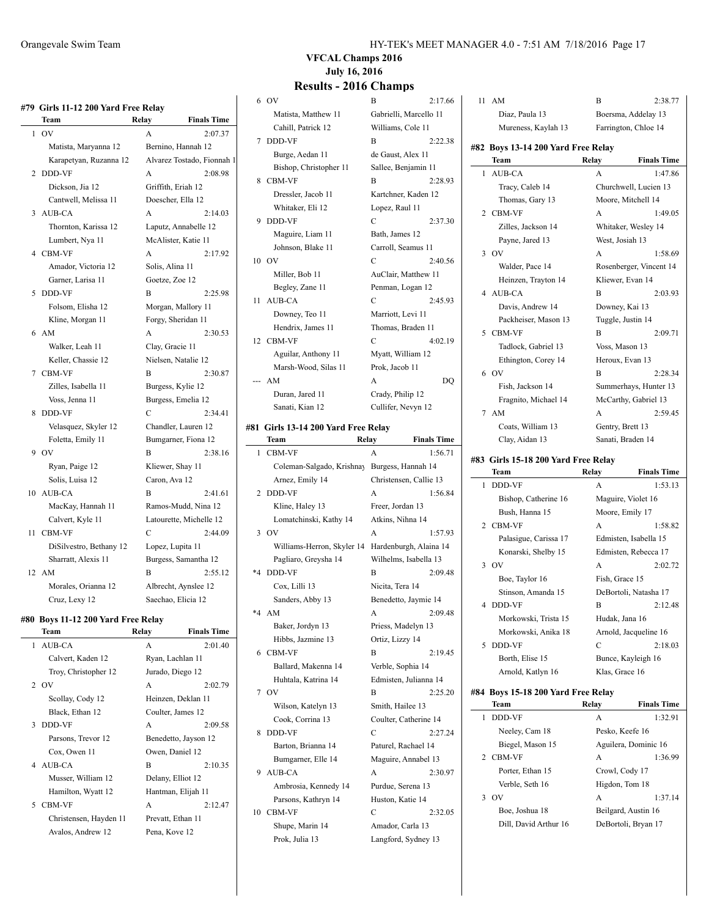## VFCAL Champs 2016

### July 16, 2016

## Results - 2016 Champs

### #79 Girls 11-12 200 Yard Free Relay

| | Team | Relay | Finals Time |
|---|---|---|---|
| 1 | OV | A | 2:07.37 |
| | Matista, Maryanna 12 | Bernino, Hannah 12 | |
| | Karapetyan, Ruzanna 12 | Alvarez Tostado, Fionnah 1 | |
| 2 | DDD-VF | A | 2:08.98 |
| | Dickson, Jia 12 | Griffith, Eriah 12 | |
| | Cantwell, Melissa 11 | Doescher, Ella 12 | |
| 3 | AUB-CA | A | 2:14.03 |
| | Thornton, Karissa 12 | Laputz, Annabelle 12 | |
| | Lumbert, Nya 11 | McAlister, Katie 11 | |
| 4 | CBM-VF | A | 2:17.92 |
| | Amador, Victoria 12 | Solis, Alina 11 | |
| | Garner, Larisa 11 | Goetze, Zoe 12 | |
| 5 | DDD-VF | B | 2:25.98 |
| | Folsom, Elisha 12 | Morgan, Mallory 11 | |
| | Kline, Morgan 11 | Forgy, Sheridan 11 | |
| 6 | AM | A | 2:30.53 |
| | Walker, Leah 11 | Clay, Gracie 11 | |
| | Keller, Chassie 12 | Nielsen, Natalie 12 | |
| 7 | CBM-VF | B | 2:30.87 |
| | Zilles, Isabella 11 | Burgess, Kylie 12 | |
| | Voss, Jenna 11 | Burgess, Emelia 12 | |
| 8 | DDD-VF | C | 2:34.41 |
| | Velasquez, Skyler 12 | Chandler, Lauren 12 | |
| | Foletta, Emily 11 | Bumgarner, Fiona 12 | |
| 9 | OV | B | 2:38.16 |
| | Ryan, Paige 12 | Kliewer, Shay 11 | |
| | Solis, Luisa 12 | Caron, Ava 12 | |
| 10 | AUB-CA | B | 2:41.61 |
| | MacKay, Hannah 11 | Ramos-Mudd, Nina 12 | |
| | Calvert, Kyle 11 | Latourette, Michelle 12 | |
| 11 | CBM-VF | C | 2:44.09 |
| | DiSilvestro, Bethany 12 | Lopez, Lupita 11 | |
| | Sharratt, Alexis 11 | Burgess, Samantha 12 | |
| 12 | AM | B | 2:55.12 |
| | Morales, Orianna 12 | Albrecht, Aynslee 12 | |
| | Cruz, Lexy 12 | Saechao, Elicia 12 | |

### #80 Boys 11-12 200 Yard Free Relay

| | Team | Relay | Finals Time |
|---|---|---|---|
| 1 | AUB-CA | A | 2:01.40 |
| | Calvert, Kaden 12 | Ryan, Lachlan 11 | |
| | Troy, Christopher 12 | Jurado, Diego 12 | |
| 2 | OV | A | 2:02.79 |
| | Scollay, Cody 12 | Heinzen, Deklan 11 | |
| | Black, Ethan 12 | Coulter, James 12 | |
| 3 | DDD-VF | A | 2:09.58 |
| | Parsons, Trevor 12 | Benedetto, Jayson 12 | |
| | Cox, Owen 11 | Owen, Daniel 12 | |
| 4 | AUB-CA | B | 2:10.35 |
| | Musser, William 12 | Delany, Elliot 12 | |
| | Hamilton, Wyatt 12 | Hantman, Elijah 11 | |
| 5 | CBM-VF | A | 2:12.47 |
| | Christensen, Hayden 11 | Prevatt, Ethan 11 | |
| | Avalos, Andrew 12 | Pena, Kove 12 | |
| 6 | OV | B | 2:17.66 |
| | Matista, Matthew 11 | Gabrielli, Marcello 11 | |
| | Cahill, Patrick 12 | Williams, Cole 11 | |
| 7 | DDD-VF | B | 2:22.38 |
| | Burge, Aedan 11 | de Gaust, Alex 11 | |
| | Bishop, Christopher 11 | Sallee, Benjamin 11 | |
| 8 | CBM-VF | B | 2:28.93 |
| | Dressler, Jacob 11 | Kartchner, Kaden 12 | |
| | Whitaker, Eli 12 | Lopez, Raul 11 | |
| 9 | DDD-VF | C | 2:37.30 |
| | Maguire, Liam 11 | Bath, James 12 | |
| | Johnson, Blake 11 | Carroll, Seamus 11 | |
| 10 | OV | C | 2:40.56 |
| | Miller, Bob 11 | AuClair, Matthew 11 | |
| | Begley, Zane 11 | Penman, Logan 12 | |
| 11 | AUB-CA | C | 2:45.93 |
| | Downey, Teo 11 | Marriott, Levi 11 | |
| | Hendrix, James 11 | Thomas, Braden 11 | |
| 12 | CBM-VF | C | 4:02.19 |
| | Aguilar, Anthony 11 | Myatt, William 12 | |
| | Marsh-Wood, Silas 11 | Prok, Jacob 11 | |
| --- | AM | A | DQ |
| | Duran, Jared 11 | Crady, Philip 12 | |
| | Sanati, Kian 12 | Cullifer, Nevyn 12 | |

### #81 Girls 13-14 200 Yard Free Relay

| | Team | Relay | Finals Time |
|---|---|---|---|
| 1 | CBM-VF | A | 1:56.71 |
| | Coleman-Salgado, Krishnay | Burgess, Hannah 14 | |
| | Arnez, Emily 14 | Christensen, Callie 13 | |
| 2 | DDD-VF | A | 1:56.84 |
| | Kline, Haley 13 | Freer, Jordan 13 | |
| | Lomatchinski, Kathy 14 | Atkins, Nihna 14 | |
| 3 | OV | A | 1:57.93 |
| | Williams-Herron, Skyler 14 | Hardenburgh, Alaina 14 | |
| | Pagliaro, Greysha 14 | Wilhelms, Isabella 13 | |
| *4 | DDD-VF | B | 2:09.48 |
| | Cox, Lilli 13 | Nicita, Tera 14 | |
| | Sanders, Abby 13 | Benedetto, Jaymie 14 | |
| *4 | AM | A | 2:09.48 |
| | Baker, Jordyn 13 | Priess, Madelyn 13 | |
| | Hibbs, Jazmine 13 | Ortiz, Lizzy 14 | |
| 6 | CBM-VF | B | 2:19.45 |
| | Ballard, Makenna 14 | Verble, Sophia 14 | |
| | Huhtala, Katrina 14 | Edmisten, Julianna 14 | |
| 7 | OV | B | 2:25.20 |
| | Wilson, Katelyn 13 | Smith, Hailee 13 | |
| | Cook, Corrina 13 | Coulter, Catherine 14 | |
| 8 | DDD-VF | C | 2:27.24 |
| | Barton, Brianna 14 | Paturel, Rachael 14 | |
| | Bumgarner, Elle 14 | Maguire, Annabel 13 | |
| 9 | AUB-CA | A | 2:30.97 |
| | Ambrosia, Kennedy 14 | Purdue, Serena 13 | |
| | Parsons, Kathryn 14 | Huston, Katie 14 | |
| 10 | CBM-VF | C | 2:32.05 |
| | Shupe, Marin 14 | Amador, Carla 13 | |
| | Prok, Julia 13 | Langford, Sydney 13 | |
| 11 | AM | B | 2:38.77 |
| | Diaz, Paula 13 | Boersma, Addelay 13 | |
| | Mureness, Kaylah 13 | Farrington, Chloe 14 | |

### #82 Boys 13-14 200 Yard Free Relay

| | Team | Relay | Finals Time |
|---|---|---|---|
| 1 | AUB-CA | A | 1:47.86 |
| | Tracy, Caleb 14 | Churchwell, Lucien 13 | |
| | Thomas, Gary 13 | Moore, Mitchell 14 | |
| 2 | CBM-VF | A | 1:49.05 |
| | Zilles, Jackson 14 | Whitaker, Wesley 14 | |
| | Payne, Jared 13 | West, Josiah 13 | |
| 3 | OV | A | 1:58.69 |
| | Walder, Pace 14 | Rosenberger, Vincent 14 | |
| | Heinzen, Trayton 14 | Kliewer, Evan 14 | |
| 4 | AUB-CA | B | 2:03.93 |
| | Davis, Andrew 14 | Downey, Kai 13 | |
| | Packheiser, Mason 13 | Tuggle, Justin 14 | |
| 5 | CBM-VF | B | 2:09.71 |
| | Tadlock, Gabriel 13 | Voss, Mason 13 | |
| | Ethington, Corey 14 | Heroux, Evan 13 | |
| 6 | OV | B | 2:28.34 |
| | Fish, Jackson 14 | Summerhays, Hunter 13 | |
| | Fragnito, Michael 14 | McCarthy, Gabriel 13 | |
| 7 | AM | A | 2:59.45 |
| | Coats, William 13 | Gentry, Brett 13 | |
| | Clay, Aidan 13 | Sanati, Braden 14 | |

### #83 Girls 15-18 200 Yard Free Relay

| | Team | Relay | Finals Time |
|---|---|---|---|
| 1 | DDD-VF | A | 1:53.13 |
| | Bishop, Catherine 16 | Maguire, Violet 16 | |
| | Bush, Hanna 15 | Moore, Emily 17 | |
| 2 | CBM-VF | A | 1:58.82 |
| | Palasigue, Carissa 17 | Edmisten, Isabella 15 | |
| | Konarski, Shelby 15 | Edmisten, Rebecca 17 | |
| 3 | OV | A | 2:02.72 |
| | Boe, Taylor 16 | Fish, Grace 15 | |
| | Stinson, Amanda 15 | DeBortoli, Natasha 17 | |
| 4 | DDD-VF | B | 2:12.48 |
| | Morkowski, Trista 15 | Hudak, Jana 16 | |
| | Morkowski, Anika 18 | Arnold, Jacqueline 16 | |
| 5 | DDD-VF | C | 2:18.03 |
| | Borth, Elise 15 | Bunce, Kayleigh 16 | |
| | Arnold, Katlyn 16 | Klas, Grace 16 | |

### #84 Boys 15-18 200 Yard Free Relay

| | Team | Relay | Finals Time |
|---|---|---|---|
| 1 | DDD-VF | A | 1:32.91 |
| | Neeley, Cam 18 | Pesko, Keefe 16 | |
| | Biegel, Mason 15 | Aguilera, Dominic 16 | |
| 2 | CBM-VF | A | 1:36.99 |
| | Porter, Ethan 15 | Crowl, Cody 17 | |
| | Verble, Seth 16 | Higdon, Tom 18 | |
| 3 | OV | A | 1:37.14 |
| | Boe, Joshua 18 | Beilgard, Austin 16 | |
| | Dill, David Arthur 16 | DeBortoli, Bryan 17 | |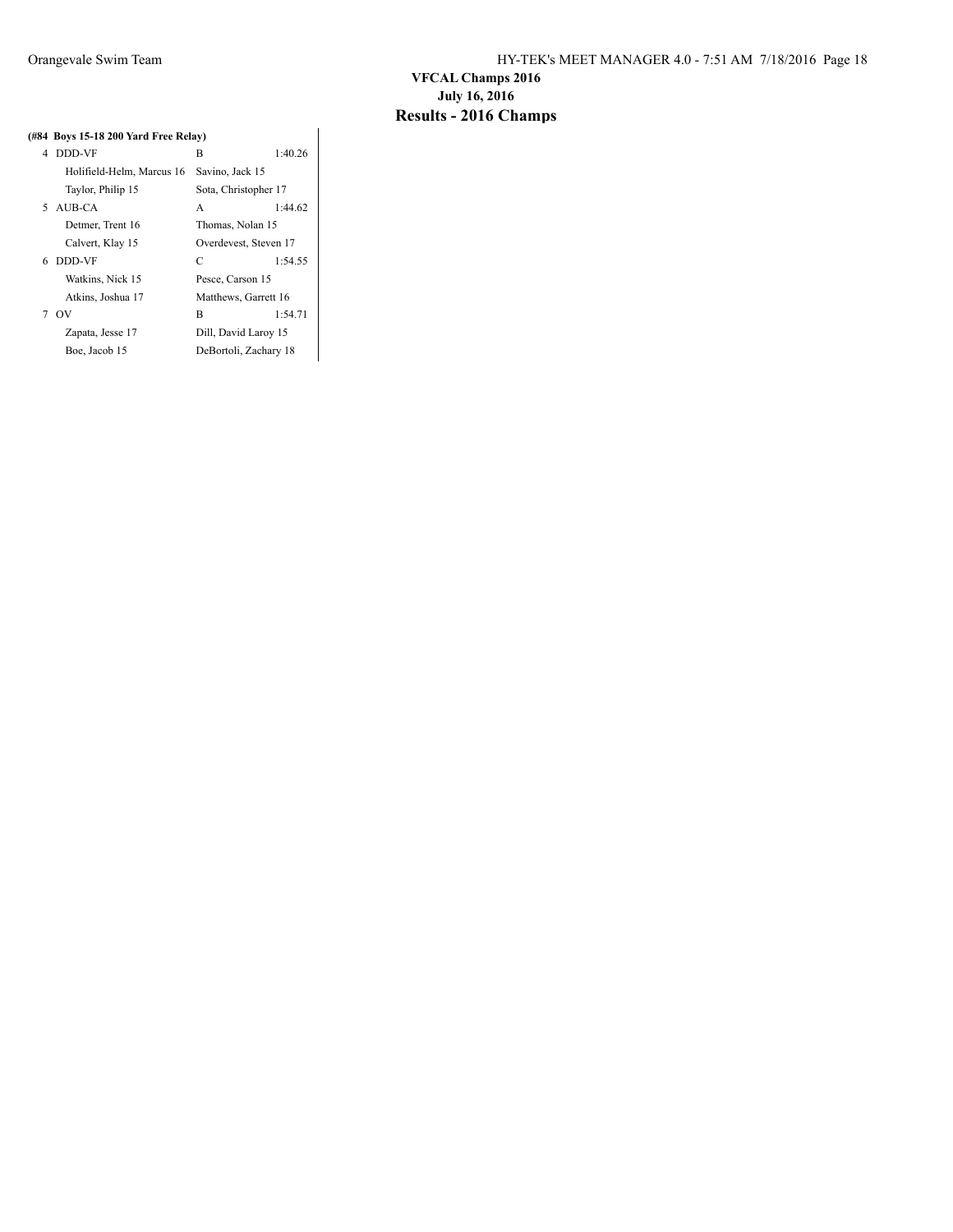**VFCAL Champs 2016**
**July 16, 2016**

## Results - 2016 Champs

**(#84 Boys 15-18 200 Yard Free Relay)**

| | | | |
|---|---|---|---|
| 4 | DDD-VF | B | 1:40.26 |
| | Holifield-Helm, Marcus 16 | Savino, Jack 15 | |
| | Taylor, Philip 15 | Sota, Christopher 17 | |
| 5 | AUB-CA | A | 1:44.62 |
| | Detmer, Trent 16 | Thomas, Nolan 15 | |
| | Calvert, Klay 15 | Overdevest, Steven 17 | |
| 6 | DDD-VF | C | 1:54.55 |
| | Watkins, Nick 15 | Pesce, Carson 15 | |
| | Atkins, Joshua 17 | Matthews, Garrett 16 | |
| 7 | OV | B | 1:54.71 |
| | Zapata, Jesse 17 | Dill, David Laroy 15 | |
| | Boe, Jacob 15 | DeBortoli, Zachary 18 | |